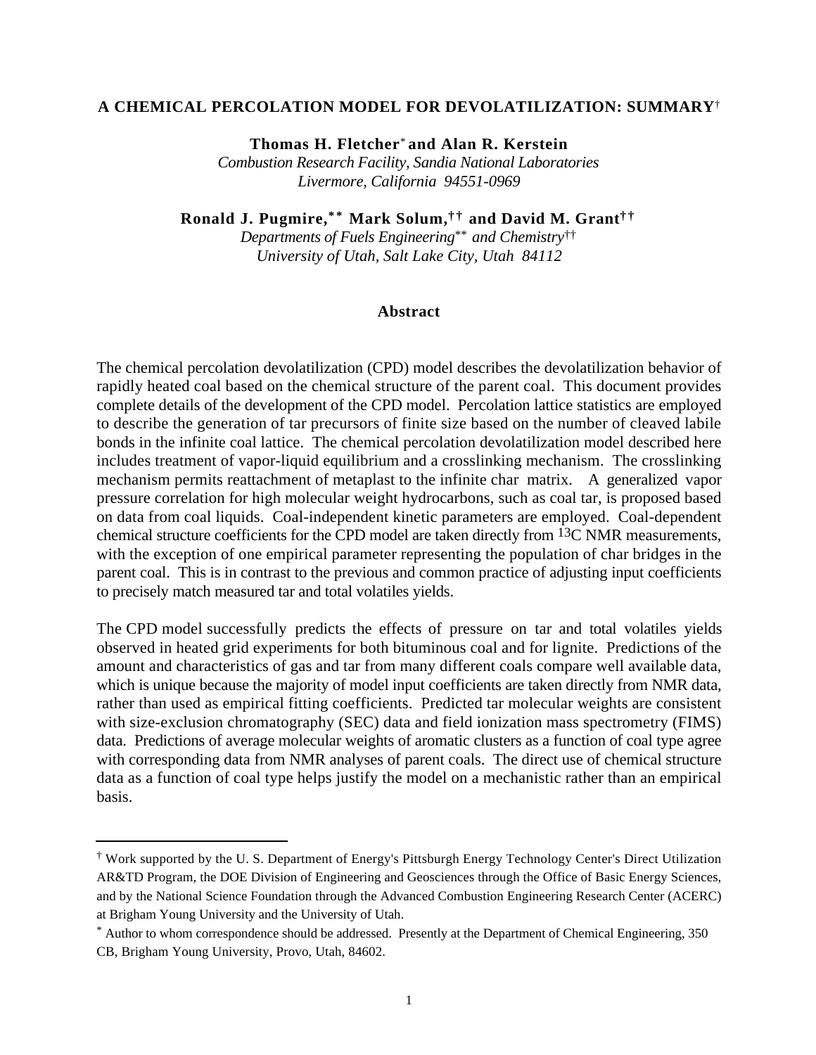# A CHEMICAL PERCOLATION MODEL FOR DEVOLATILIZATION: SUMMARY[†]

**Thomas H. Fletcher[*] and Alan R. Kerstein**
*Combustion Research Facility, Sandia National Laboratories*
*Livermore, California 94551-0969*

**Ronald J. Pugmire,[**] Mark Solum,[††] and David M. Grant[††]**
*Departments of Fuels Engineering[**] and Chemistry[††]*
*University of Utah, Salt Lake City, Utah 84112*

## Abstract

The chemical percolation devolatilization (CPD) model describes the devolatilization behavior of rapidly heated coal based on the chemical structure of the parent coal. This document provides complete details of the development of the CPD model. Percolation lattice statistics are employed to describe the generation of tar precursors of finite size based on the number of cleaved labile bonds in the infinite coal lattice. The chemical percolation devolatilization model described here includes treatment of vapor-liquid equilibrium and a crosslinking mechanism. The crosslinking mechanism permits reattachment of metaplast to the infinite char matrix. A generalized vapor pressure correlation for high molecular weight hydrocarbons, such as coal tar, is proposed based on data from coal liquids. Coal-independent kinetic parameters are employed. Coal-dependent chemical structure coefficients for the CPD model are taken directly from $^{13}C$ NMR measurements, with the exception of one empirical parameter representing the population of char bridges in the parent coal. This is in contrast to the previous and common practice of adjusting input coefficients to precisely match measured tar and total volatiles yields.

The CPD model successfully predicts the effects of pressure on tar and total volatiles yields observed in heated grid experiments for both bituminous coal and for lignite. Predictions of the amount and characteristics of gas and tar from many different coals compare well available data, which is unique because the majority of model input coefficients are taken directly from NMR data, rather than used as empirical fitting coefficients. Predicted tar molecular weights are consistent with size-exclusion chromatography (SEC) data and field ionization mass spectrometry (FIMS) data. Predictions of average molecular weights of aromatic clusters as a function of coal type agree with corresponding data from NMR analyses of parent coals. The direct use of chemical structure data as a function of coal type helps justify the model on a mechanistic rather than an empirical basis.

---

[†] Work supported by the U. S. Department of Energy's Pittsburgh Energy Technology Center's Direct Utilization AR&TD Program, the DOE Division of Engineering and Geosciences through the Office of Basic Energy Sciences, and by the National Science Foundation through the Advanced Combustion Engineering Research Center (ACERC) at Brigham Young University and the University of Utah.

[*] Author to whom correspondence should be addressed. Presently at the Department of Chemical Engineering, 350 CB, Brigham Young University, Provo, Utah, 84602.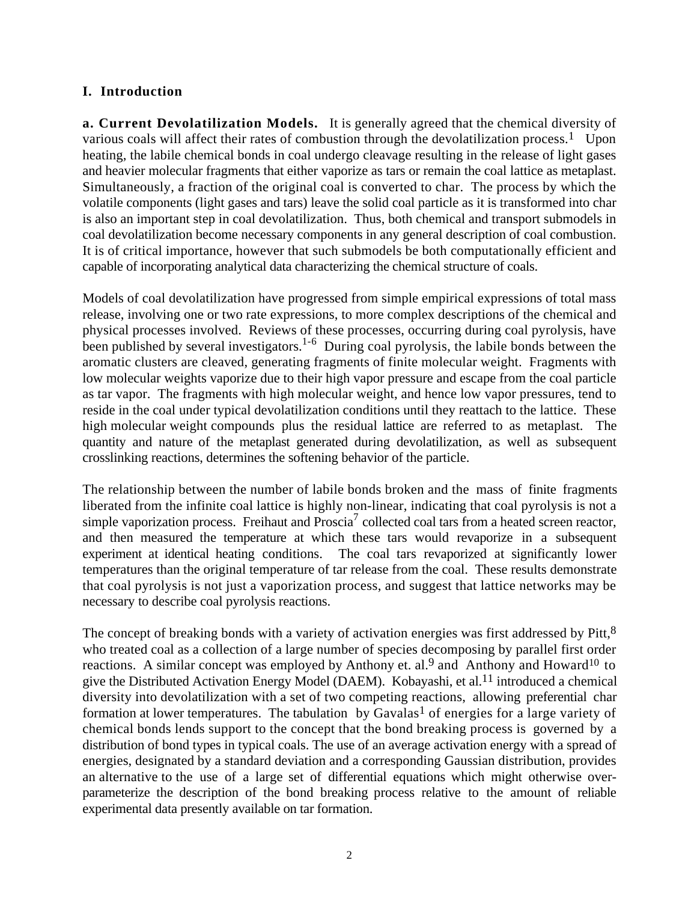## I. Introduction

**a. Current Devolatilization Models.** It is generally agreed that the chemical diversity of various coals will affect their rates of combustion through the devolatilization process.[1] Upon heating, the labile chemical bonds in coal undergo cleavage resulting in the release of light gases and heavier molecular fragments that either vaporize as tars or remain the coal lattice as metaplast. Simultaneously, a fraction of the original coal is converted to char. The process by which the volatile components (light gases and tars) leave the solid coal particle as it is transformed into char is also an important step in coal devolatilization. Thus, both chemical and transport submodels in coal devolatilization become necessary components in any general description of coal combustion. It is of critical importance, however that such submodels be both computationally efficient and capable of incorporating analytical data characterizing the chemical structure of coals.

Models of coal devolatilization have progressed from simple empirical expressions of total mass release, involving one or two rate expressions, to more complex descriptions of the chemical and physical processes involved. Reviews of these processes, occurring during coal pyrolysis, have been published by several investigators.[1-6] During coal pyrolysis, the labile bonds between the aromatic clusters are cleaved, generating fragments of finite molecular weight. Fragments with low molecular weights vaporize due to their high vapor pressure and escape from the coal particle as tar vapor. The fragments with high molecular weight, and hence low vapor pressures, tend to reside in the coal under typical devolatilization conditions until they reattach to the lattice. These high molecular weight compounds plus the residual lattice are referred to as metaplast. The quantity and nature of the metaplast generated during devolatilization, as well as subsequent crosslinking reactions, determines the softening behavior of the particle.

The relationship between the number of labile bonds broken and the mass of finite fragments liberated from the infinite coal lattice is highly non-linear, indicating that coal pyrolysis is not a simple vaporization process. Freihaut and Proscia[7] collected coal tars from a heated screen reactor, and then measured the temperature at which these tars would revaporize in a subsequent experiment at identical heating conditions. The coal tars revaporized at significantly lower temperatures than the original temperature of tar release from the coal. These results demonstrate that coal pyrolysis is not just a vaporization process, and suggest that lattice networks may be necessary to describe coal pyrolysis reactions.

The concept of breaking bonds with a variety of activation energies was first addressed by Pitt,[8] who treated coal as a collection of a large number of species decomposing by parallel first order reactions. A similar concept was employed by Anthony et. al.[9] and Anthony and Howard[10] to give the Distributed Activation Energy Model (DAEM). Kobayashi, et al.[11] introduced a chemical diversity into devolatilization with a set of two competing reactions, allowing preferential char formation at lower temperatures. The tabulation by Gavalas[1] of energies for a large variety of chemical bonds lends support to the concept that the bond breaking process is governed by a distribution of bond types in typical coals. The use of an average activation energy with a spread of energies, designated by a standard deviation and a corresponding Gaussian distribution, provides an alternative to the use of a large set of differential equations which might otherwise over-parameterize the description of the bond breaking process relative to the amount of reliable experimental data presently available on tar formation.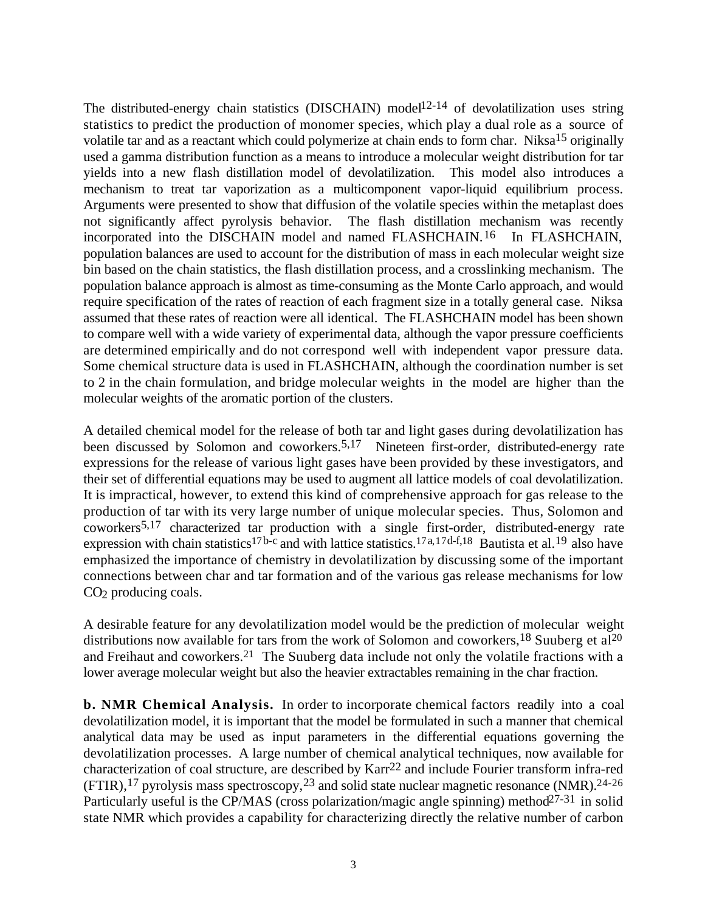The distributed-energy chain statistics (DISCHAIN) model[12-14] of devolatilization uses string statistics to predict the production of monomer species, which play a dual role as a source of volatile tar and as a reactant which could polymerize at chain ends to form char. Niksa[15] originally used a gamma distribution function as a means to introduce a molecular weight distribution for tar yields into a new flash distillation model of devolatilization. This model also introduces a mechanism to treat tar vaporization as a multicomponent vapor-liquid equilibrium process. Arguments were presented to show that diffusion of the volatile species within the metaplast does not significantly affect pyrolysis behavior. The flash distillation mechanism was recently incorporated into the DISCHAIN model and named FLASHCHAIN.[16] In FLASHCHAIN, population balances are used to account for the distribution of mass in each molecular weight size bin based on the chain statistics, the flash distillation process, and a crosslinking mechanism. The population balance approach is almost as time-consuming as the Monte Carlo approach, and would require specification of the rates of reaction of each fragment size in a totally general case. Niksa assumed that these rates of reaction were all identical. The FLASHCHAIN model has been shown to compare well with a wide variety of experimental data, although the vapor pressure coefficients are determined empirically and do not correspond well with independent vapor pressure data. Some chemical structure data is used in FLASHCHAIN, although the coordination number is set to 2 in the chain formulation, and bridge molecular weights in the model are higher than the molecular weights of the aromatic portion of the clusters.

A detailed chemical model for the release of both tar and light gases during devolatilization has been discussed by Solomon and coworkers.[5,17] Nineteen first-order, distributed-energy rate expressions for the release of various light gases have been provided by these investigators, and their set of differential equations may be used to augment all lattice models of coal devolatilization. It is impractical, however, to extend this kind of comprehensive approach for gas release to the production of tar with its very large number of unique molecular species. Thus, Solomon and coworkers[5,17] characterized tar production with a single first-order, distributed-energy rate expression with chain statistics[17b-c] and with lattice statistics.[17a,17d-f,18] Bautista et al.[19] also have emphasized the importance of chemistry in devolatilization by discussing some of the important connections between char and tar formation and of the various gas release mechanisms for low $CO_2$ producing coals.

A desirable feature for any devolatilization model would be the prediction of molecular weight distributions now available for tars from the work of Solomon and coworkers,[18] Suuberg et al[20] and Freihaut and coworkers.[21] The Suuberg data include not only the volatile fractions with a lower average molecular weight but also the heavier extractables remaining in the char fraction.

**b. NMR Chemical Analysis.** In order to incorporate chemical factors readily into a coal devolatilization model, it is important that the model be formulated in such a manner that chemical analytical data may be used as input parameters in the differential equations governing the devolatilization processes. A large number of chemical analytical techniques, now available for characterization of coal structure, are described by Karr[22] and include Fourier transform infra-red (FTIR),[17] pyrolysis mass spectroscopy,[23] and solid state nuclear magnetic resonance (NMR).[24-26] Particularly useful is the CP/MAS (cross polarization/magic angle spinning) method[27-31] in solid state NMR which provides a capability for characterizing directly the relative number of carbon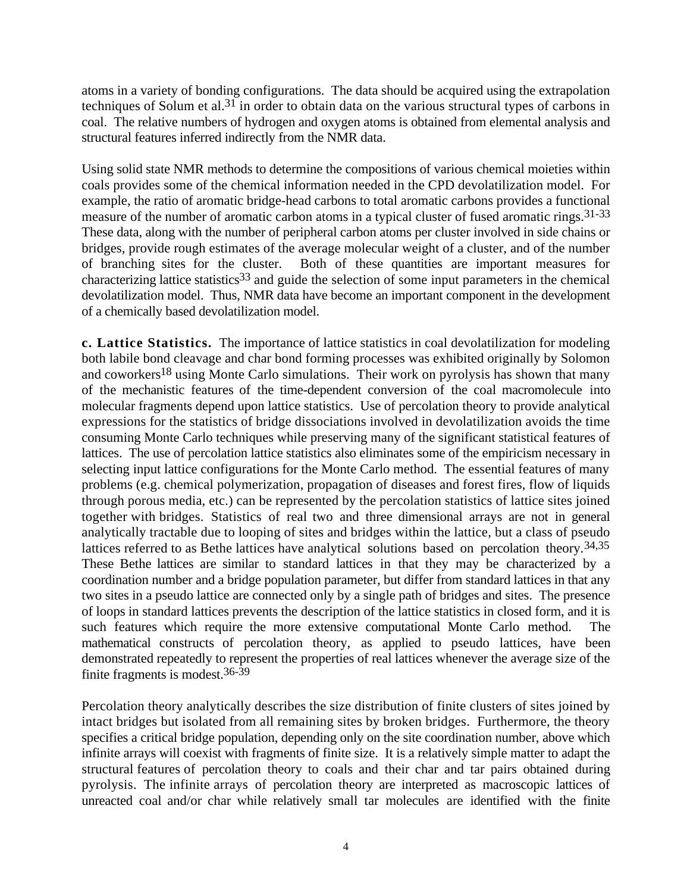atoms in a variety of bonding configurations. The data should be acquired using the extrapolation techniques of Solum et al.[31] in order to obtain data on the various structural types of carbons in coal. The relative numbers of hydrogen and oxygen atoms is obtained from elemental analysis and structural features inferred indirectly from the NMR data.

Using solid state NMR methods to determine the compositions of various chemical moieties within coals provides some of the chemical information needed in the CPD devolatilization model. For example, the ratio of aromatic bridge-head carbons to total aromatic carbons provides a functional measure of the number of aromatic carbon atoms in a typical cluster of fused aromatic rings.[31-33] These data, along with the number of peripheral carbon atoms per cluster involved in side chains or bridges, provide rough estimates of the average molecular weight of a cluster, and of the number of branching sites for the cluster. Both of these quantities are important measures for characterizing lattice statistics[33] and guide the selection of some input parameters in the chemical devolatilization model. Thus, NMR data have become an important component in the development of a chemically based devolatilization model.

**c. Lattice Statistics.** The importance of lattice statistics in coal devolatilization for modeling both labile bond cleavage and char bond forming processes was exhibited originally by Solomon and coworkers[18] using Monte Carlo simulations. Their work on pyrolysis has shown that many of the mechanistic features of the time-dependent conversion of the coal macromolecule into molecular fragments depend upon lattice statistics. Use of percolation theory to provide analytical expressions for the statistics of bridge dissociations involved in devolatilization avoids the time consuming Monte Carlo techniques while preserving many of the significant statistical features of lattices. The use of percolation lattice statistics also eliminates some of the empiricism necessary in selecting input lattice configurations for the Monte Carlo method. The essential features of many problems (e.g. chemical polymerization, propagation of diseases and forest fires, flow of liquids through porous media, etc.) can be represented by the percolation statistics of lattice sites joined together with bridges. Statistics of real two and three dimensional arrays are not in general analytically tractable due to looping of sites and bridges within the lattice, but a class of pseudo lattices referred to as Bethe lattices have analytical solutions based on percolation theory.[34,35] These Bethe lattices are similar to standard lattices in that they may be characterized by a coordination number and a bridge population parameter, but differ from standard lattices in that any two sites in a pseudo lattice are connected only by a single path of bridges and sites. The presence of loops in standard lattices prevents the description of the lattice statistics in closed form, and it is such features which require the more extensive computational Monte Carlo method. The mathematical constructs of percolation theory, as applied to pseudo lattices, have been demonstrated repeatedly to represent the properties of real lattices whenever the average size of the finite fragments is modest.[36-39]

Percolation theory analytically describes the size distribution of finite clusters of sites joined by intact bridges but isolated from all remaining sites by broken bridges. Furthermore, the theory specifies a critical bridge population, depending only on the site coordination number, above which infinite arrays will coexist with fragments of finite size. It is a relatively simple matter to adapt the structural features of percolation theory to coals and their char and tar pairs obtained during pyrolysis. The infinite arrays of percolation theory are interpreted as macroscopic lattices of unreacted coal and/or char while relatively small tar molecules are identified with the finite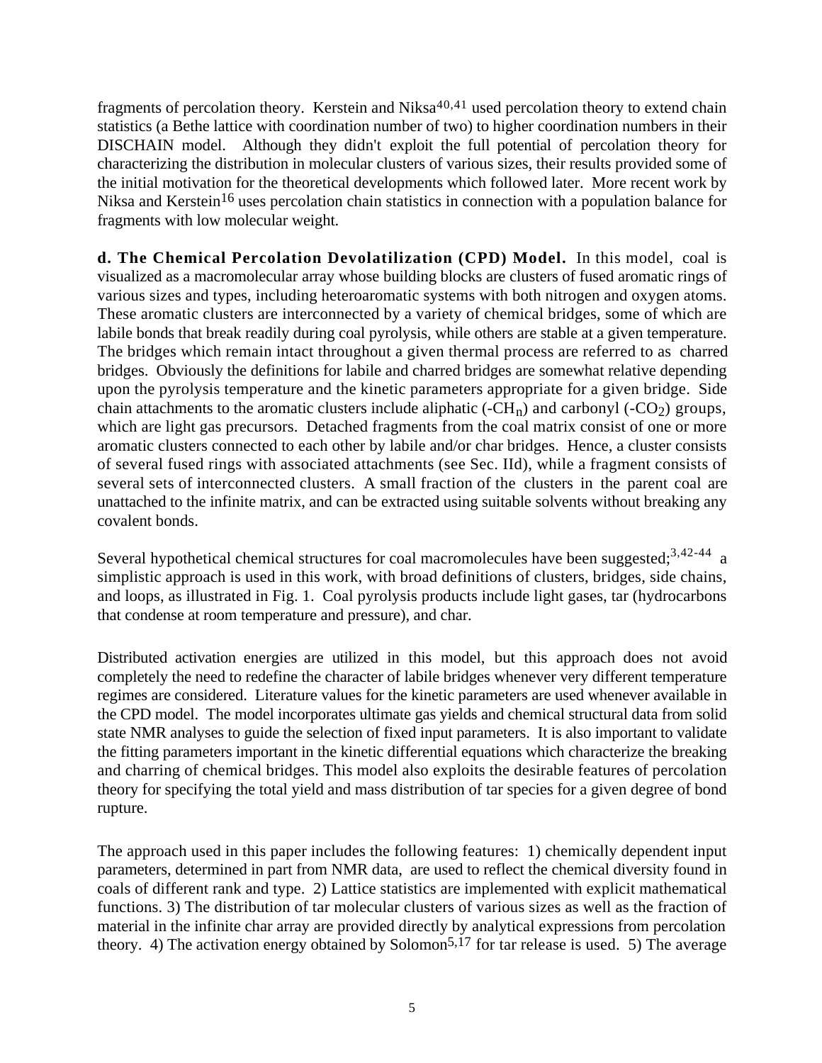fragments of percolation theory. Kerstein and Niksa[40,41] used percolation theory to extend chain statistics (a Bethe lattice with coordination number of two) to higher coordination numbers in their DISCHAIN model. Although they didn't exploit the full potential of percolation theory for characterizing the distribution in molecular clusters of various sizes, their results provided some of the initial motivation for the theoretical developments which followed later. More recent work by Niksa and Kerstein[16] uses percolation chain statistics in connection with a population balance for fragments with low molecular weight.

**d. The Chemical Percolation Devolatilization (CPD) Model.** In this model, coal is visualized as a macromolecular array whose building blocks are clusters of fused aromatic rings of various sizes and types, including heteroaromatic systems with both nitrogen and oxygen atoms. These aromatic clusters are interconnected by a variety of chemical bridges, some of which are labile bonds that break readily during coal pyrolysis, while others are stable at a given temperature. The bridges which remain intact throughout a given thermal process are referred to as charred bridges. Obviously the definitions for labile and charred bridges are somewhat relative depending upon the pyrolysis temperature and the kinetic parameters appropriate for a given bridge. Side chain attachments to the aromatic clusters include aliphatic ($-CH_n$) and carbonyl ($-CO_2$) groups, which are light gas precursors. Detached fragments from the coal matrix consist of one or more aromatic clusters connected to each other by labile and/or char bridges. Hence, a cluster consists of several fused rings with associated attachments (see Sec. IId), while a fragment consists of several sets of interconnected clusters. A small fraction of the clusters in the parent coal are unattached to the infinite matrix, and can be extracted using suitable solvents without breaking any covalent bonds.

Several hypothetical chemical structures for coal macromolecules have been suggested;[3,42-44] a simplistic approach is used in this work, with broad definitions of clusters, bridges, side chains, and loops, as illustrated in Fig. 1. Coal pyrolysis products include light gases, tar (hydrocarbons that condense at room temperature and pressure), and char.

Distributed activation energies are utilized in this model, but this approach does not avoid completely the need to redefine the character of labile bridges whenever very different temperature regimes are considered. Literature values for the kinetic parameters are used whenever available in the CPD model. The model incorporates ultimate gas yields and chemical structural data from solid state NMR analyses to guide the selection of fixed input parameters. It is also important to validate the fitting parameters important in the kinetic differential equations which characterize the breaking and charring of chemical bridges. This model also exploits the desirable features of percolation theory for specifying the total yield and mass distribution of tar species for a given degree of bond rupture.

The approach used in this paper includes the following features: 1) chemically dependent input parameters, determined in part from NMR data, are used to reflect the chemical diversity found in coals of different rank and type. 2) Lattice statistics are implemented with explicit mathematical functions. 3) The distribution of tar molecular clusters of various sizes as well as the fraction of material in the infinite char array are provided directly by analytical expressions from percolation theory. 4) The activation energy obtained by Solomon[5,17] for tar release is used. 5) The average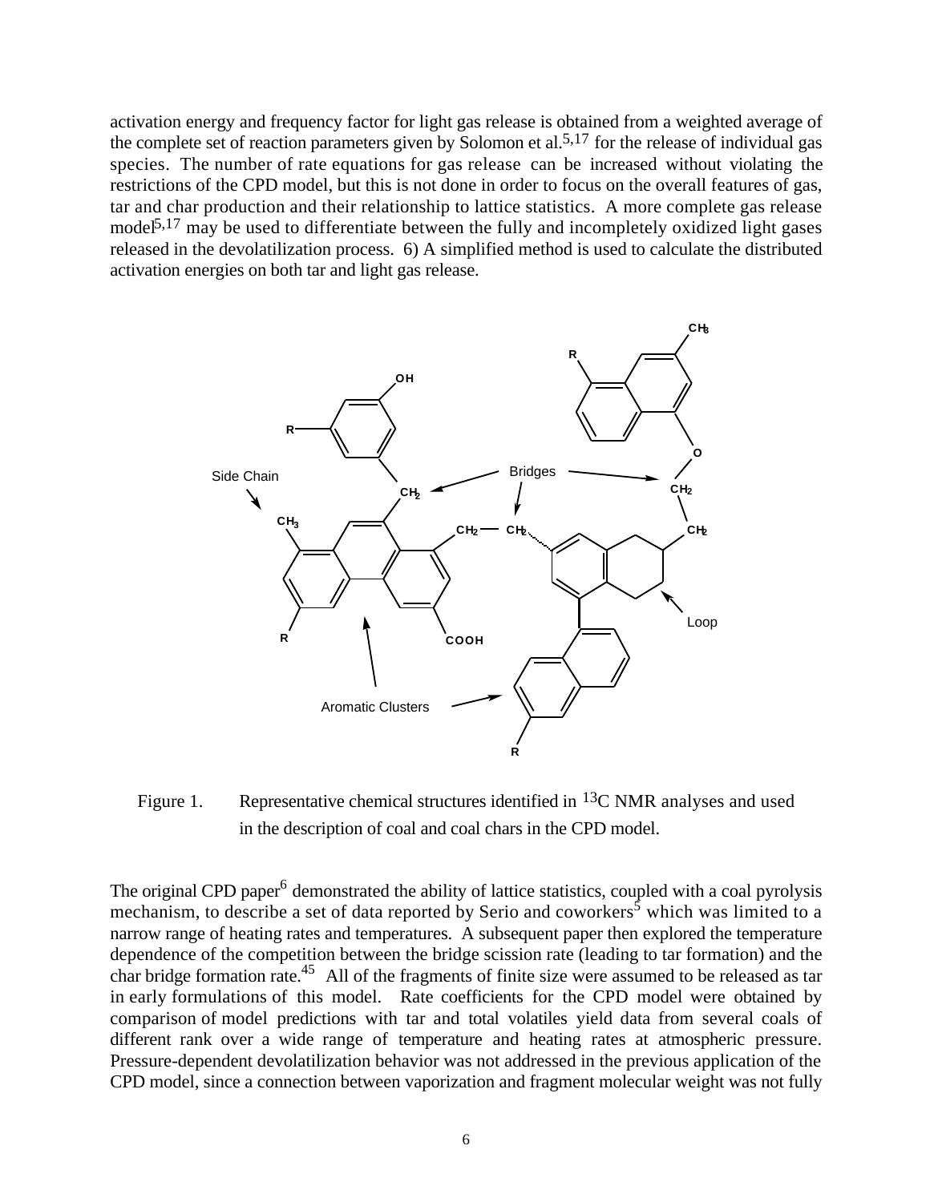activation energy and frequency factor for light gas release is obtained from a weighted average of the complete set of reaction parameters given by Solomon et al.[5,17] for the release of individual gas species. The number of rate equations for gas release can be increased without violating the restrictions of the CPD model, but this is not done in order to focus on the overall features of gas, tar and char production and their relationship to lattice statistics. A more complete gas release model[5,17] may be used to differentiate between the fully and incompletely oxidized light gases released in the devolatilization process. 6) A simplified method is used to calculate the distributed activation energies on both tar and light gas release.

Figure 1. Representative chemical structures identified in $^{13}C$ NMR analyses and used in the description of coal and coal chars in the CPD model.

The original CPD paper[6] demonstrated the ability of lattice statistics, coupled with a coal pyrolysis mechanism, to describe a set of data reported by Serio and coworkers[5] which was limited to a narrow range of heating rates and temperatures. A subsequent paper then explored the temperature dependence of the competition between the bridge scission rate (leading to tar formation) and the char bridge formation rate.[45] All of the fragments of finite size were assumed to be released as tar in early formulations of this model. Rate coefficients for the CPD model were obtained by comparison of model predictions with tar and total volatiles yield data from several coals of different rank over a wide range of temperature and heating rates at atmospheric pressure. Pressure-dependent devolatilization behavior was not addressed in the previous application of the CPD model, since a connection between vaporization and fragment molecular weight was not fully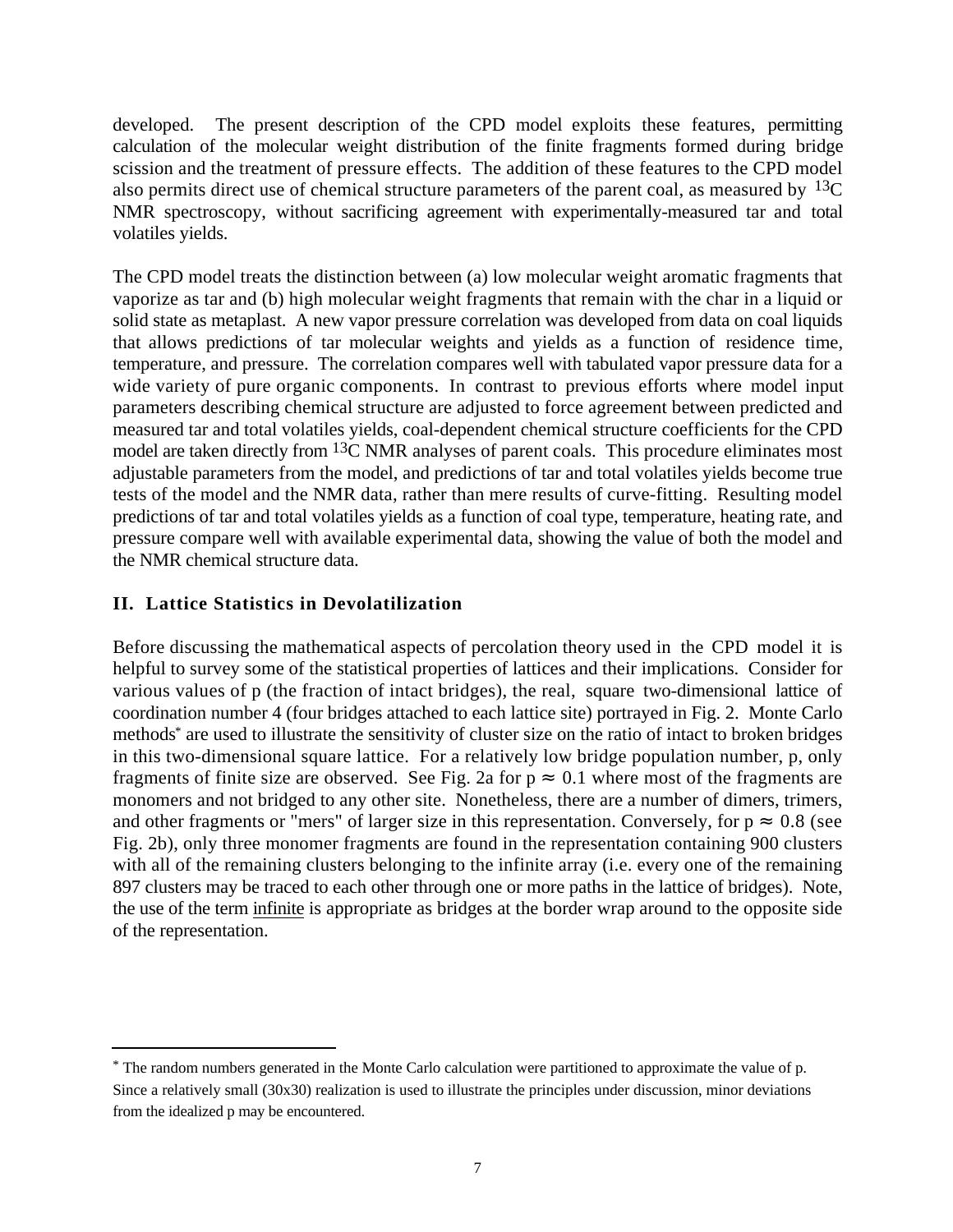developed. The present description of the CPD model exploits these features, permitting calculation of the molecular weight distribution of the finite fragments formed during bridge scission and the treatment of pressure effects. The addition of these features to the CPD model also permits direct use of chemical structure parameters of the parent coal, as measured by $^{13}C$ NMR spectroscopy, without sacrificing agreement with experimentally-measured tar and total volatiles yields.

The CPD model treats the distinction between (a) low molecular weight aromatic fragments that vaporize as tar and (b) high molecular weight fragments that remain with the char in a liquid or solid state as metaplast. A new vapor pressure correlation was developed from data on coal liquids that allows predictions of tar molecular weights and yields as a function of residence time, temperature, and pressure. The correlation compares well with tabulated vapor pressure data for a wide variety of pure organic components. In contrast to previous efforts where model input parameters describing chemical structure are adjusted to force agreement between predicted and measured tar and total volatiles yields, coal-dependent chemical structure coefficients for the CPD model are taken directly from $^{13}C$ NMR analyses of parent coals. This procedure eliminates most adjustable parameters from the model, and predictions of tar and total volatiles yields become true tests of the model and the NMR data, rather than mere results of curve-fitting. Resulting model predictions of tar and total volatiles yields as a function of coal type, temperature, heating rate, and pressure compare well with available experimental data, showing the value of both the model and the NMR chemical structure data.

## II. Lattice Statistics in Devolatilization

Before discussing the mathematical aspects of percolation theory used in the CPD model it is helpful to survey some of the statistical properties of lattices and their implications. Consider for various values of p (the fraction of intact bridges), the real, square two-dimensional lattice of coordination number 4 (four bridges attached to each lattice site) portrayed in Fig. 2. Monte Carlo methods* are used to illustrate the sensitivity of cluster size on the ratio of intact to broken bridges in this two-dimensional square lattice. For a relatively low bridge population number, p, only fragments of finite size are observed. See Fig. 2a for $p \approx 0.1$ where most of the fragments are monomers and not bridged to any other site. Nonetheless, there are a number of dimers, trimers, and other fragments or "mers" of larger size in this representation. Conversely, for $p \approx 0.8$ (see Fig. 2b), only three monomer fragments are found in the representation containing 900 clusters with all of the remaining clusters belonging to the infinite array (i.e. every one of the remaining 897 clusters may be traced to each other through one or more paths in the lattice of bridges). Note, the use of the term infinite is appropriate as bridges at the border wrap around to the opposite side of the representation.

---

* The random numbers generated in the Monte Carlo calculation were partitioned to approximate the value of p. Since a relatively small (30x30) realization is used to illustrate the principles under discussion, minor deviations from the idealized p may be encountered.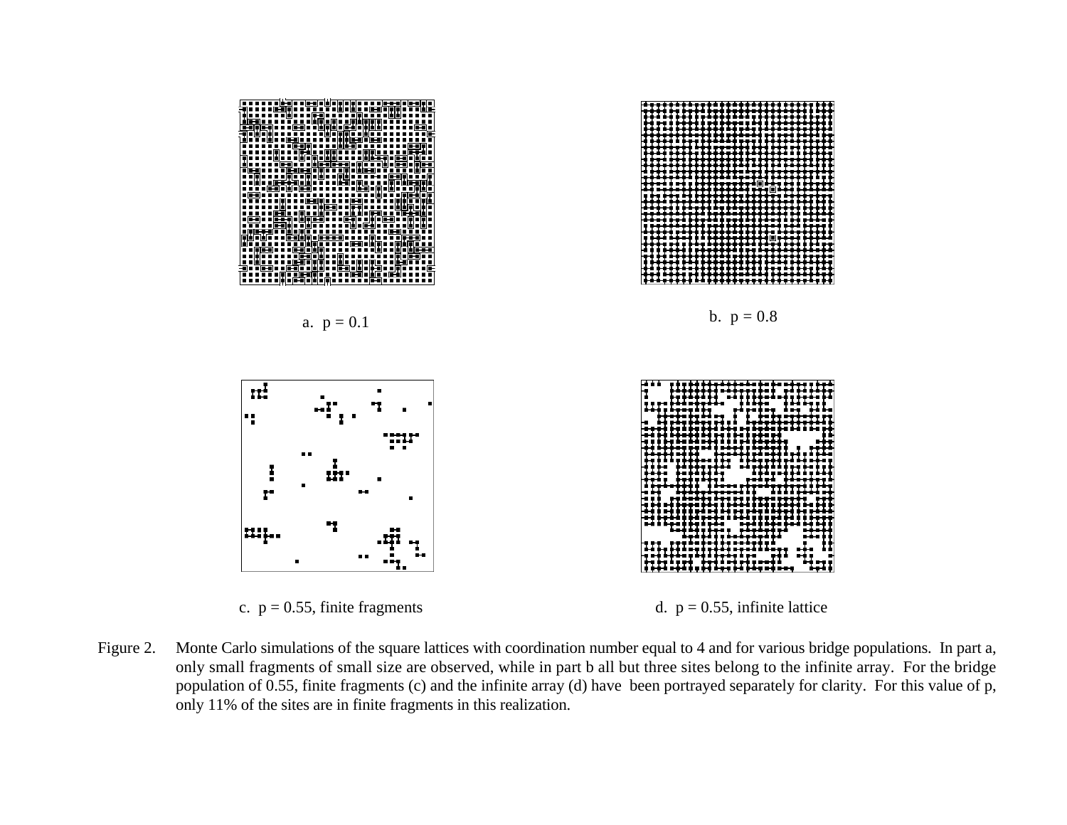a. p = 0.1

b. p = 0.8

c. p = 0.55, finite fragments

d. p = 0.55, infinite lattice

Figure 2. Monte Carlo simulations of the square lattices with coordination number equal to 4 and for various bridge populations. In part a, only small fragments of small size are observed, while in part b all but three sites belong to the infinite array. For the bridge population of 0.55, finite fragments (c) and the infinite array (d) have been portrayed separately for clarity. For this value of p, only 11% of the sites are in finite fragments in this realization.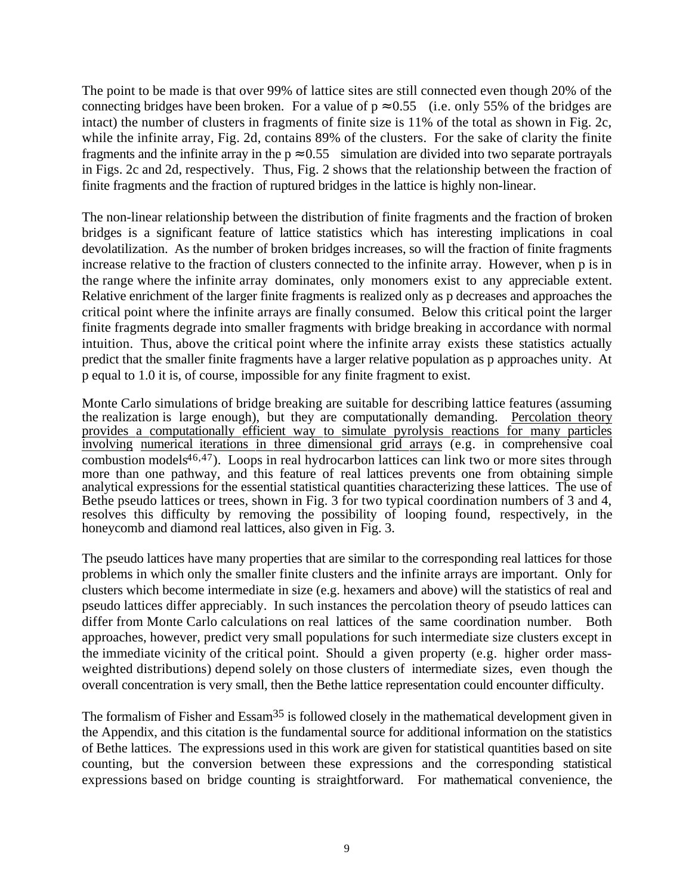The point to be made is that over 99% of lattice sites are still connected even though 20% of the connecting bridges have been broken. For a value of $p \approx 0.55$ (i.e. only 55% of the bridges are intact) the number of clusters in fragments of finite size is 11% of the total as shown in Fig. 2c, while the infinite array, Fig. 2d, contains 89% of the clusters. For the sake of clarity the finite fragments and the infinite array in the $p \approx 0.55$ simulation are divided into two separate portrayals in Figs. 2c and 2d, respectively. Thus, Fig. 2 shows that the relationship between the fraction of finite fragments and the fraction of ruptured bridges in the lattice is highly non-linear.

The non-linear relationship between the distribution of finite fragments and the fraction of broken bridges is a significant feature of lattice statistics which has interesting implications in coal devolatilization. As the number of broken bridges increases, so will the fraction of finite fragments increase relative to the fraction of clusters connected to the infinite array. However, when p is in the range where the infinite array dominates, only monomers exist to any appreciable extent. Relative enrichment of the larger finite fragments is realized only as p decreases and approaches the critical point where the infinite arrays are finally consumed. Below this critical point the larger finite fragments degrade into smaller fragments with bridge breaking in accordance with normal intuition. Thus, above the critical point where the infinite array exists these statistics actually predict that the smaller finite fragments have a larger relative population as p approaches unity. At p equal to 1.0 it is, of course, impossible for any finite fragment to exist.

Monte Carlo simulations of bridge breaking are suitable for describing lattice features (assuming the realization is large enough), but they are computationally demanding. Percolation theory provides a computationally efficient way to simulate pyrolysis reactions for many particles involving numerical iterations in three dimensional grid arrays (e.g. in comprehensive coal combustion models[46,47]). Loops in real hydrocarbon lattices can link two or more sites through more than one pathway, and this feature of real lattices prevents one from obtaining simple analytical expressions for the essential statistical quantities characterizing these lattices. The use of Bethe pseudo lattices or trees, shown in Fig. 3 for two typical coordination numbers of 3 and 4, resolves this difficulty by removing the possibility of looping found, respectively, in the honeycomb and diamond real lattices, also given in Fig. 3.

The pseudo lattices have many properties that are similar to the corresponding real lattices for those problems in which only the smaller finite clusters and the infinite arrays are important. Only for clusters which become intermediate in size (e.g. hexamers and above) will the statistics of real and pseudo lattices differ appreciably. In such instances the percolation theory of pseudo lattices can differ from Monte Carlo calculations on real lattices of the same coordination number. Both approaches, however, predict very small populations for such intermediate size clusters except in the immediate vicinity of the critical point. Should a given property (e.g. higher order mass-weighted distributions) depend solely on those clusters of intermediate sizes, even though the overall concentration is very small, then the Bethe lattice representation could encounter difficulty.

The formalism of Fisher and Essam[35] is followed closely in the mathematical development given in the Appendix, and this citation is the fundamental source for additional information on the statistics of Bethe lattices. The expressions used in this work are given for statistical quantities based on site counting, but the conversion between these expressions and the corresponding statistical expressions based on bridge counting is straightforward. For mathematical convenience, the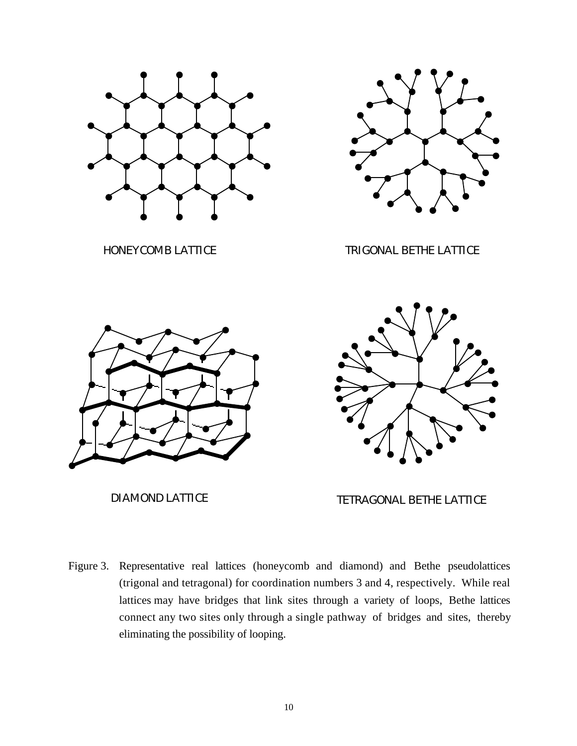HONEYCOMB LATTICE

TRIGONAL BETHE LATTICE

DIAMOND LATTICE

TETRAGONAL BETHE LATTICE

Figure 3. Representative real lattices (honeycomb and diamond) and Bethe pseudolattices (trigonal and tetragonal) for coordination numbers 3 and 4, respectively. While real lattices may have bridges that link sites through a variety of loops, Bethe lattices connect any two sites only through a single pathway of bridges and sites, thereby eliminating the possibility of looping.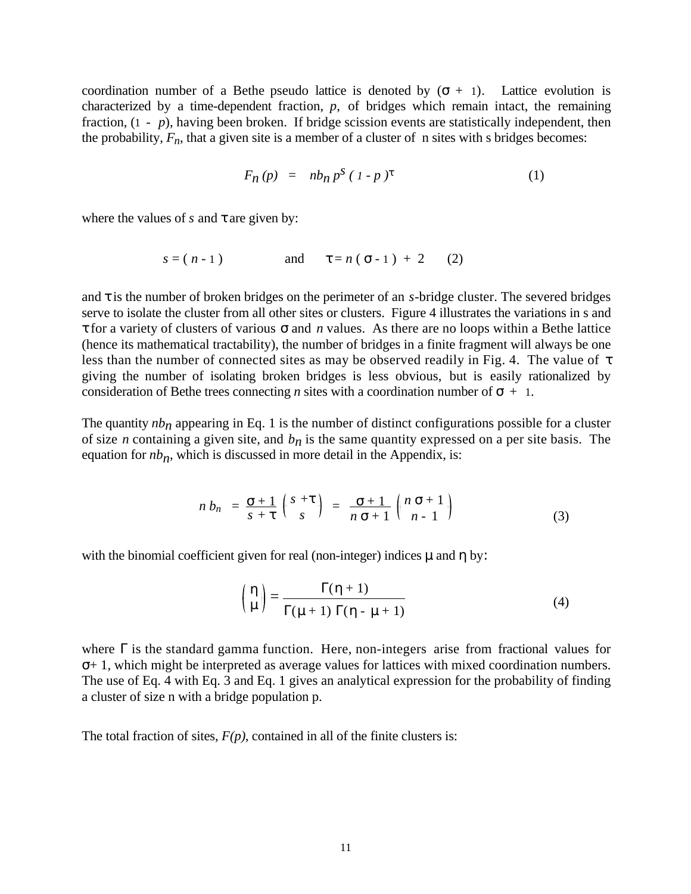coordination number of a Bethe pseudo lattice is denoted by ($\sigma + 1$). Lattice evolution is characterized by a time-dependent fraction, $p$, of bridges which remain intact, the remaining fraction, ($1 - p$), having been broken. If bridge scission events are statistically independent, then the probability, $F_n$, that a given site is a member of a cluster of n sites with s bridges becomes:

$$F_n(p) = nb_n\, p^s\, (1 - p)^\tau \qquad (1)$$

where the values of $s$ and $\tau$ are given by:

$$s = (n - 1) \qquad \text{and} \qquad \tau = n(\sigma - 1) + 2 \qquad (2)$$

and $\tau$ is the number of broken bridges on the perimeter of an $s$-bridge cluster. The severed bridges serve to isolate the cluster from all other sites or clusters. Figure 4 illustrates the variations in s and $\tau$ for a variety of clusters of various $\sigma$ and $n$ values. As there are no loops within a Bethe lattice (hence its mathematical tractability), the number of bridges in a finite fragment will always be one less than the number of connected sites as may be observed readily in Fig. 4. The value of $\tau$ giving the number of isolating broken bridges is less obvious, but is easily rationalized by consideration of Bethe trees connecting $n$ sites with a coordination number of $\sigma + 1$.

The quantity $nb_n$ appearing in Eq. 1 is the number of distinct configurations possible for a cluster of size $n$ containing a given site, and $b_n$ is the same quantity expressed on a per site basis. The equation for $nb_n$, which is discussed in more detail in the Appendix, is:

$$n\,b_n = \frac{\sigma + 1}{s + \tau}\binom{s + \tau}{s} = \frac{\sigma + 1}{n\sigma + 1}\binom{n\sigma + 1}{n - 1} \qquad (3)$$

with the binomial coefficient given for real (non-integer) indices $\mu$ and $\eta$ by:

$$\binom{\eta}{\mu} = \frac{\Gamma(\eta + 1)}{\Gamma(\mu + 1)\,\Gamma(\eta - \mu + 1)} \qquad (4)$$

where $\Gamma$ is the standard gamma function. Here, non-integers arise from fractional values for $\sigma$+ 1, which might be interpreted as average values for lattices with mixed coordination numbers. The use of Eq. 4 with Eq. 3 and Eq. 1 gives an analytical expression for the probability of finding a cluster of size n with a bridge population p.

The total fraction of sites, $F(p)$, contained in all of the finite clusters is: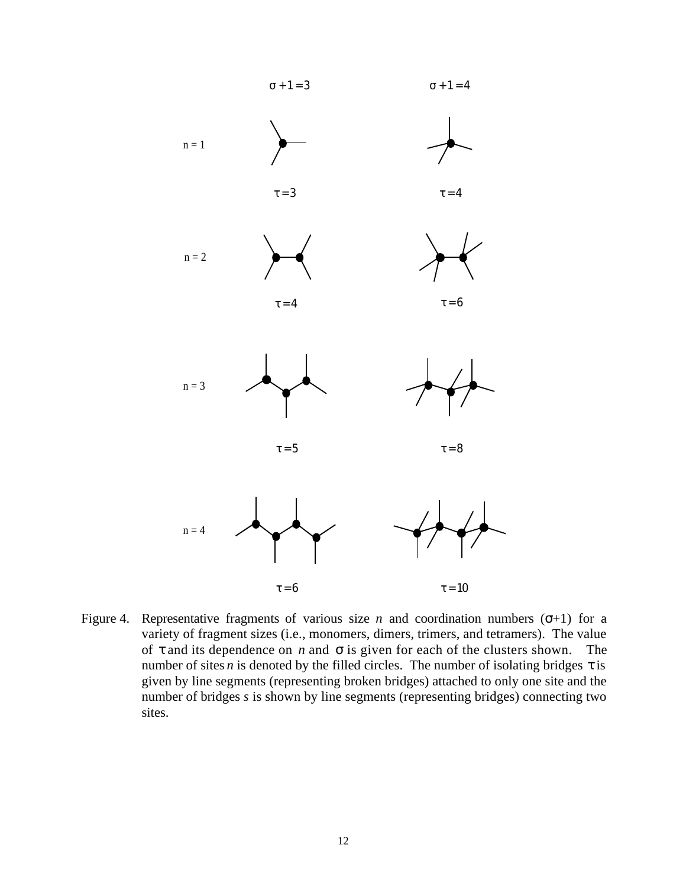| | $\sigma + 1 = 3$ | $\sigma + 1 = 4$ |
|---|---|---|
| n = 1 | $\tau = 3$ | $\tau = 4$ |
| n = 2 | $\tau = 4$ | $\tau = 6$ |
| n = 3 | $\tau = 5$ | $\tau = 8$ |
| n = 4 | $\tau = 6$ | $\tau = 10$ |

Figure 4. Representative fragments of various size $n$ and coordination numbers ($\sigma$+1) for a variety of fragment sizes (i.e., monomers, dimers, trimers, and tetramers). The value of $\tau$ and its dependence on $n$ and $\sigma$ is given for each of the clusters shown. The number of sites $n$ is denoted by the filled circles. The number of isolating bridges $\tau$ is given by line segments (representing broken bridges) attached to only one site and the number of bridges $s$ is shown by line segments (representing bridges) connecting two sites.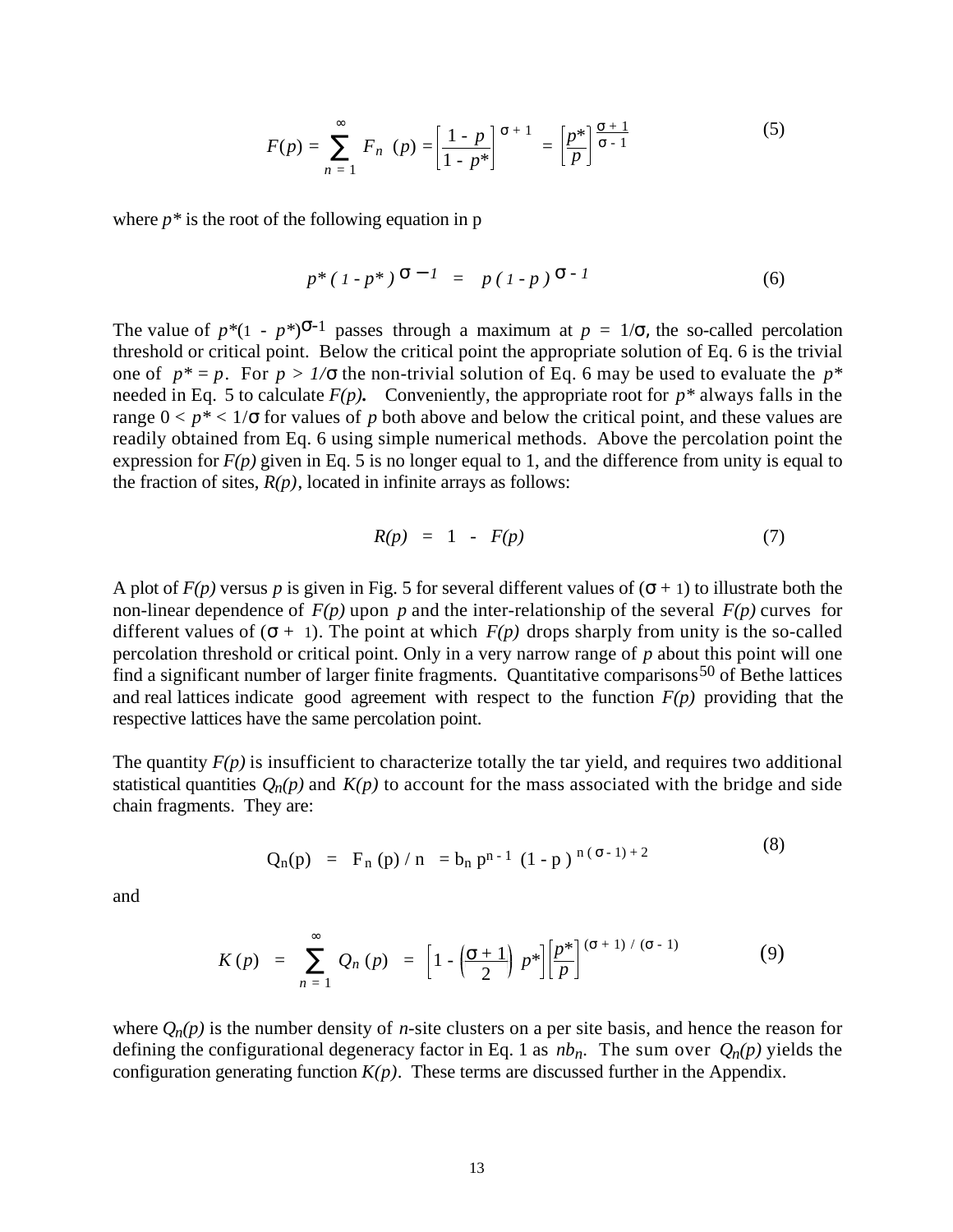$$F(p) = \sum_{n=1}^{\infty} F_n \ (p) = \left[\frac{1 - p}{1 - p^*}\right]^{\sigma + 1} = \left[\frac{p^*}{p}\right]^{\frac{\sigma + 1}{\sigma - 1}} \tag{5}$$

where $p^*$ is the root of the following equation in p

$$p^* ( 1 - p^* )^{\sigma - 1} = p ( 1 - p )^{\sigma - 1} \tag{6}$$

The value of $p^*(1 - p^*)^{\sigma-1}$ passes through a maximum at $p = 1/\sigma$, the so-called percolation threshold or critical point. Below the critical point the appropriate solution of Eq. 6 is the trivial one of $p^* = p$. For $p > 1/\sigma$ the non-trivial solution of Eq. 6 may be used to evaluate the $p^*$ needed in Eq. 5 to calculate $F(p)$. Conveniently, the appropriate root for $p^*$ always falls in the range $0 < p^* < 1/\sigma$ for values of $p$ both above and below the critical point, and these values are readily obtained from Eq. 6 using simple numerical methods. Above the percolation point the expression for $F(p)$ given in Eq. 5 is no longer equal to 1, and the difference from unity is equal to the fraction of sites, $R(p)$, located in infinite arrays as follows:

$$R(p) = 1 - F(p) \tag{7}$$

A plot of $F(p)$ versus $p$ is given in Fig. 5 for several different values of $(\sigma + 1)$ to illustrate both the non-linear dependence of $F(p)$ upon $p$ and the inter-relationship of the several $F(p)$ curves for different values of $(\sigma + 1)$. The point at which $F(p)$ drops sharply from unity is the so-called percolation threshold or critical point. Only in a very narrow range of $p$ about this point will one find a significant number of larger finite fragments. Quantitative comparisons[50] of Bethe lattices and real lattices indicate good agreement with respect to the function $F(p)$ providing that the respective lattices have the same percolation point.

The quantity $F(p)$ is insufficient to characterize totally the tar yield, and requires two additional statistical quantities $Q_n(p)$ and $K(p)$ to account for the mass associated with the bridge and side chain fragments. They are:

$$Q_n(p) = F_n (p) / n = b_n p^{n-1} (1 - p)^{n(\sigma - 1) + 2} \tag{8}$$

and

$$K(p) = \sum_{n=1}^{\infty} Q_n (p) = \left[1 - \left(\frac{\sigma + 1}{2}\right) p^*\right]\left[\frac{p^*}{p}\right]^{(\sigma + 1) / (\sigma - 1)} \tag{9}$$

where $Q_n(p)$ is the number density of $n$-site clusters on a per site basis, and hence the reason for defining the configurational degeneracy factor in Eq. 1 as $nb_n$. The sum over $Q_n(p)$ yields the configuration generating function $K(p)$. These terms are discussed further in the Appendix.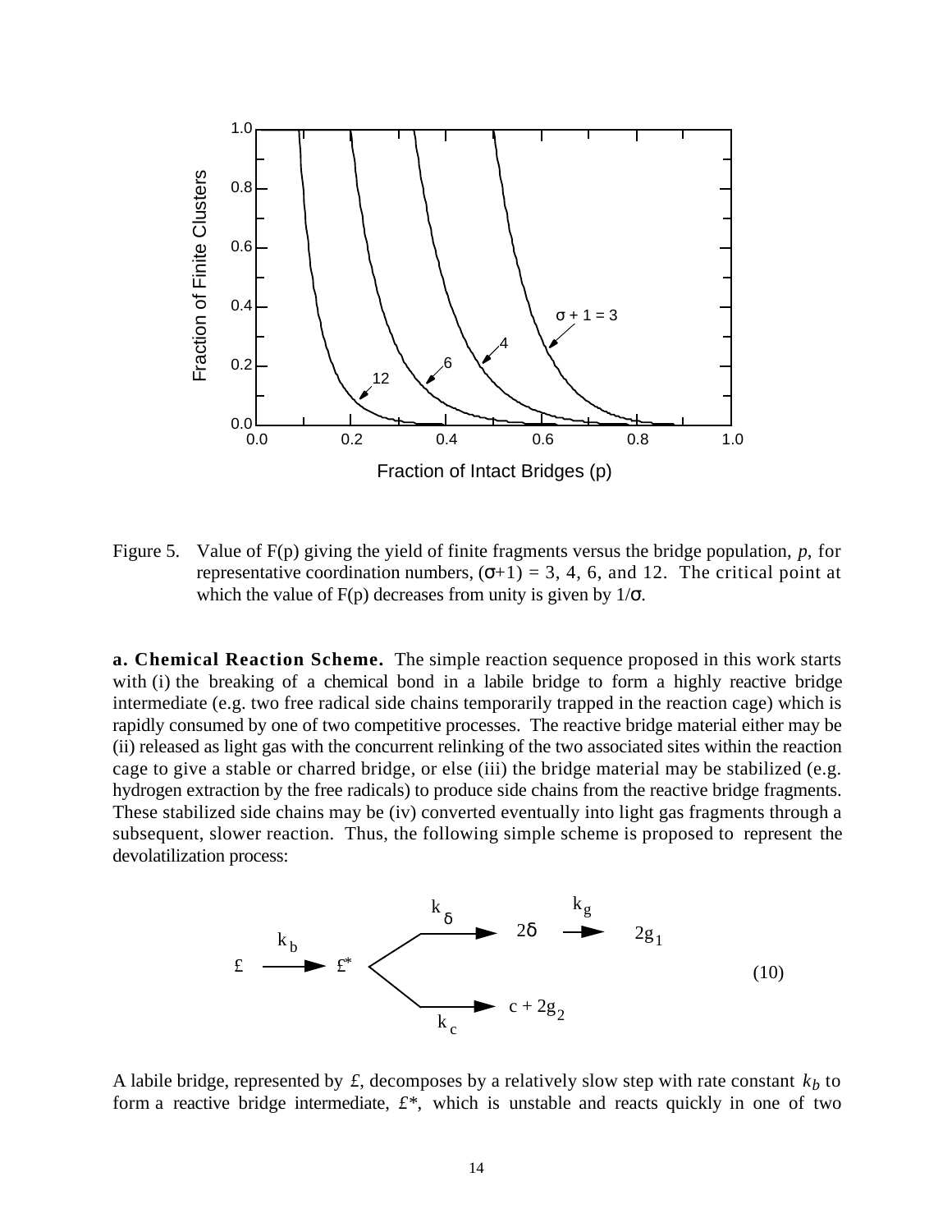Figure 5. Value of F(p) giving the yield of finite fragments versus the bridge population, $p$, for representative coordination numbers, $(\sigma+1) = 3$, 4, 6, and 12. The critical point at which the value of F(p) decreases from unity is given by $1/\sigma$.

**a. Chemical Reaction Scheme.** The simple reaction sequence proposed in this work starts with (i) the breaking of a chemical bond in a labile bridge to form a highly reactive bridge intermediate (e.g. two free radical side chains temporarily trapped in the reaction cage) which is rapidly consumed by one of two competitive processes. The reactive bridge material either may be (ii) released as light gas with the concurrent relinking of the two associated sites within the reaction cage to give a stable or charred bridge, or else (iii) the bridge material may be stabilized (e.g. hydrogen extraction by the free radicals) to produce side chains from the reactive bridge fragments. These stabilized side chains may be (iv) converted eventually into light gas fragments through a subsequent, slower reaction. Thus, the following simple scheme is proposed to represent the devolatilization process:

$$\text{£} \xrightarrow{k_b} \text{£}^* \left\{ \begin{array}{l} \xrightarrow{k_\delta} 2\delta \xrightarrow{k_g} 2g_1 \\ \xrightarrow{k_c} c + 2g_2 \end{array} \right. \qquad (10)$$

A labile bridge, represented by £, decomposes by a relatively slow step with rate constant $k_b$ to form a reactive bridge intermediate, £*, which is unstable and reacts quickly in one of two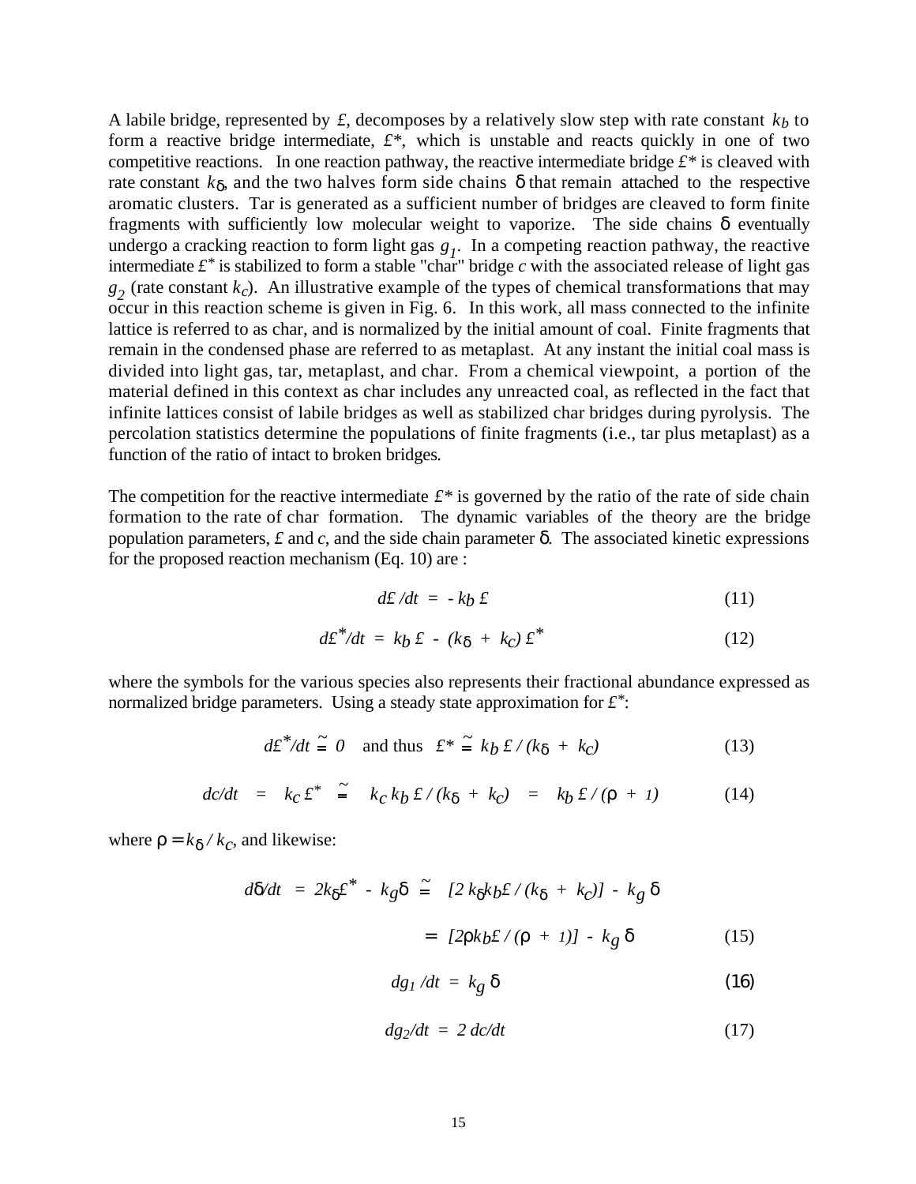A labile bridge, represented by $£$, decomposes by a relatively slow step with rate constant $k_b$ to form a reactive bridge intermediate, $£^*$, which is unstable and reacts quickly in one of two competitive reactions. In one reaction pathway, the reactive intermediate bridge $£^*$ is cleaved with rate constant $k_\delta$, and the two halves form side chains $\delta$ that remain attached to the respective aromatic clusters. Tar is generated as a sufficient number of bridges are cleaved to form finite fragments with sufficiently low molecular weight to vaporize. The side chains $\delta$ eventually undergo a cracking reaction to form light gas $g_1$. In a competing reaction pathway, the reactive intermediate $£^*$ is stabilized to form a stable "char" bridge $c$ with the associated release of light gas $g_2$ (rate constant $k_c$). An illustrative example of the types of chemical transformations that may occur in this reaction scheme is given in Fig. 6. In this work, all mass connected to the infinite lattice is referred to as char, and is normalized by the initial amount of coal. Finite fragments that remain in the condensed phase are referred to as metaplast. At any instant the initial coal mass is divided into light gas, tar, metaplast, and char. From a chemical viewpoint, a portion of the material defined in this context as char includes any unreacted coal, as reflected in the fact that infinite lattices consist of labile bridges as well as stabilized char bridges during pyrolysis. The percolation statistics determine the populations of finite fragments (i.e., tar plus metaplast) as a function of the ratio of intact to broken bridges.

The competition for the reactive intermediate $£^*$ is governed by the ratio of the rate of side chain formation to the rate of char formation. The dynamic variables of the theory are the bridge population parameters, $£$ and $c$, and the side chain parameter $\delta$. The associated kinetic expressions for the proposed reaction mechanism (Eq. 10) are :

$$d£/dt = -k_b £ \tag{11}$$

$$d£^*/dt = k_b £ - (k_\delta + k_c)£^* \tag{12}$$

where the symbols for the various species also represents their fractional abundance expressed as normalized bridge parameters. Using a steady state approximation for $£^*$:

$$d£^*/dt \cong 0 \quad \text{and thus} \quad £^* \cong k_b £ / (k_\delta + k_c) \tag{13}$$

$$dc/dt = k_c £^* \cong k_c k_b £ / (k_\delta + k_c) = k_b £ / (\rho + 1) \tag{14}$$

where $\rho = k_\delta / k_c$, and likewise:

$$d\delta/dt = 2k_\delta £^* - k_g \delta \cong [2 k_\delta k_b £ / (k_\delta + k_c)] - k_g \delta$$

$$= [2\rho k_b £ / (\rho + 1)] - k_g \delta \tag{15}$$

$$dg_1/dt = k_g \delta \tag{16}$$

$$dg_2/dt = 2\, dc/dt \tag{17}$$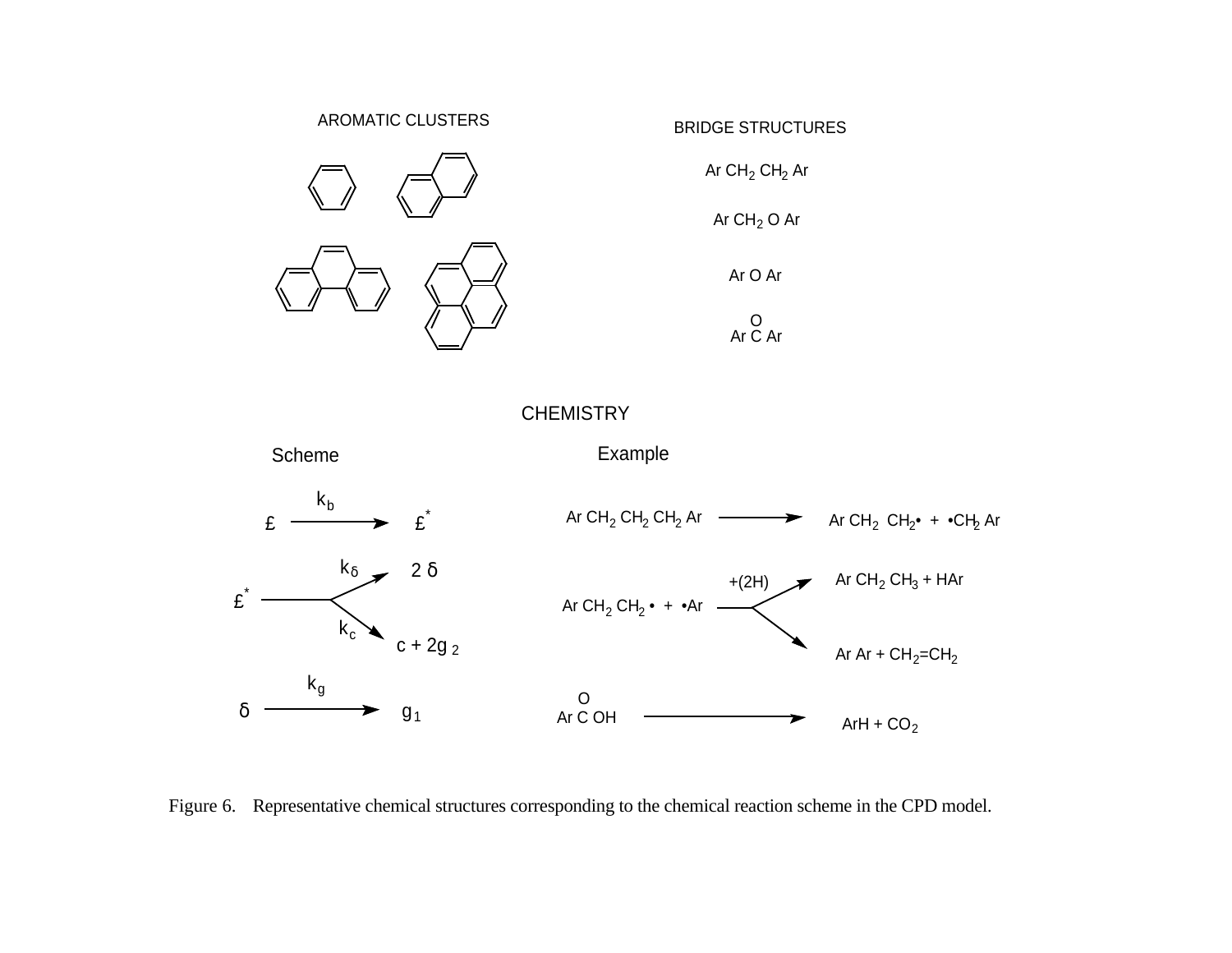AROMATIC CLUSTERS

BRIDGE STRUCTURES

Ar $CH_2$ $CH_2$ Ar

Ar $CH_2$ O Ar

Ar O Ar

Ar C(=O) Ar

CHEMISTRY

| Scheme | Example |
| --- | --- |
| £ $\xrightarrow{k_b}$ $£^*$ | Ar $CH_2$ $CH_2$ $CH_2$ Ar ⟶ Ar $CH_2$ $CH_2$• + •$CH_2$ Ar |
| $£^*$ $\xrightarrow{k_\delta}$ 2 δ | Ar $CH_2$ $CH_2$• + •Ar $\xrightarrow{+(2H)}$ Ar $CH_2$ $CH_3$ + HAr |
| $£^*$ $\xrightarrow{k_c}$ c + 2$g_2$ | Ar $CH_2$ $CH_2$• + •Ar ⟶ Ar Ar + $CH_2$=$CH_2$ |
| δ $\xrightarrow{k_g}$ $g_1$ | Ar C(=O) OH ⟶ ArH + $CO_2$ |

Figure 6. Representative chemical structures corresponding to the chemical reaction scheme in the CPD model.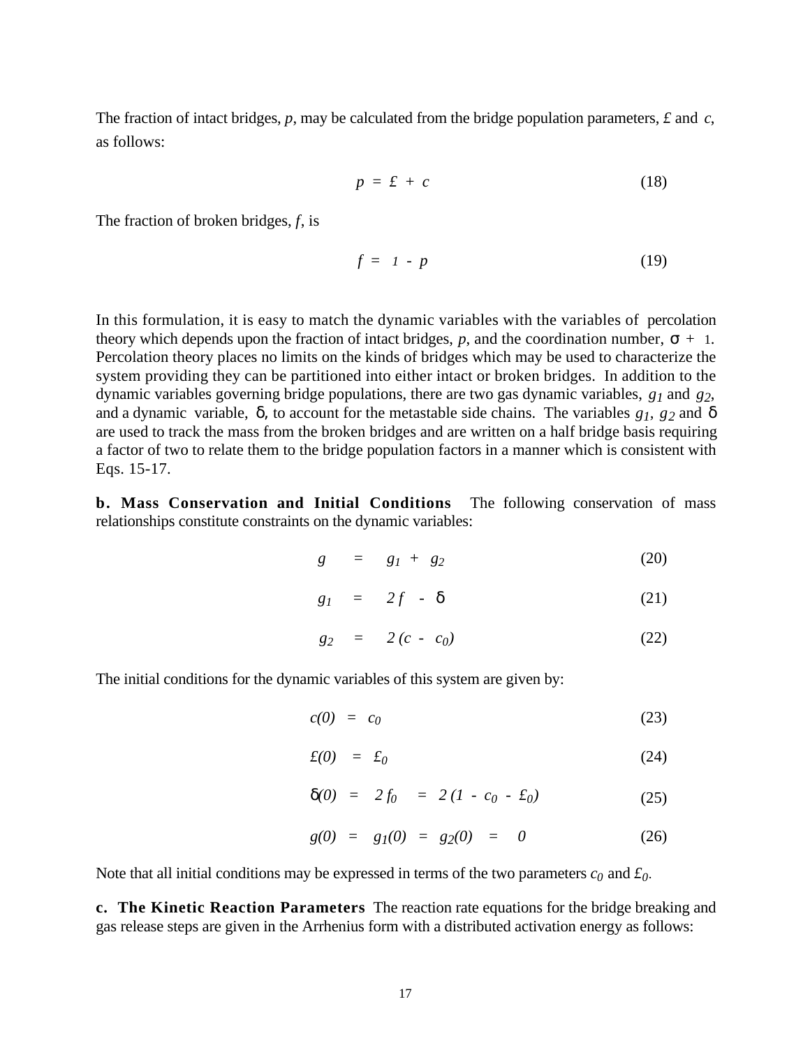The fraction of intact bridges, $p$, may be calculated from the bridge population parameters, $£$ and $c$, as follows:

$$p = £ + c \tag{18}$$

The fraction of broken bridges, $f$, is

$$f = 1 - p \tag{19}$$

In this formulation, it is easy to match the dynamic variables with the variables of percolation theory which depends upon the fraction of intact bridges, $p$, and the coordination number, $\sigma + 1$. Percolation theory places no limits on the kinds of bridges which may be used to characterize the system providing they can be partitioned into either intact or broken bridges. In addition to the dynamic variables governing bridge populations, there are two gas dynamic variables, $g_1$ and $g_2$, and a dynamic variable, $\delta$, to account for the metastable side chains. The variables $g_1$, $g_2$ and $\delta$ are used to track the mass from the broken bridges and are written on a half bridge basis requiring a factor of two to relate them to the bridge population factors in a manner which is consistent with Eqs. 15-17.

**b. Mass Conservation and Initial Conditions** The following conservation of mass relationships constitute constraints on the dynamic variables:

$$g = g_1 + g_2 \tag{20}$$

$$g_1 = 2f - \delta \tag{21}$$

$$g_2 = 2(c - c_0) \tag{22}$$

The initial conditions for the dynamic variables of this system are given by:

$$c(0) = c_0 \tag{23}$$

$$£(0) = £_0 \tag{24}$$

$$\delta(0) = 2f_0 = 2(1 - c_0 - £_0) \tag{25}$$

$$g(0) = g_1(0) = g_2(0) = 0 \tag{26}$$

Note that all initial conditions may be expressed in terms of the two parameters $c_0$ and $£_0$.

**c. The Kinetic Reaction Parameters** The reaction rate equations for the bridge breaking and gas release steps are given in the Arrhenius form with a distributed activation energy as follows: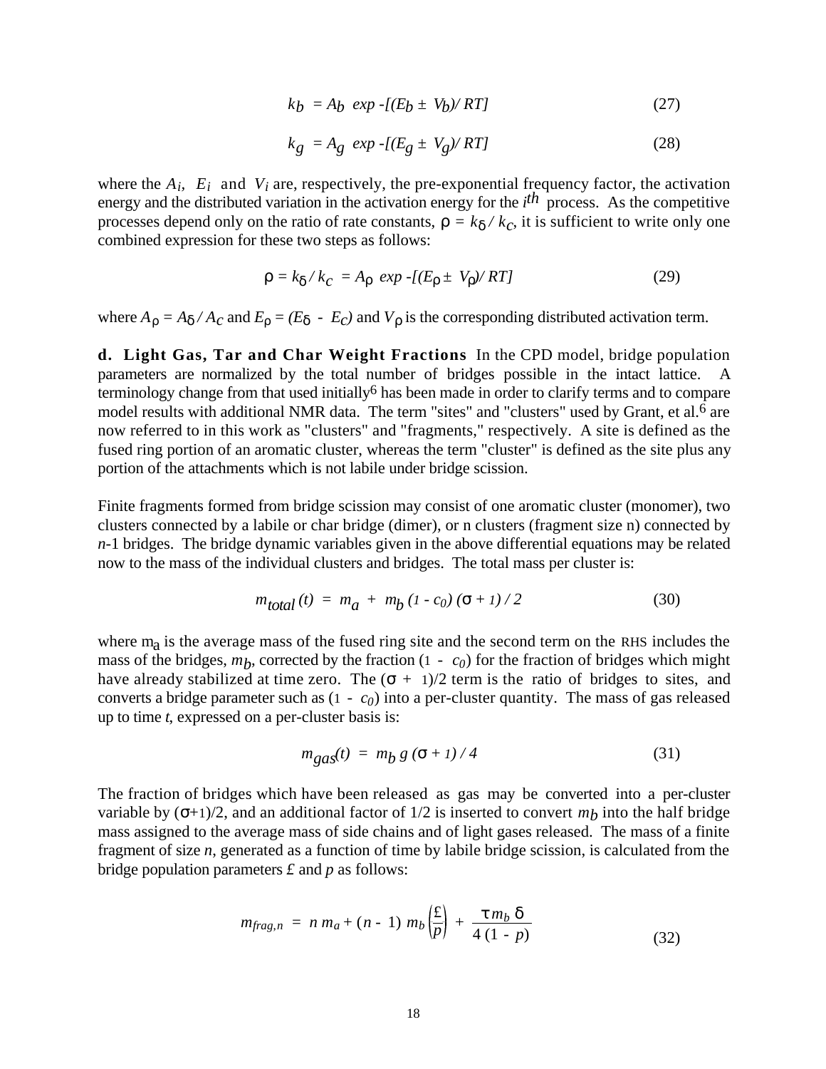$$k_b = A_b \ exp \ -[(E_b \pm V_b)/ RT] \tag{27}$$

$$k_g = A_g \ exp \ -[(E_g \pm V_g)/ RT] \tag{28}$$

where the $A_i$, $E_i$ and $V_i$ are, respectively, the pre-exponential frequency factor, the activation energy and the distributed variation in the activation energy for the $i^{th}$ process. As the competitive processes depend only on the ratio of rate constants, $\rho = k_\delta / k_c$, it is sufficient to write only one combined expression for these two steps as follows:

$$\rho = k_\delta / k_c = A_\rho \ exp \ -[(E_\rho \pm V_\rho)/ RT] \tag{29}$$

where $A_\rho = A_\delta / A_c$ and $E_\rho = (E_\delta - E_c)$ and $V_\rho$ is the corresponding distributed activation term.

**d. Light Gas, Tar and Char Weight Fractions** In the CPD model, bridge population parameters are normalized by the total number of bridges possible in the intact lattice. A terminology change from that used initially[6] has been made in order to clarify terms and to compare model results with additional NMR data. The term "sites" and "clusters" used by Grant, et al.[6] are now referred to in this work as "clusters" and "fragments," respectively. A site is defined as the fused ring portion of an aromatic cluster, whereas the term "cluster" is defined as the site plus any portion of the attachments which is not labile under bridge scission.

Finite fragments formed from bridge scission may consist of one aromatic cluster (monomer), two clusters connected by a labile or char bridge (dimer), or n clusters (fragment size n) connected by $n$-1 bridges. The bridge dynamic variables given in the above differential equations may be related now to the mass of the individual clusters and bridges. The total mass per cluster is:

$$m_{total}(t) = m_a + m_b (1 - c_0) (\sigma + 1) / 2 \tag{30}$$

where $m_a$ is the average mass of the fused ring site and the second term on the RHS includes the mass of the bridges, $m_b$, corrected by the fraction $(1 - c_0)$ for the fraction of bridges which might have already stabilized at time zero. The $(\sigma + 1)/2$ term is the ratio of bridges to sites, and converts a bridge parameter such as $(1 - c_0)$ into a per-cluster quantity. The mass of gas released up to time $t$, expressed on a per-cluster basis is:

$$m_{gas}(t) = m_b \, g \, (\sigma + 1) / 4 \tag{31}$$

The fraction of bridges which have been released as gas may be converted into a per-cluster variable by $(\sigma+1)/2$, and an additional factor of 1/2 is inserted to convert $m_b$ into the half bridge mass assigned to the average mass of side chains and of light gases released. The mass of a finite fragment of size $n$, generated as a function of time by labile bridge scission, is calculated from the bridge population parameters $£$ and $p$ as follows:

$$m_{frag,n} = n \, m_a + (n - 1) \, m_b \left(\frac{£}{p}\right) + \frac{\tau \, m_b \, \delta}{4 \, (1 - p)} \tag{32}$$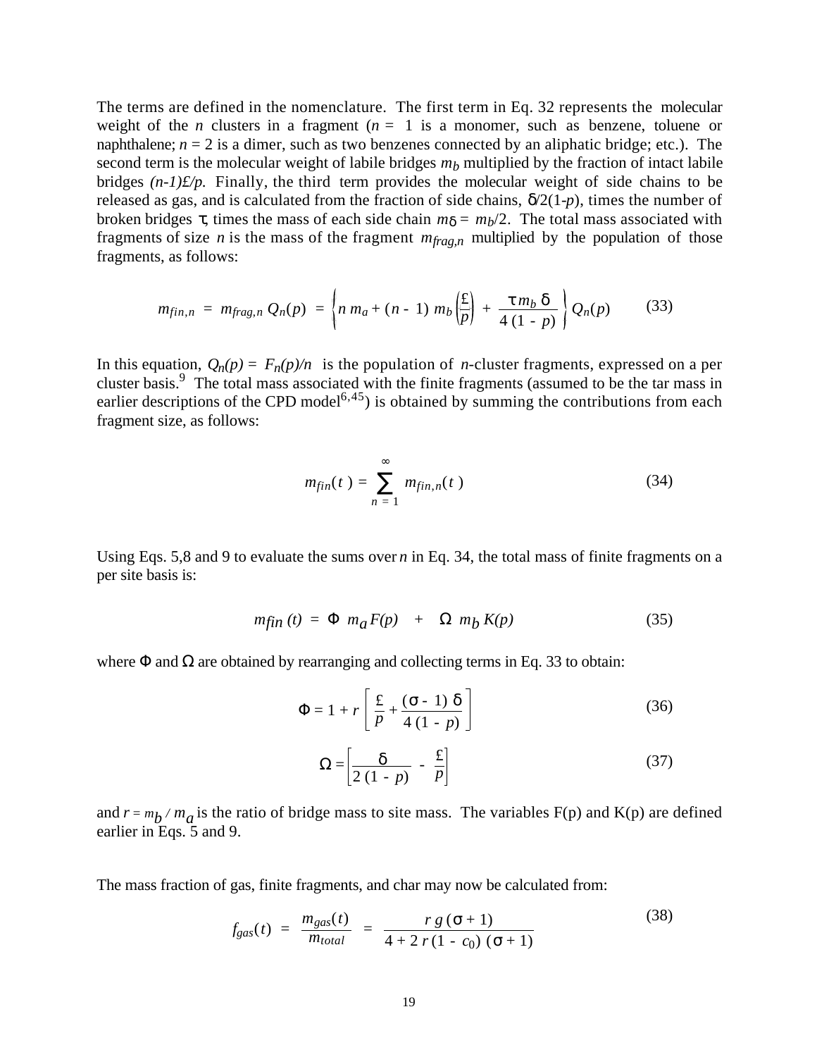The terms are defined in the nomenclature. The first term in Eq. 32 represents the molecular weight of the $n$ clusters in a fragment ($n = 1$ is a monomer, such as benzene, toluene or naphthalene; $n = 2$ is a dimer, such as two benzenes connected by an aliphatic bridge; etc.). The second term is the molecular weight of labile bridges $m_b$ multiplied by the fraction of intact labile bridges $(n-1)£/p$. Finally, the third term provides the molecular weight of side chains to be released as gas, and is calculated from the fraction of side chains, $\delta/2(1-p)$, times the number of broken bridges $\tau$, times the mass of each side chain $m_\delta = m_b/2$. The total mass associated with fragments of size $n$ is the mass of the fragment $m_{frag,n}$ multiplied by the population of those fragments, as follows:

$$m_{fin,n} = m_{frag,n}\, Q_n(p) = \left\{ n\, m_a + (n-1)\, m_b \left(\frac{£}{p}\right) + \frac{\tau\, m_b\, \delta}{4\,(1-p)} \right\} Q_n(p) \qquad (33)$$

In this equation, $Q_n(p) = F_n(p)/n$ is the population of $n$-cluster fragments, expressed on a per cluster basis.[9] The total mass associated with the finite fragments (assumed to be the tar mass in earlier descriptions of the CPD model[6,45]) is obtained by summing the contributions from each fragment size, as follows:

$$m_{fin}(t) = \sum_{n=1}^{\infty} m_{fin,n}(t) \qquad (34)$$

Using Eqs. 5,8 and 9 to evaluate the sums over $n$ in Eq. 34, the total mass of finite fragments on a per site basis is:

$$m_{fin}(t) = \Phi\, m_a F(p) + \Omega\, m_b K(p) \qquad (35)$$

where $\Phi$ and $\Omega$ are obtained by rearranging and collecting terms in Eq. 33 to obtain:

$$\Phi = 1 + r\left[\frac{£}{p} + \frac{(\sigma - 1)\,\delta}{4\,(1-p)}\right] \qquad (36)$$

$$\Omega = \left[\frac{\delta}{2\,(1-p)} - \frac{£}{p}\right] \qquad (37)$$

and $r = m_b / m_a$ is the ratio of bridge mass to site mass. The variables F(p) and K(p) are defined earlier in Eqs. 5 and 9.

The mass fraction of gas, finite fragments, and char may now be calculated from:

$$f_{gas}(t) = \frac{m_{gas}(t)}{m_{total}} = \frac{r\, g\,(\sigma + 1)}{4 + 2\, r\,(1 - c_0)\,(\sigma + 1)} \qquad (38)$$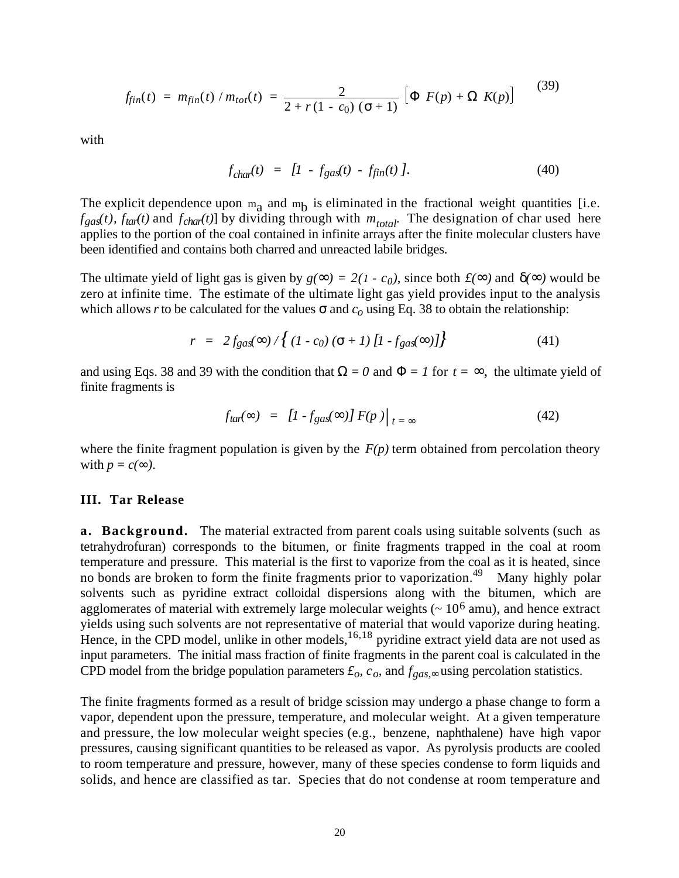$$f_{fin}(t) = m_{fin}(t) / m_{tot}(t) = \frac{2}{2 + r(1 - c_0)(\sigma + 1)} \left[ \Phi\ F(p) + \Omega\ K(p) \right] \tag{39}$$

with

$$f_{char}(t) = [1 - f_{gas}(t) - f_{fin}(t)]. \tag{40}$$

The explicit dependence upon $m_a$ and $m_b$ is eliminated in the fractional weight quantities [i.e. $f_{gas}(t)$, $f_{tar}(t)$ and $f_{char}(t)$] by dividing through with $m_{total}$. The designation of char used here applies to the portion of the coal contained in infinite arrays after the finite molecular clusters have been identified and contains both charred and unreacted labile bridges.

The ultimate yield of light gas is given by $g(\infty) = 2(1 - c_0)$, since both $£(\infty)$ and $\delta(\infty)$ would be zero at infinite time. The estimate of the ultimate light gas yield provides input to the analysis which allows $r$ to be calculated for the values $\sigma$ and $c_o$ using Eq. 38 to obtain the relationship:

$$r = 2 f_{gas}(\infty) / \{ (1 - c_0)(\sigma + 1)[1 - f_{gas}(\infty)] \} \tag{41}$$

and using Eqs. 38 and 39 with the condition that $\Omega = 0$ and $\Phi = 1$ for $t = \infty$, the ultimate yield of finite fragments is

$$f_{tar}(\infty) = [1 - f_{gas}(\infty)] F(p) \Big|_{t = \infty} \tag{42}$$

where the finite fragment population is given by the $F(p)$ term obtained from percolation theory with $p = c(\infty)$.

## III. Tar Release

**a. Background.** The material extracted from parent coals using suitable solvents (such as tetrahydrofuran) corresponds to the bitumen, or finite fragments trapped in the coal at room temperature and pressure. This material is the first to vaporize from the coal as it is heated, since no bonds are broken to form the finite fragments prior to vaporization.[49] Many highly polar solvents such as pyridine extract colloidal dispersions along with the bitumen, which are agglomerates of material with extremely large molecular weights (~ $10^6$ amu), and hence extract yields using such solvents are not representative of material that would vaporize during heating. Hence, in the CPD model, unlike in other models,[16,18] pyridine extract yield data are not used as input parameters. The initial mass fraction of finite fragments in the parent coal is calculated in the CPD model from the bridge population parameters $£_o$, $c_o$, and $f_{gas,\infty}$ using percolation statistics.

The finite fragments formed as a result of bridge scission may undergo a phase change to form a vapor, dependent upon the pressure, temperature, and molecular weight. At a given temperature and pressure, the low molecular weight species (e.g., benzene, naphthalene) have high vapor pressures, causing significant quantities to be released as vapor. As pyrolysis products are cooled to room temperature and pressure, however, many of these species condense to form liquids and solids, and hence are classified as tar. Species that do not condense at room temperature and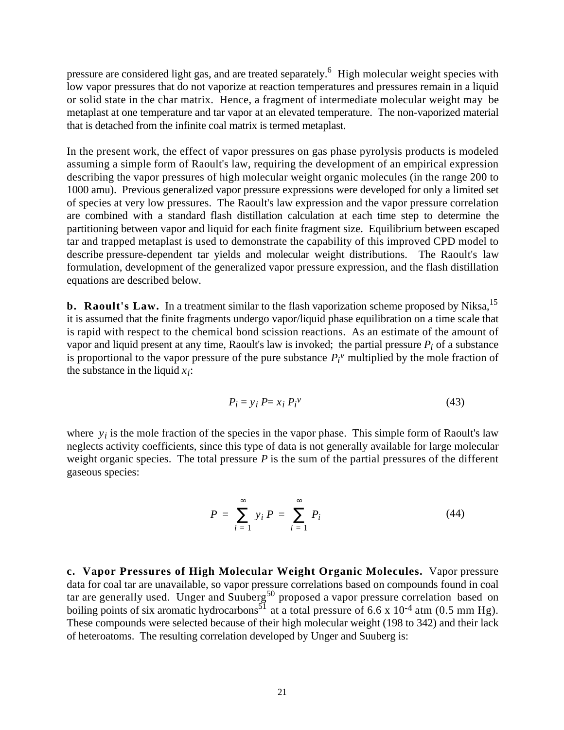pressure are considered light gas, and are treated separately.[6] High molecular weight species with low vapor pressures that do not vaporize at reaction temperatures and pressures remain in a liquid or solid state in the char matrix. Hence, a fragment of intermediate molecular weight may be metaplast at one temperature and tar vapor at an elevated temperature. The non-vaporized material that is detached from the infinite coal matrix is termed metaplast.

In the present work, the effect of vapor pressures on gas phase pyrolysis products is modeled assuming a simple form of Raoult's law, requiring the development of an empirical expression describing the vapor pressures of high molecular weight organic molecules (in the range 200 to 1000 amu). Previous generalized vapor pressure expressions were developed for only a limited set of species at very low pressures. The Raoult's law expression and the vapor pressure correlation are combined with a standard flash distillation calculation at each time step to determine the partitioning between vapor and liquid for each finite fragment size. Equilibrium between escaped tar and trapped metaplast is used to demonstrate the capability of this improved CPD model to describe pressure-dependent tar yields and molecular weight distributions. The Raoult's law formulation, development of the generalized vapor pressure expression, and the flash distillation equations are described below.

**b. Raoult's Law.** In a treatment similar to the flash vaporization scheme proposed by Niksa,[15] it is assumed that the finite fragments undergo vapor/liquid phase equilibration on a time scale that is rapid with respect to the chemical bond scission reactions. As an estimate of the amount of vapor and liquid present at any time, Raoult's law is invoked; the partial pressure $P_i$ of a substance is proportional to the vapor pressure of the pure substance $P_i^v$ multiplied by the mole fraction of the substance in the liquid $x_i$:

$$P_i = y_i\, P = x_i\, P_i^v \tag{43}$$

where $y_i$ is the mole fraction of the species in the vapor phase. This simple form of Raoult's law neglects activity coefficients, since this type of data is not generally available for large molecular weight organic species. The total pressure $P$ is the sum of the partial pressures of the different gaseous species:

$$P = \sum_{i=1}^{\infty} y_i\, P = \sum_{i=1}^{\infty} P_i \tag{44}$$

**c. Vapor Pressures of High Molecular Weight Organic Molecules.** Vapor pressure data for coal tar are unavailable, so vapor pressure correlations based on compounds found in coal tar are generally used. Unger and Suuberg[50] proposed a vapor pressure correlation based on boiling points of six aromatic hydrocarbons[51] at a total pressure of $6.6 \times 10^{-4}$ atm (0.5 mm Hg). These compounds were selected because of their high molecular weight (198 to 342) and their lack of heteroatoms. The resulting correlation developed by Unger and Suuberg is: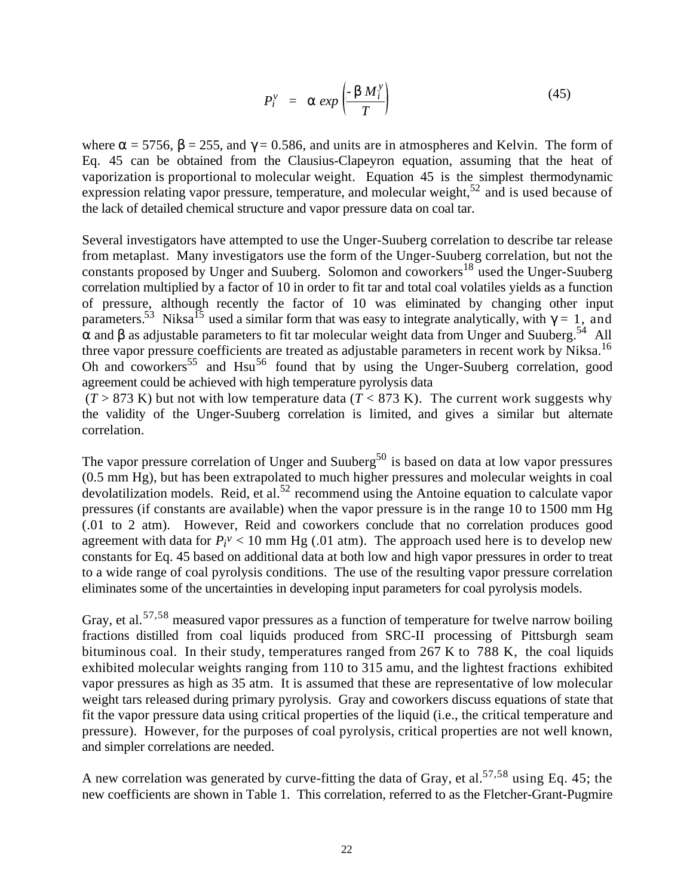$$P_i^v = \alpha \, exp\left(\frac{-\beta \, M_i^{\gamma}}{T}\right) \tag{45}$$

where $\alpha$ = 5756, $\beta$ = 255, and $\gamma$ = 0.586, and units are in atmospheres and Kelvin. The form of Eq. 45 can be obtained from the Clausius-Clapeyron equation, assuming that the heat of vaporization is proportional to molecular weight. Equation 45 is the simplest thermodynamic expression relating vapor pressure, temperature, and molecular weight,[52] and is used because of the lack of detailed chemical structure and vapor pressure data on coal tar.

Several investigators have attempted to use the Unger-Suuberg correlation to describe tar release from metaplast. Many investigators use the form of the Unger-Suuberg correlation, but not the constants proposed by Unger and Suuberg. Solomon and coworkers[18] used the Unger-Suuberg correlation multiplied by a factor of 10 in order to fit tar and total coal volatiles yields as a function of pressure, although recently the factor of 10 was eliminated by changing other input parameters.[53] Niksa[15] used a similar form that was easy to integrate analytically, with $\gamma$ = 1, and $\alpha$ and $\beta$ as adjustable parameters to fit tar molecular weight data from Unger and Suuberg.[54] All three vapor pressure coefficients are treated as adjustable parameters in recent work by Niksa.[16] Oh and coworkers[55] and Hsu[56] found that by using the Unger-Suuberg correlation, good agreement could be achieved with high temperature pyrolysis data ($T$ > 873 K) but not with low temperature data ($T$ < 873 K). The current work suggests why the validity of the Unger-Suuberg correlation is limited, and gives a similar but alternate correlation.

The vapor pressure correlation of Unger and Suuberg[50] is based on data at low vapor pressures (0.5 mm Hg), but has been extrapolated to much higher pressures and molecular weights in coal devolatilization models. Reid, et al.[52] recommend using the Antoine equation to calculate vapor pressures (if constants are available) when the vapor pressure is in the range 10 to 1500 mm Hg (.01 to 2 atm). However, Reid and coworkers conclude that no correlation produces good agreement with data for $P_i^v$ < 10 mm Hg (.01 atm). The approach used here is to develop new constants for Eq. 45 based on additional data at both low and high vapor pressures in order to treat to a wide range of coal pyrolysis conditions. The use of the resulting vapor pressure correlation eliminates some of the uncertainties in developing input parameters for coal pyrolysis models.

Gray, et al.[57,58] measured vapor pressures as a function of temperature for twelve narrow boiling fractions distilled from coal liquids produced from SRC-II processing of Pittsburgh seam bituminous coal. In their study, temperatures ranged from 267 K to 788 K, the coal liquids exhibited molecular weights ranging from 110 to 315 amu, and the lightest fractions exhibited vapor pressures as high as 35 atm. It is assumed that these are representative of low molecular weight tars released during primary pyrolysis. Gray and coworkers discuss equations of state that fit the vapor pressure data using critical properties of the liquid (i.e., the critical temperature and pressure). However, for the purposes of coal pyrolysis, critical properties are not well known, and simpler correlations are needed.

A new correlation was generated by curve-fitting the data of Gray, et al.[57,58] using Eq. 45; the new coefficients are shown in Table 1. This correlation, referred to as the Fletcher-Grant-Pugmire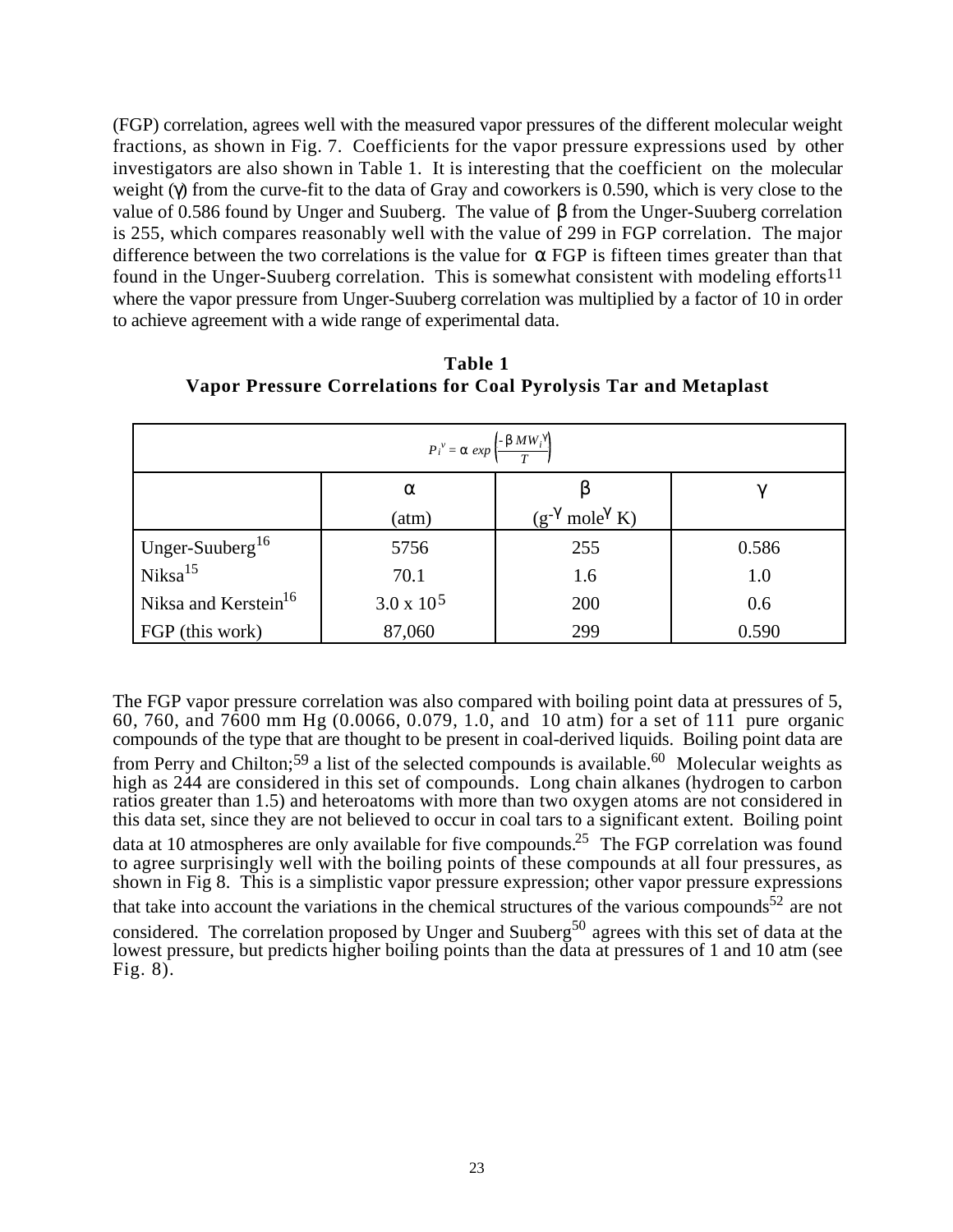(FGP) correlation, agrees well with the measured vapor pressures of the different molecular weight fractions, as shown in Fig. 7. Coefficients for the vapor pressure expressions used by other investigators are also shown in Table 1. It is interesting that the coefficient on the molecular weight ($\gamma$) from the curve-fit to the data of Gray and coworkers is 0.590, which is very close to the value of 0.586 found by Unger and Suuberg. The value of $\beta$ from the Unger-Suuberg correlation is 255, which compares reasonably well with the value of 299 in FGP correlation. The major difference between the two correlations is the value for $\alpha$ FGP is fifteen times greater than that found in the Unger-Suuberg correlation. This is somewhat consistent with modeling efforts[11] where the vapor pressure from Unger-Suuberg correlation was multiplied by a factor of 10 in order to achieve agreement with a wide range of experimental data.

**Table 1**
**Vapor Pressure Correlations for Coal Pyrolysis Tar and Metaplast**

$$P_i^{\,v} = \alpha \; exp\left(\frac{-\beta \, MW_i^{\,\gamma}}{T}\right)$$

| | $\alpha$ (atm) | $\beta$ ($g^{-\gamma}$ $mole^{\gamma}$ K) | $\gamma$ |
|---|---|---|---|
| Unger-Suuberg[16] | 5756 | 255 | 0.586 |
| Niksa[15] | 70.1 | 1.6 | 1.0 |
| Niksa and Kerstein[16] | $3.0 \times 10^5$ | 200 | 0.6 |
| FGP (this work) | 87,060 | 299 | 0.590 |

The FGP vapor pressure correlation was also compared with boiling point data at pressures of 5, 60, 760, and 7600 mm Hg (0.0066, 0.079, 1.0, and 10 atm) for a set of 111 pure organic compounds of the type that are thought to be present in coal-derived liquids. Boiling point data are from Perry and Chilton;[59] a list of the selected compounds is available.[60] Molecular weights as high as 244 are considered in this set of compounds. Long chain alkanes (hydrogen to carbon ratios greater than 1.5) and heteroatoms with more than two oxygen atoms are not considered in this data set, since they are not believed to occur in coal tars to a significant extent. Boiling point data at 10 atmospheres are only available for five compounds.[25] The FGP correlation was found to agree surprisingly well with the boiling points of these compounds at all four pressures, as shown in Fig 8. This is a simplistic vapor pressure expression; other vapor pressure expressions that take into account the variations in the chemical structures of the various compounds[52] are not considered. The correlation proposed by Unger and Suuberg[50] agrees with this set of data at the lowest pressure, but predicts higher boiling points than the data at pressures of 1 and 10 atm (see Fig. 8).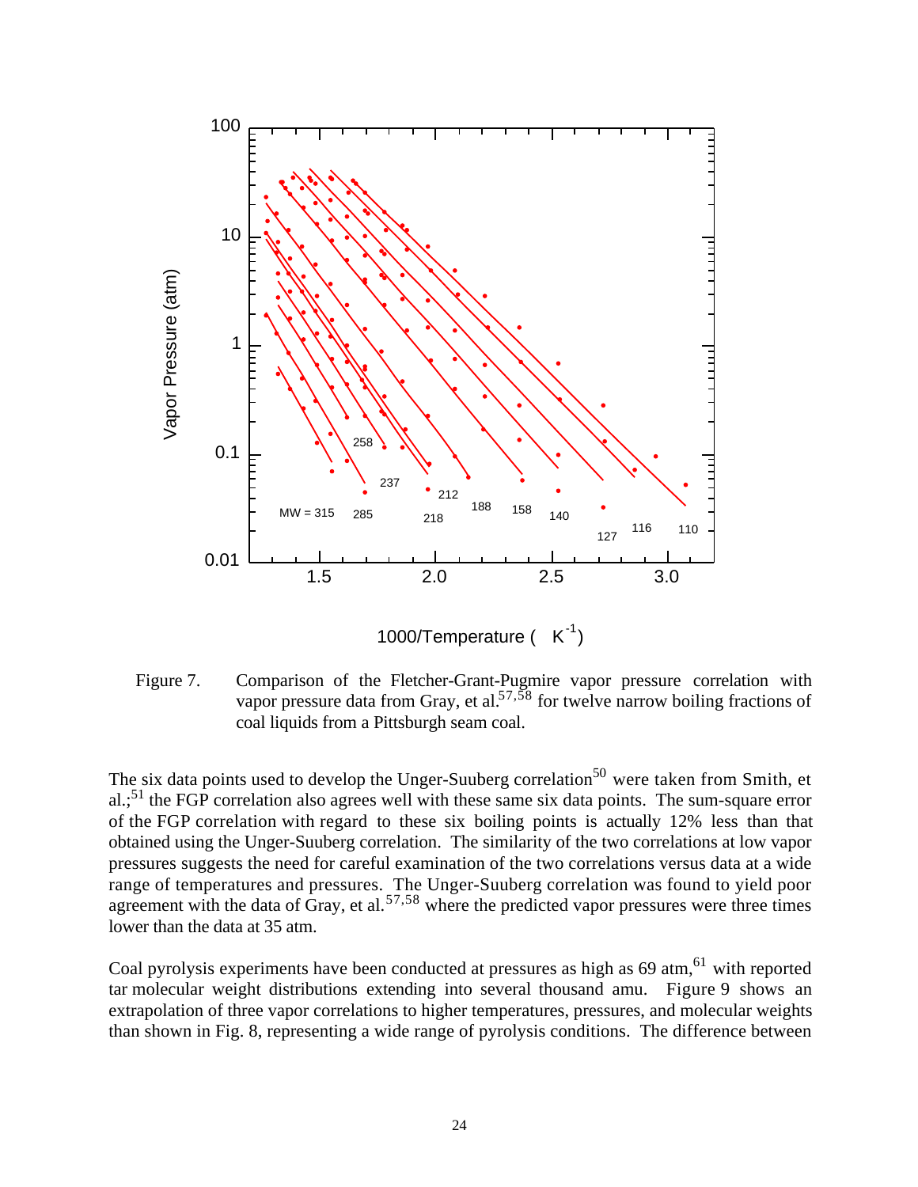Figure 7. Comparison of the Fletcher-Grant-Pugmire vapor pressure correlation with vapor pressure data from Gray, et al.[57,58] for twelve narrow boiling fractions of coal liquids from a Pittsburgh seam coal.

The six data points used to develop the Unger-Suuberg correlation[50] were taken from Smith, et al.;[51] the FGP correlation also agrees well with these same six data points. The sum-square error of the FGP correlation with regard to these six boiling points is actually 12% less than that obtained using the Unger-Suuberg correlation. The similarity of the two correlations at low vapor pressures suggests the need for careful examination of the two correlations versus data at a wide range of temperatures and pressures. The Unger-Suuberg correlation was found to yield poor agreement with the data of Gray, et al.[57,58] where the predicted vapor pressures were three times lower than the data at 35 atm.

Coal pyrolysis experiments have been conducted at pressures as high as 69 atm,[61] with reported tar molecular weight distributions extending into several thousand amu. Figure 9 shows an extrapolation of three vapor correlations to higher temperatures, pressures, and molecular weights than shown in Fig. 8, representing a wide range of pyrolysis conditions. The difference between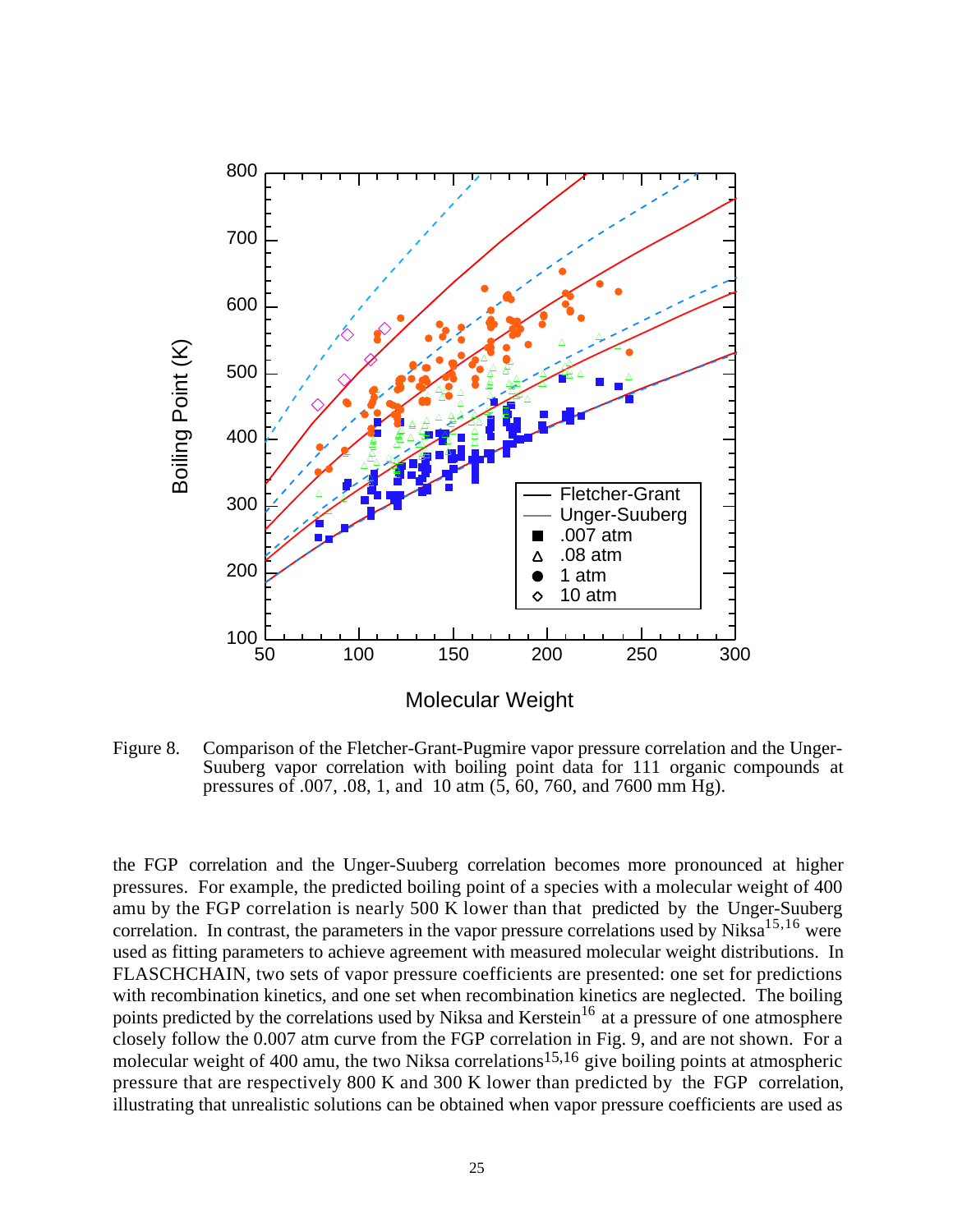Figure 8. Comparison of the Fletcher-Grant-Pugmire vapor pressure correlation and the Unger-Suuberg vapor correlation with boiling point data for 111 organic compounds at pressures of .007, .08, 1, and 10 atm (5, 60, 760, and 7600 mm Hg).

the FGP correlation and the Unger-Suuberg correlation becomes more pronounced at higher pressures. For example, the predicted boiling point of a species with a molecular weight of 400 amu by the FGP correlation is nearly 500 K lower than that predicted by the Unger-Suuberg correlation. In contrast, the parameters in the vapor pressure correlations used by Niksa[15,16] were used as fitting parameters to achieve agreement with measured molecular weight distributions. In FLASCHCHAIN, two sets of vapor pressure coefficients are presented: one set for predictions with recombination kinetics, and one set when recombination kinetics are neglected. The boiling points predicted by the correlations used by Niksa and Kerstein[16] at a pressure of one atmosphere closely follow the 0.007 atm curve from the FGP correlation in Fig. 9, and are not shown. For a molecular weight of 400 amu, the two Niksa correlations[15,16] give boiling points at atmospheric pressure that are respectively 800 K and 300 K lower than predicted by the FGP correlation, illustrating that unrealistic solutions can be obtained when vapor pressure coefficients are used as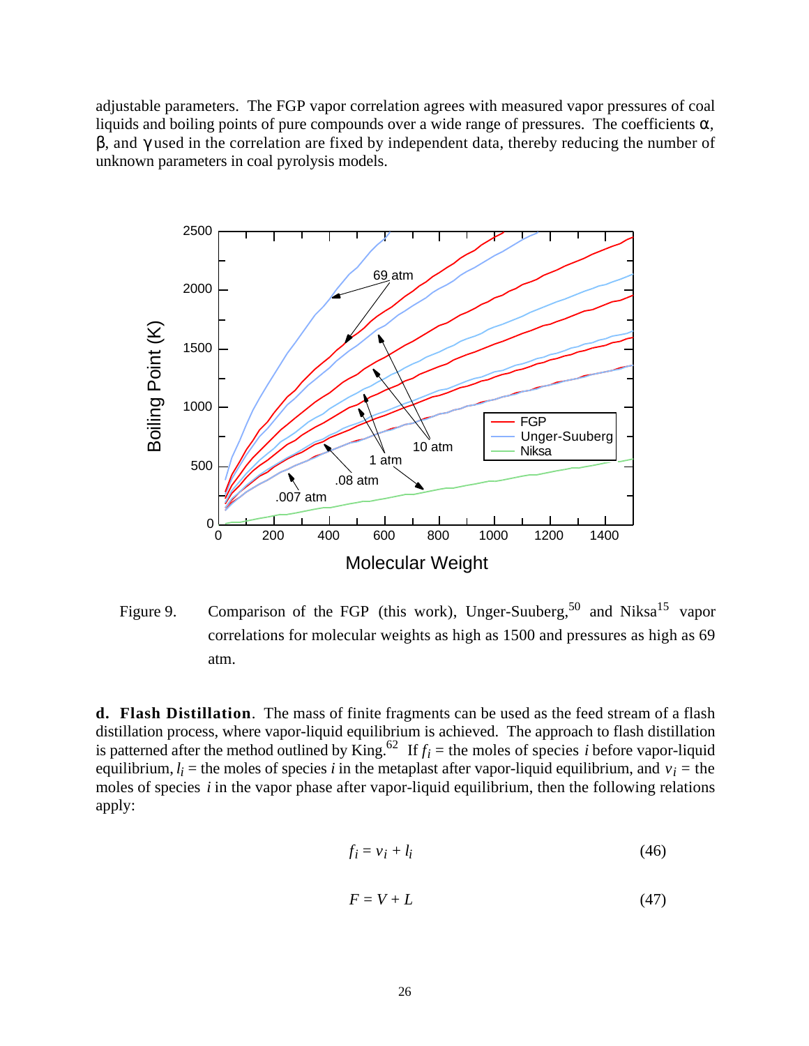adjustable parameters. The FGP vapor correlation agrees with measured vapor pressures of coal liquids and boiling points of pure compounds over a wide range of pressures. The coefficients $\alpha$, $\beta$, and $\gamma$ used in the correlation are fixed by independent data, thereby reducing the number of unknown parameters in coal pyrolysis models.

Figure 9. Comparison of the FGP (this work), Unger-Suuberg,[50] and Niksa[15] vapor correlations for molecular weights as high as 1500 and pressures as high as 69 atm.

**d. Flash Distillation**. The mass of finite fragments can be used as the feed stream of a flash distillation process, where vapor-liquid equilibrium is achieved. The approach to flash distillation is patterned after the method outlined by King.[62] If $f_i$ = the moles of species $i$ before vapor-liquid equilibrium, $l_i$ = the moles of species $i$ in the metaplast after vapor-liquid equilibrium, and $v_i$ = the moles of species $i$ in the vapor phase after vapor-liquid equilibrium, then the following relations apply:

$$f_i = v_i + l_i \tag{46}$$

$$F = V + L \tag{47}$$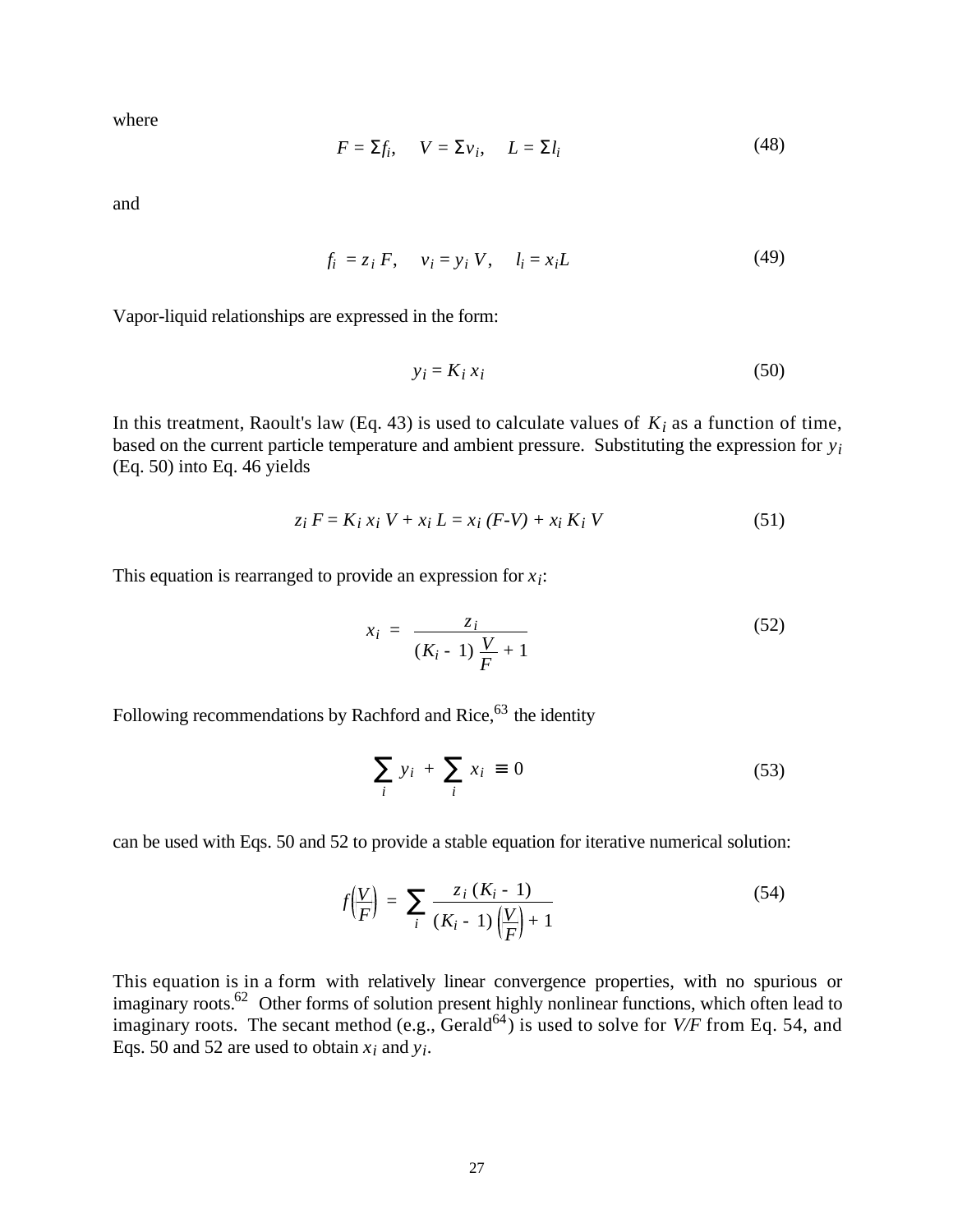where

$$F = \Sigma f_i, \quad V = \Sigma v_i, \quad L = \Sigma l_i \tag{48}$$

and

$$f_i = z_i F, \quad v_i = y_i V, \quad l_i = x_i L \tag{49}$$

Vapor-liquid relationships are expressed in the form:

$$y_i = K_i x_i \tag{50}$$

In this treatment, Raoult's law (Eq. 43) is used to calculate values of $K_i$ as a function of time, based on the current particle temperature and ambient pressure. Substituting the expression for $y_i$ (Eq. 50) into Eq. 46 yields

$$z_i F = K_i x_i V + x_i L = x_i (F\text{-}V) + x_i K_i V \tag{51}$$

This equation is rearranged to provide an expression for $x_i$:

$$x_i = \frac{z_i}{(K_i - 1)\dfrac{V}{F} + 1} \tag{52}$$

Following recommendations by Rachford and Rice,[63] the identity

$$\sum_i y_i + \sum_i x_i \equiv 0 \tag{53}$$

can be used with Eqs. 50 and 52 to provide a stable equation for iterative numerical solution:

$$f\left(\frac{V}{F}\right) = \sum_i \frac{z_i (K_i - 1)}{(K_i - 1)\left(\dfrac{V}{F}\right) + 1} \tag{54}$$

This equation is in a form with relatively linear convergence properties, with no spurious or imaginary roots.[62] Other forms of solution present highly nonlinear functions, which often lead to imaginary roots. The secant method (e.g., Gerald[64]) is used to solve for *V/F* from Eq. 54, and Eqs. 50 and 52 are used to obtain $x_i$ and $y_i$.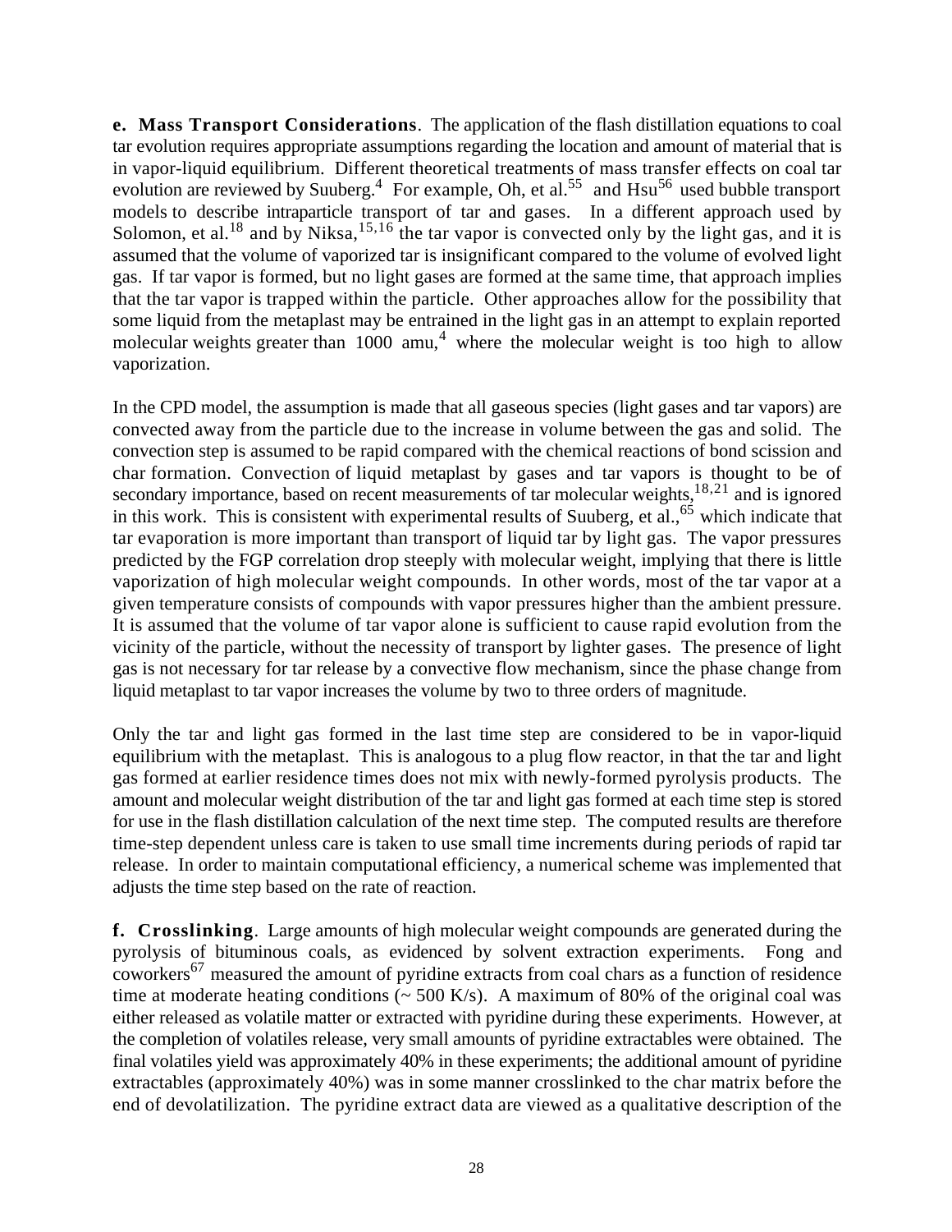**e. Mass Transport Considerations**. The application of the flash distillation equations to coal tar evolution requires appropriate assumptions regarding the location and amount of material that is in vapor-liquid equilibrium. Different theoretical treatments of mass transfer effects on coal tar evolution are reviewed by Suuberg.[4] For example, Oh, et al.[55] and Hsu[56] used bubble transport models to describe intraparticle transport of tar and gases. In a different approach used by Solomon, et al.[18] and by Niksa,[15,16] the tar vapor is convected only by the light gas, and it is assumed that the volume of vaporized tar is insignificant compared to the volume of evolved light gas. If tar vapor is formed, but no light gases are formed at the same time, that approach implies that the tar vapor is trapped within the particle. Other approaches allow for the possibility that some liquid from the metaplast may be entrained in the light gas in an attempt to explain reported molecular weights greater than 1000 amu,[4] where the molecular weight is too high to allow vaporization.

In the CPD model, the assumption is made that all gaseous species (light gases and tar vapors) are convected away from the particle due to the increase in volume between the gas and solid. The convection step is assumed to be rapid compared with the chemical reactions of bond scission and char formation. Convection of liquid metaplast by gases and tar vapors is thought to be of secondary importance, based on recent measurements of tar molecular weights,[18,21] and is ignored in this work. This is consistent with experimental results of Suuberg, et al.,[65] which indicate that tar evaporation is more important than transport of liquid tar by light gas. The vapor pressures predicted by the FGP correlation drop steeply with molecular weight, implying that there is little vaporization of high molecular weight compounds. In other words, most of the tar vapor at a given temperature consists of compounds with vapor pressures higher than the ambient pressure. It is assumed that the volume of tar vapor alone is sufficient to cause rapid evolution from the vicinity of the particle, without the necessity of transport by lighter gases. The presence of light gas is not necessary for tar release by a convective flow mechanism, since the phase change from liquid metaplast to tar vapor increases the volume by two to three orders of magnitude.

Only the tar and light gas formed in the last time step are considered to be in vapor-liquid equilibrium with the metaplast. This is analogous to a plug flow reactor, in that the tar and light gas formed at earlier residence times does not mix with newly-formed pyrolysis products. The amount and molecular weight distribution of the tar and light gas formed at each time step is stored for use in the flash distillation calculation of the next time step. The computed results are therefore time-step dependent unless care is taken to use small time increments during periods of rapid tar release. In order to maintain computational efficiency, a numerical scheme was implemented that adjusts the time step based on the rate of reaction.

**f. Crosslinking**. Large amounts of high molecular weight compounds are generated during the pyrolysis of bituminous coals, as evidenced by solvent extraction experiments. Fong and coworkers[67] measured the amount of pyridine extracts from coal chars as a function of residence time at moderate heating conditions (~ 500 K/s). A maximum of 80% of the original coal was either released as volatile matter or extracted with pyridine during these experiments. However, at the completion of volatiles release, very small amounts of pyridine extractables were obtained. The final volatiles yield was approximately 40% in these experiments; the additional amount of pyridine extractables (approximately 40%) was in some manner crosslinked to the char matrix before the end of devolatilization. The pyridine extract data are viewed as a qualitative description of the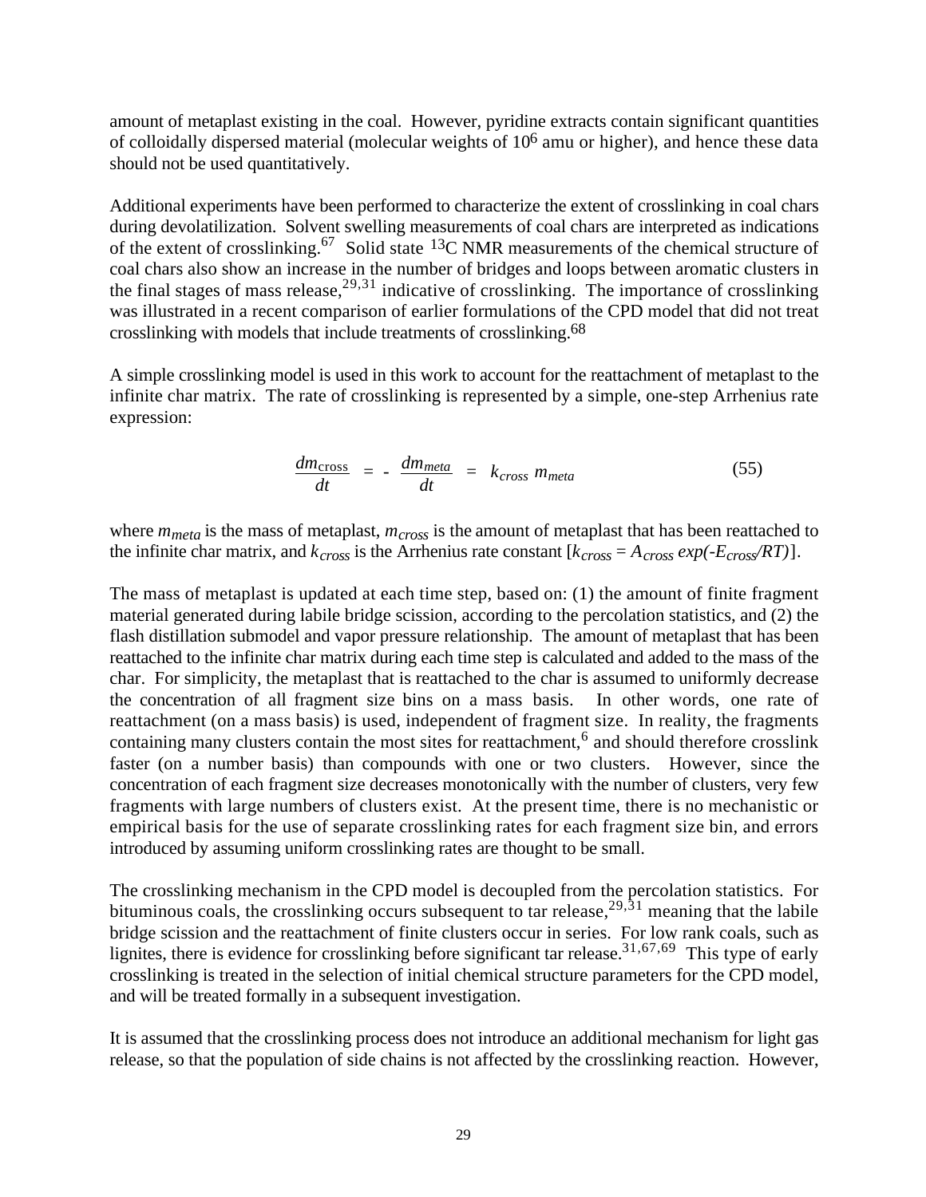amount of metaplast existing in the coal. However, pyridine extracts contain significant quantities of colloidally dispersed material (molecular weights of $10^6$ amu or higher), and hence these data should not be used quantitatively.

Additional experiments have been performed to characterize the extent of crosslinking in coal chars during devolatilization. Solvent swelling measurements of coal chars are interpreted as indications of the extent of crosslinking.[67] Solid state $^{13}C$ NMR measurements of the chemical structure of coal chars also show an increase in the number of bridges and loops between aromatic clusters in the final stages of mass release,[29,31] indicative of crosslinking. The importance of crosslinking was illustrated in a recent comparison of earlier formulations of the CPD model that did not treat crosslinking with models that include treatments of crosslinking.[68]

A simple crosslinking model is used in this work to account for the reattachment of metaplast to the infinite char matrix. The rate of crosslinking is represented by a simple, one-step Arrhenius rate expression:

$$\frac{dm_{\mathrm{cross}}}{dt} = - \frac{dm_{meta}}{dt} = k_{cross}\, m_{meta} \tag{55}$$

where $m_{meta}$ is the mass of metaplast, $m_{cross}$ is the amount of metaplast that has been reattached to the infinite char matrix, and $k_{cross}$ is the Arrhenius rate constant [$k_{cross} = A_{cross} \exp(-E_{cross}/RT)$].

The mass of metaplast is updated at each time step, based on: (1) the amount of finite fragment material generated during labile bridge scission, according to the percolation statistics, and (2) the flash distillation submodel and vapor pressure relationship. The amount of metaplast that has been reattached to the infinite char matrix during each time step is calculated and added to the mass of the char. For simplicity, the metaplast that is reattached to the char is assumed to uniformly decrease the concentration of all fragment size bins on a mass basis. In other words, one rate of reattachment (on a mass basis) is used, independent of fragment size. In reality, the fragments containing many clusters contain the most sites for reattachment,[6] and should therefore crosslink faster (on a number basis) than compounds with one or two clusters. However, since the concentration of each fragment size decreases monotonically with the number of clusters, very few fragments with large numbers of clusters exist. At the present time, there is no mechanistic or empirical basis for the use of separate crosslinking rates for each fragment size bin, and errors introduced by assuming uniform crosslinking rates are thought to be small.

The crosslinking mechanism in the CPD model is decoupled from the percolation statistics. For bituminous coals, the crosslinking occurs subsequent to tar release,[29,31] meaning that the labile bridge scission and the reattachment of finite clusters occur in series. For low rank coals, such as lignites, there is evidence for crosslinking before significant tar release.[31,67,69] This type of early crosslinking is treated in the selection of initial chemical structure parameters for the CPD model, and will be treated formally in a subsequent investigation.

It is assumed that the crosslinking process does not introduce an additional mechanism for light gas release, so that the population of side chains is not affected by the crosslinking reaction. However,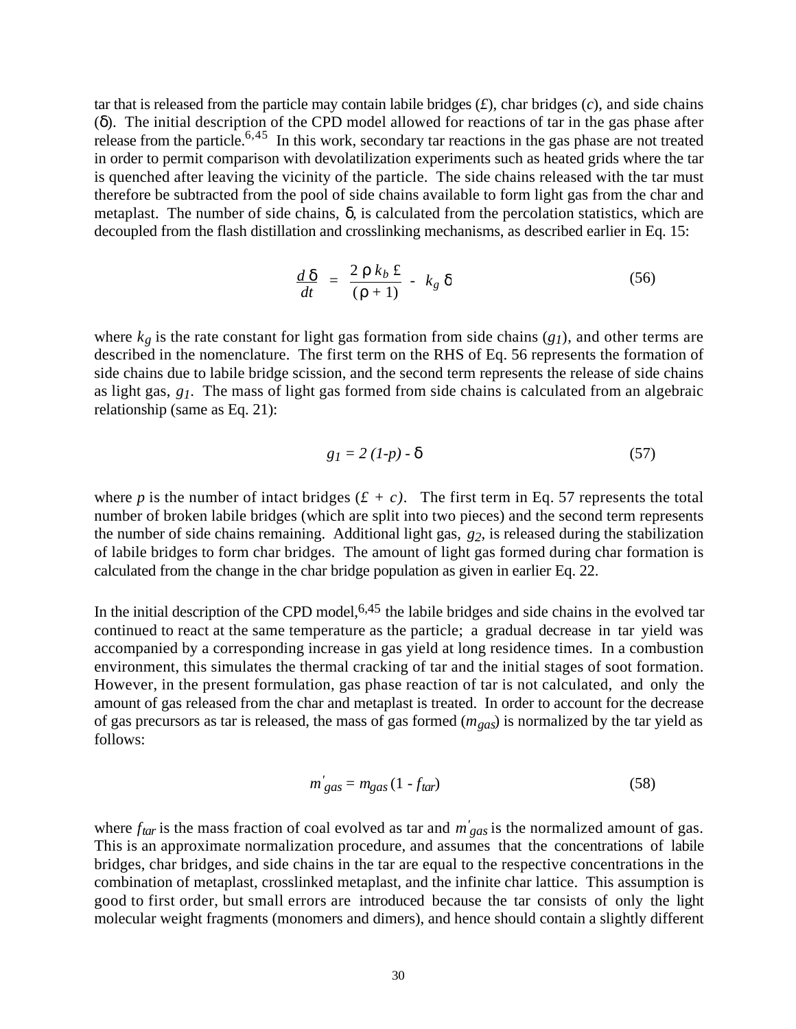tar that is released from the particle may contain labile bridges (£), char bridges ($c$), and side chains ($\delta$). The initial description of the CPD model allowed for reactions of tar in the gas phase after release from the particle.[6,45] In this work, secondary tar reactions in the gas phase are not treated in order to permit comparison with devolatilization experiments such as heated grids where the tar is quenched after leaving the vicinity of the particle. The side chains released with the tar must therefore be subtracted from the pool of side chains available to form light gas from the char and metaplast. The number of side chains, $\delta$, is calculated from the percolation statistics, which are decoupled from the flash distillation and crosslinking mechanisms, as described earlier in Eq. 15:

$$\frac{d\delta}{dt} = \frac{2\rho k_b \pounds}{(\rho + 1)} - k_g \delta \tag{56}$$

where $k_g$ is the rate constant for light gas formation from side chains ($g_1$), and other terms are described in the nomenclature. The first term on the RHS of Eq. 56 represents the formation of side chains due to labile bridge scission, and the second term represents the release of side chains as light gas, $g_1$. The mass of light gas formed from side chains is calculated from an algebraic relationship (same as Eq. 21):

$$g_1 = 2\,(1-p) - \delta \tag{57}$$

where $p$ is the number of intact bridges ($\pounds + c$). The first term in Eq. 57 represents the total number of broken labile bridges (which are split into two pieces) and the second term represents the number of side chains remaining. Additional light gas, $g_2$, is released during the stabilization of labile bridges to form char bridges. The amount of light gas formed during char formation is calculated from the change in the char bridge population as given in earlier Eq. 22.

In the initial description of the CPD model,[6,45] the labile bridges and side chains in the evolved tar continued to react at the same temperature as the particle; a gradual decrease in tar yield was accompanied by a corresponding increase in gas yield at long residence times. In a combustion environment, this simulates the thermal cracking of tar and the initial stages of soot formation. However, in the present formulation, gas phase reaction of tar is not calculated, and only the amount of gas released from the char and metaplast is treated. In order to account for the decrease of gas precursors as tar is released, the mass of gas formed ($m_{gas}$) is normalized by the tar yield as follows:

$$m'_{gas} = m_{gas}\,(1 - f_{tar}) \tag{58}$$

where $f_{tar}$ is the mass fraction of coal evolved as tar and $m'_{gas}$ is the normalized amount of gas. This is an approximate normalization procedure, and assumes that the concentrations of labile bridges, char bridges, and side chains in the tar are equal to the respective concentrations in the combination of metaplast, crosslinked metaplast, and the infinite char lattice. This assumption is good to first order, but small errors are introduced because the tar consists of only the light molecular weight fragments (monomers and dimers), and hence should contain a slightly different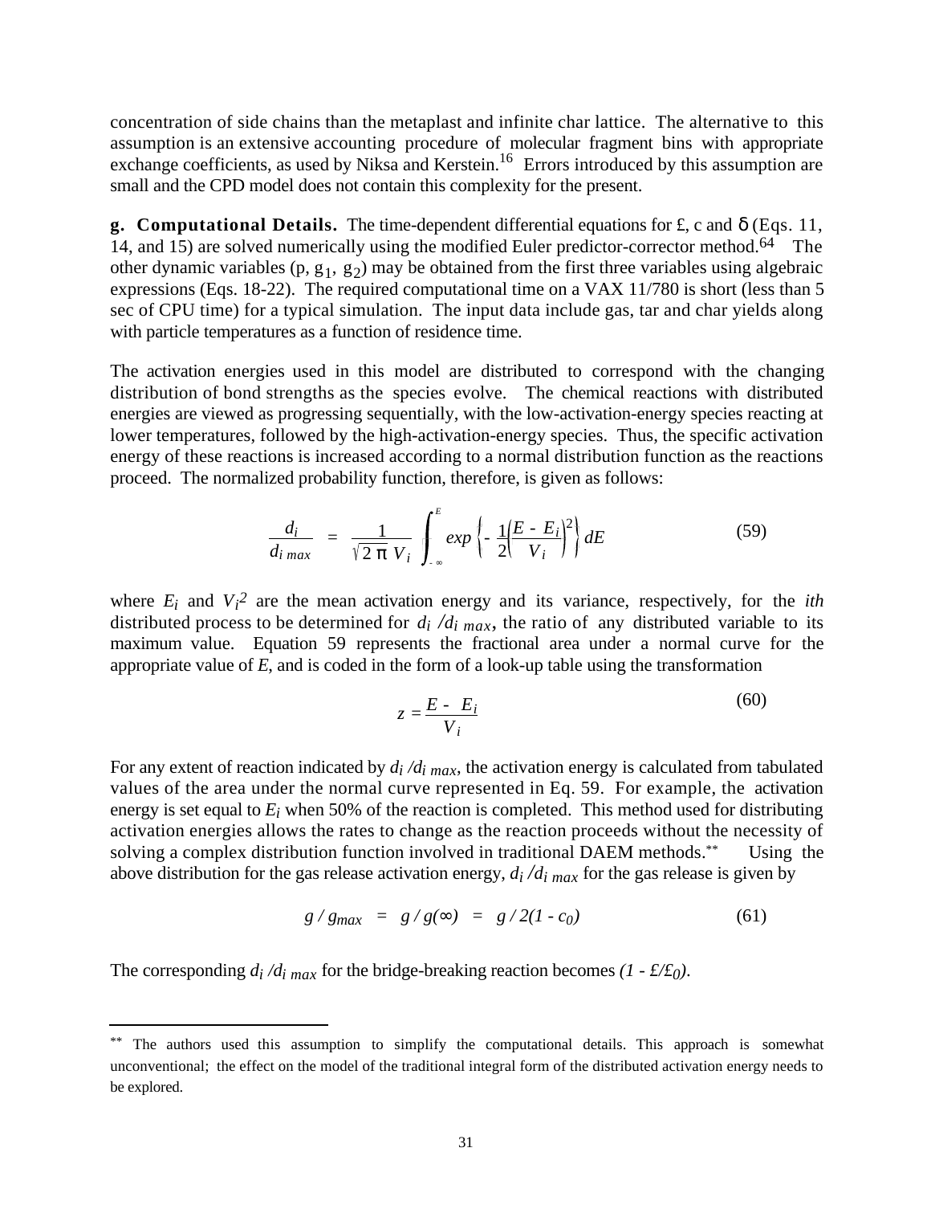concentration of side chains than the metaplast and infinite char lattice. The alternative to this assumption is an extensive accounting procedure of molecular fragment bins with appropriate exchange coefficients, as used by Niksa and Kerstein.[16] Errors introduced by this assumption are small and the CPD model does not contain this complexity for the present.

**g. Computational Details.** The time-dependent differential equations for £, c and δ (Eqs. 11, 14, and 15) are solved numerically using the modified Euler predictor-corrector method.[64] The other dynamic variables (p, $g_1$, $g_2$) may be obtained from the first three variables using algebraic expressions (Eqs. 18-22). The required computational time on a VAX 11/780 is short (less than 5 sec of CPU time) for a typical simulation. The input data include gas, tar and char yields along with particle temperatures as a function of residence time.

The activation energies used in this model are distributed to correspond with the changing distribution of bond strengths as the species evolve. The chemical reactions with distributed energies are viewed as progressing sequentially, with the low-activation-energy species reacting at lower temperatures, followed by the high-activation-energy species. Thus, the specific activation energy of these reactions is increased according to a normal distribution function as the reactions proceed. The normalized probability function, therefore, is given as follows:

$$\frac{d_i}{d_{i\,max}} = \frac{1}{\sqrt{2\pi}\,V_i} \int_{-\infty}^{E} exp\left\{-\frac{1}{2}\left(\frac{E - E_i}{V_i}\right)^2\right\} dE \tag{59}$$

where $E_i$ and $V_i^2$ are the mean activation energy and its variance, respectively, for the *ith* distributed process to be determined for $d_i / d_{i\,max}$, the ratio of any distributed variable to its maximum value. Equation 59 represents the fractional area under a normal curve for the appropriate value of *E*, and is coded in the form of a look-up table using the transformation

$$z = \frac{E - E_i}{V_i} \tag{60}$$

For any extent of reaction indicated by $d_i / d_{i\,max}$, the activation energy is calculated from tabulated values of the area under the normal curve represented in Eq. 59. For example, the activation energy is set equal to $E_i$ when 50% of the reaction is completed. This method used for distributing activation energies allows the rates to change as the reaction proceeds without the necessity of solving a complex distribution function involved in traditional DAEM methods.** Using the above distribution for the gas release activation energy, $d_i / d_{i\,max}$ for the gas release is given by

$$g / g_{max} = g / g(\infty) = g / 2(1 - c_0) \tag{61}$$

The corresponding $d_i / d_{i\,max}$ for the bridge-breaking reaction becomes $(1 - £/£_0)$.

---

** The authors used this assumption to simplify the computational details. This approach is somewhat unconventional; the effect on the model of the traditional integral form of the distributed activation energy needs to be explored.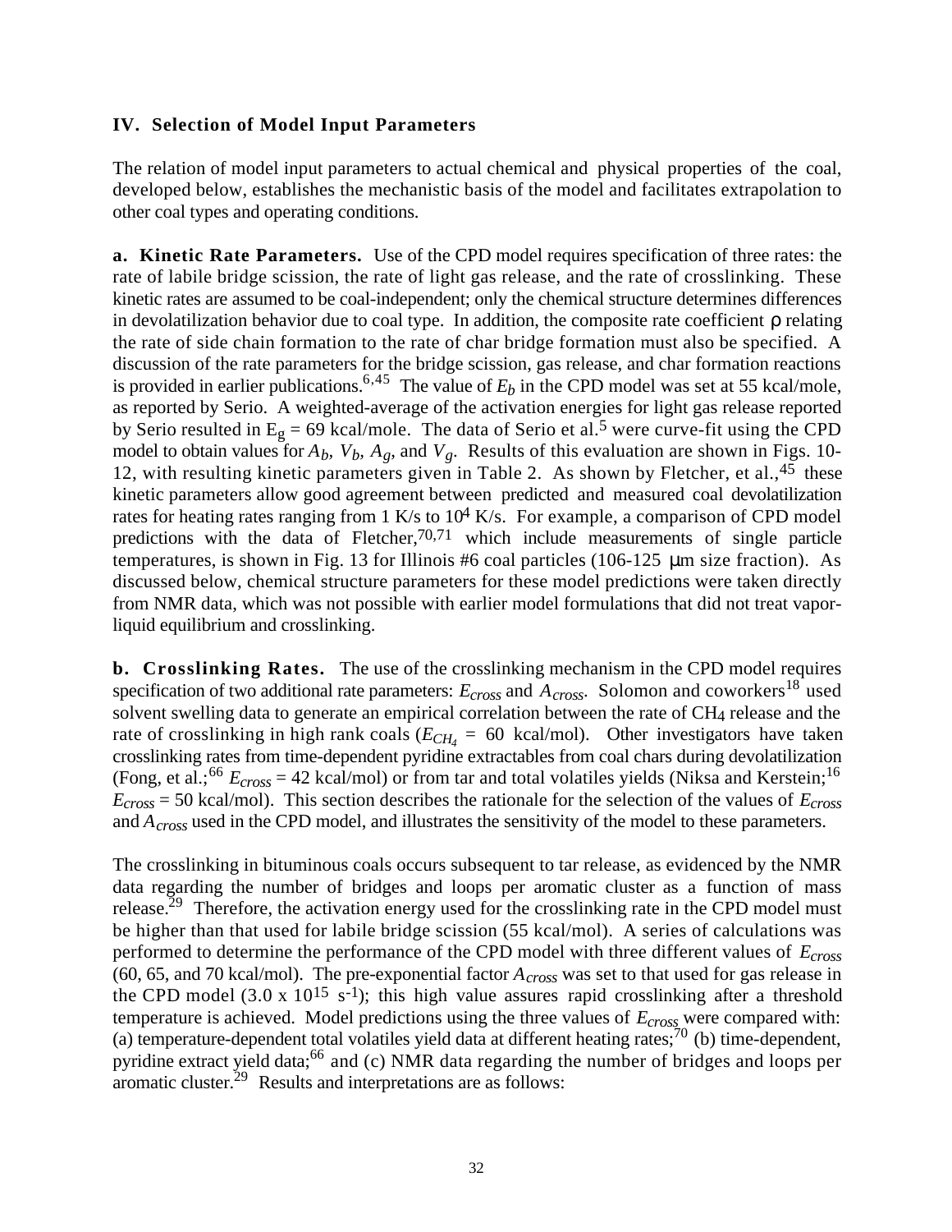### IV. Selection of Model Input Parameters

The relation of model input parameters to actual chemical and physical properties of the coal, developed below, establishes the mechanistic basis of the model and facilitates extrapolation to other coal types and operating conditions.

**a. Kinetic Rate Parameters.** Use of the CPD model requires specification of three rates: the rate of labile bridge scission, the rate of light gas release, and the rate of crosslinking. These kinetic rates are assumed to be coal-independent; only the chemical structure determines differences in devolatilization behavior due to coal type. In addition, the composite rate coefficient $\rho$ relating the rate of side chain formation to the rate of char bridge formation must also be specified. A discussion of the rate parameters for the bridge scission, gas release, and char formation reactions is provided in earlier publications.[6,45] The value of $E_b$ in the CPD model was set at 55 kcal/mole, as reported by Serio. A weighted-average of the activation energies for light gas release reported by Serio resulted in $E_g$ = 69 kcal/mole. The data of Serio et al.[5] were curve-fit using the CPD model to obtain values for $A_b$, $V_b$, $A_g$, and $V_g$. Results of this evaluation are shown in Figs. 10-12, with resulting kinetic parameters given in Table 2. As shown by Fletcher, et al.,[45] these kinetic parameters allow good agreement between predicted and measured coal devolatilization rates for heating rates ranging from 1 K/s to $10^4$ K/s. For example, a comparison of CPD model predictions with the data of Fletcher,[70,71] which include measurements of single particle temperatures, is shown in Fig. 13 for Illinois #6 coal particles (106-125 µm size fraction). As discussed below, chemical structure parameters for these model predictions were taken directly from NMR data, which was not possible with earlier model formulations that did not treat vapor-liquid equilibrium and crosslinking.

**b. Crosslinking Rates.** The use of the crosslinking mechanism in the CPD model requires specification of two additional rate parameters: $E_{cross}$ and $A_{cross}$. Solomon and coworkers[18] used solvent swelling data to generate an empirical correlation between the rate of $CH_4$ release and the rate of crosslinking in high rank coals ($E_{CH_4}$ = 60 kcal/mol). Other investigators have taken crosslinking rates from time-dependent pyridine extractables from coal chars during devolatilization (Fong, et al.;[66] $E_{cross}$ = 42 kcal/mol) or from tar and total volatiles yields (Niksa and Kerstein;[16] $E_{cross}$ = 50 kcal/mol). This section describes the rationale for the selection of the values of $E_{cross}$ and $A_{cross}$ used in the CPD model, and illustrates the sensitivity of the model to these parameters.

The crosslinking in bituminous coals occurs subsequent to tar release, as evidenced by the NMR data regarding the number of bridges and loops per aromatic cluster as a function of mass release.[29] Therefore, the activation energy used for the crosslinking rate in the CPD model must be higher than that used for labile bridge scission (55 kcal/mol). A series of calculations was performed to determine the performance of the CPD model with three different values of $E_{cross}$ (60, 65, and 70 kcal/mol). The pre-exponential factor $A_{cross}$ was set to that used for gas release in the CPD model ($3.0 \times 10^{15}$ s$^{-1}$); this high value assures rapid crosslinking after a threshold temperature is achieved. Model predictions using the three values of $E_{cross}$ were compared with: (a) temperature-dependent total volatiles yield data at different heating rates;[70] (b) time-dependent, pyridine extract yield data;[66] and (c) NMR data regarding the number of bridges and loops per aromatic cluster.[29] Results and interpretations are as follows: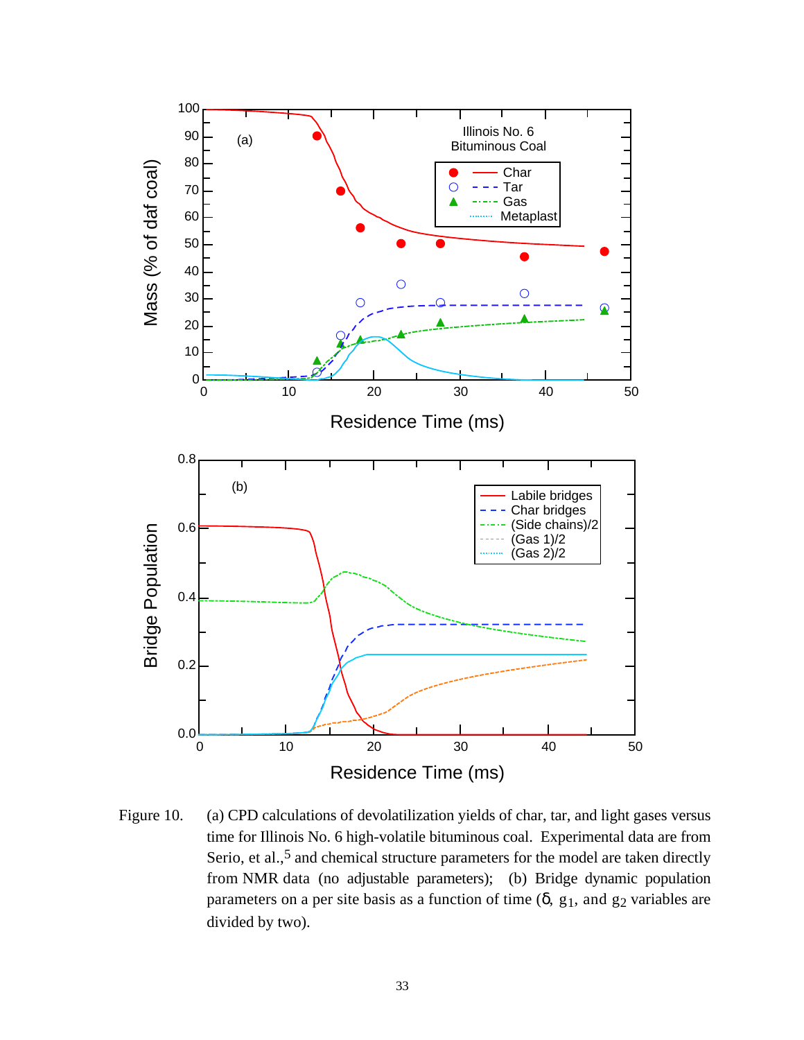Figure 10. (a) CPD calculations of devolatilization yields of char, tar, and light gases versus time for Illinois No. 6 high-volatile bituminous coal. Experimental data are from Serio, et al.,[5] and chemical structure parameters for the model are taken directly from NMR data (no adjustable parameters); (b) Bridge dynamic population parameters on a per site basis as a function of time ($\delta$, $g_1$, and $g_2$ variables are divided by two).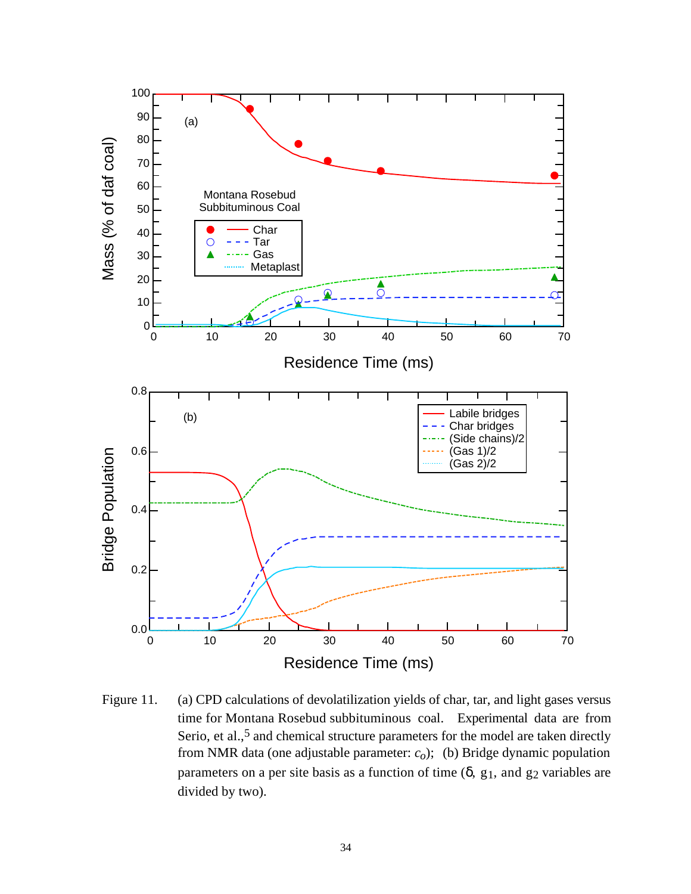Figure 11. (a) CPD calculations of devolatilization yields of char, tar, and light gases versus time for Montana Rosebud subbituminous coal. Experimental data are from Serio, et al.,[5] and chemical structure parameters for the model are taken directly from NMR data (one adjustable parameter: $c_o$); (b) Bridge dynamic population parameters on a per site basis as a function of time ($\delta$, $g_1$, and $g_2$ variables are divided by two).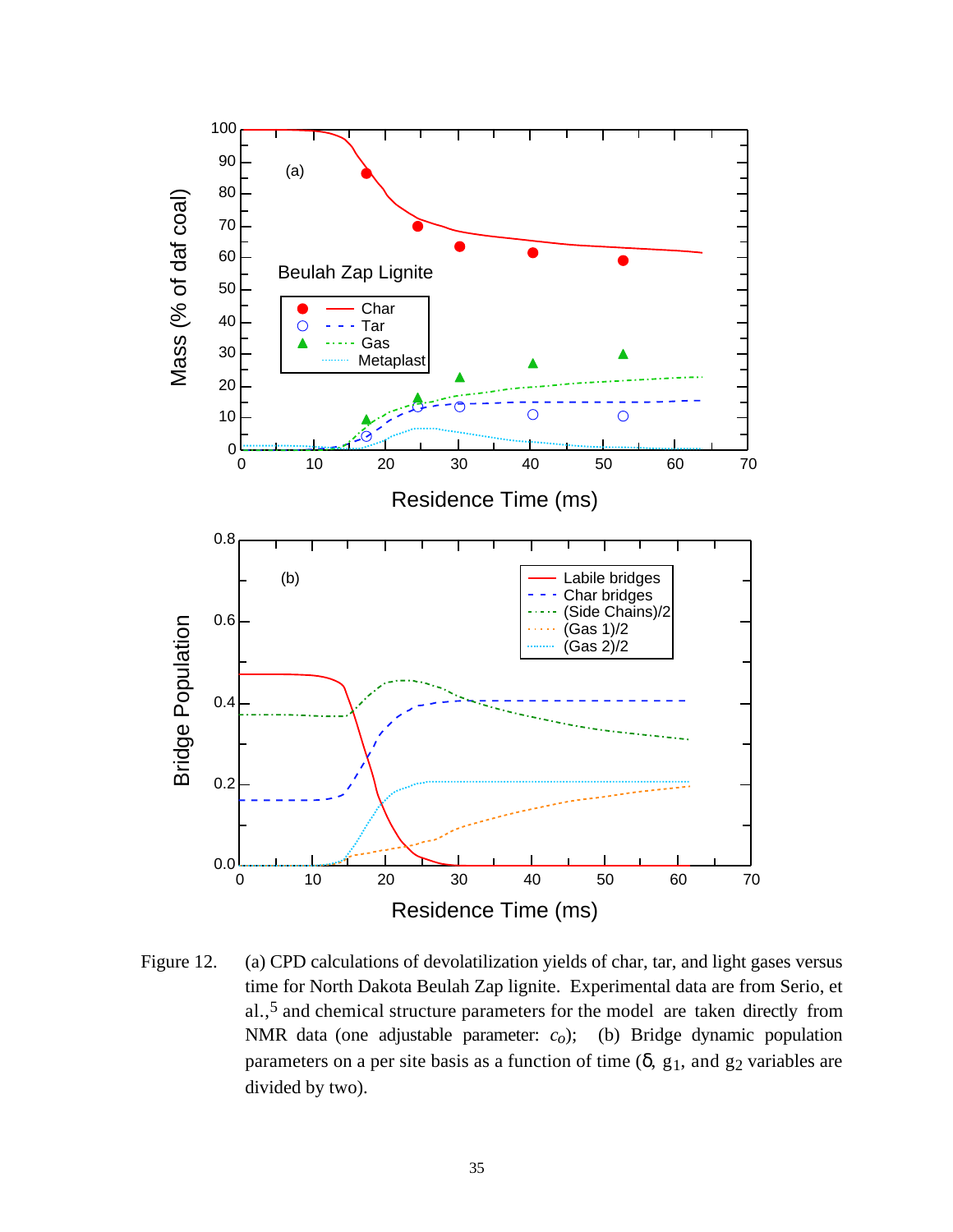Figure 12. (a) CPD calculations of devolatilization yields of char, tar, and light gases versus time for North Dakota Beulah Zap lignite. Experimental data are from Serio, et al.,[5] and chemical structure parameters for the model are taken directly from NMR data (one adjustable parameter: $c_o$); (b) Bridge dynamic population parameters on a per site basis as a function of time ($\delta$, $g_1$, and $g_2$ variables are divided by two).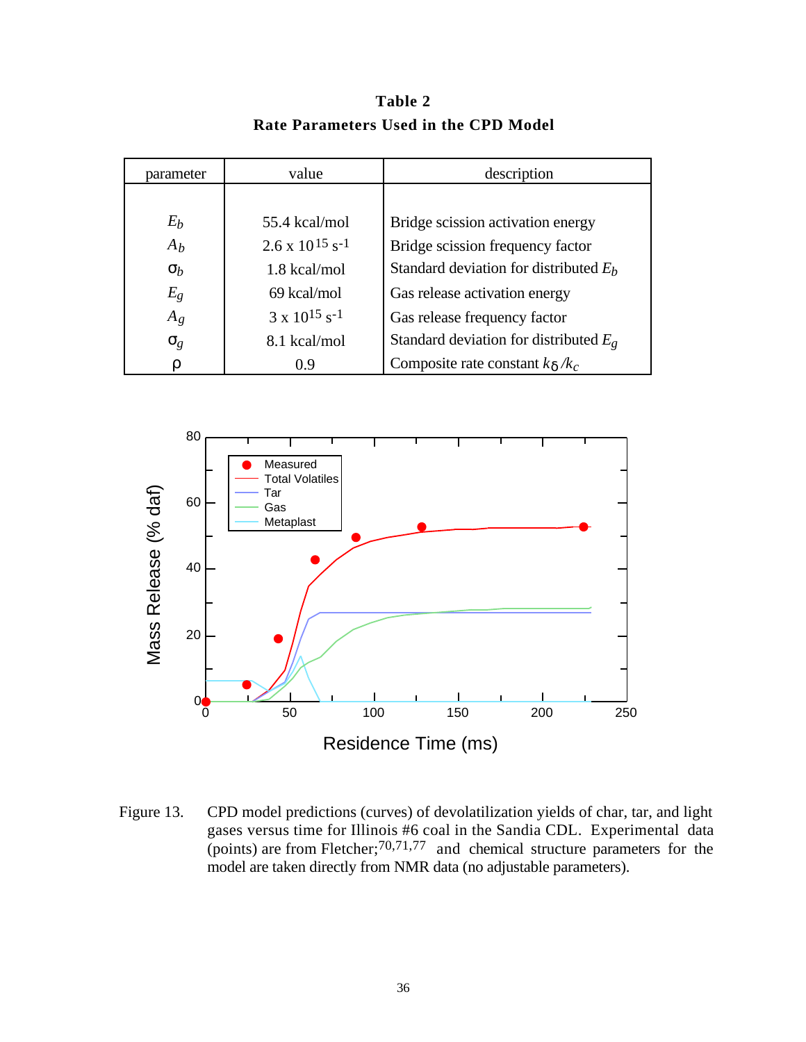**Table 2**
**Rate Parameters Used in the CPD Model**

| parameter | value | description |
|---|---|---|
| $E_b$ | 55.4 kcal/mol | Bridge scission activation energy |
| $A_b$ | 2.6 x $10^{15}$ $s^{-1}$ | Bridge scission frequency factor |
| $\sigma_b$ | 1.8 kcal/mol | Standard deviation for distributed $E_b$ |
| $E_g$ | 69 kcal/mol | Gas release activation energy |
| $A_g$ | 3 x $10^{15}$ $s^{-1}$ | Gas release frequency factor |
| $\sigma_g$ | 8.1 kcal/mol | Standard deviation for distributed $E_g$ |
| $\rho$ | 0.9 | Composite rate constant $k_\delta/k_c$ |

Figure 13. CPD model predictions (curves) of devolatilization yields of char, tar, and light gases versus time for Illinois #6 coal in the Sandia CDL. Experimental data (points) are from Fletcher;[70,71,77] and chemical structure parameters for the model are taken directly from NMR data (no adjustable parameters).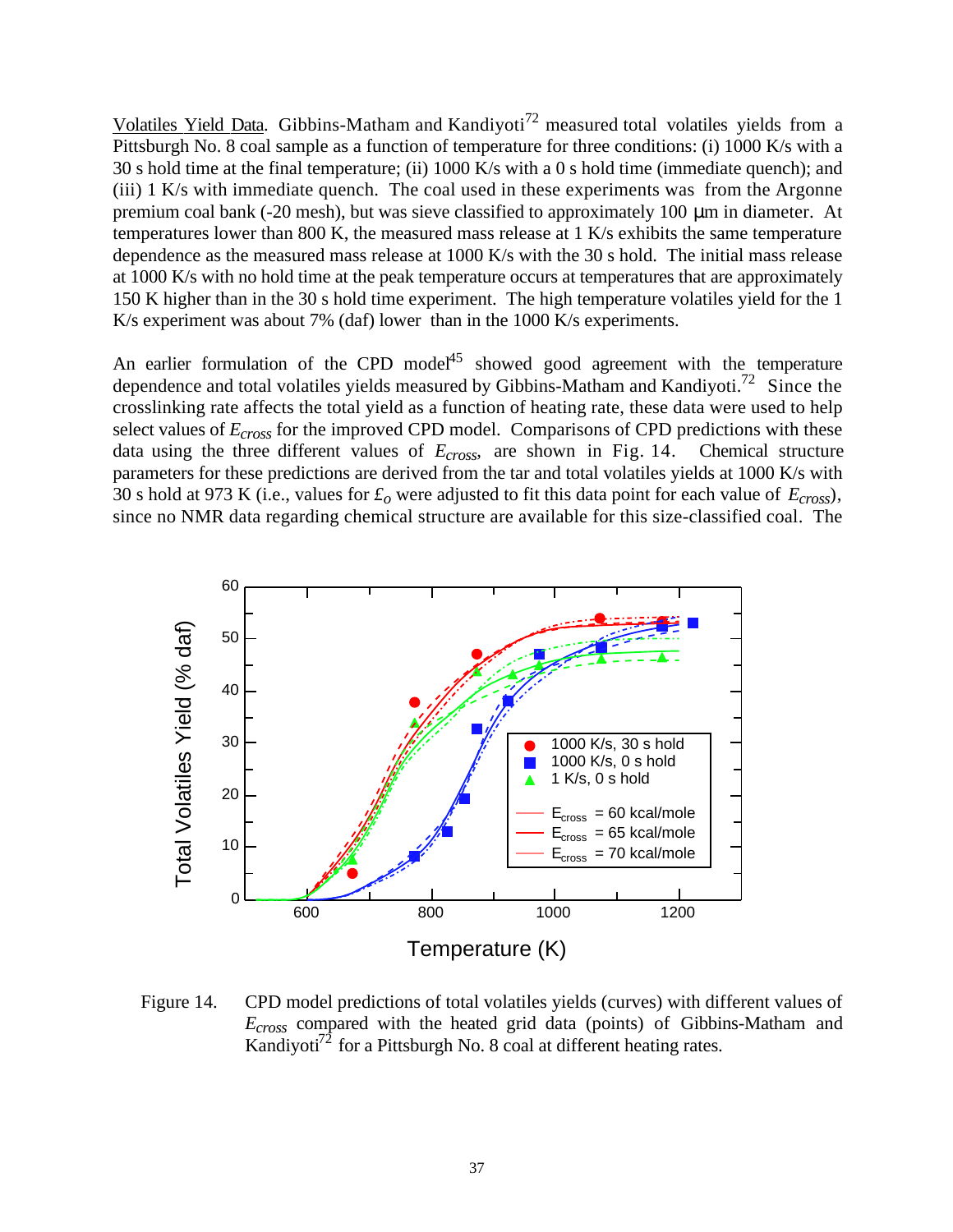Volatiles Yield Data. Gibbins-Matham and Kandiyoti[72] measured total volatiles yields from a Pittsburgh No. 8 coal sample as a function of temperature for three conditions: (i) 1000 K/s with a 30 s hold time at the final temperature; (ii) 1000 K/s with a 0 s hold time (immediate quench); and (iii) 1 K/s with immediate quench. The coal used in these experiments was from the Argonne premium coal bank (-20 mesh), but was sieve classified to approximately 100 μm in diameter. At temperatures lower than 800 K, the measured mass release at 1 K/s exhibits the same temperature dependence as the measured mass release at 1000 K/s with the 30 s hold. The initial mass release at 1000 K/s with no hold time at the peak temperature occurs at temperatures that are approximately 150 K higher than in the 30 s hold time experiment. The high temperature volatiles yield for the 1 K/s experiment was about 7% (daf) lower than in the 1000 K/s experiments.

An earlier formulation of the CPD model[45] showed good agreement with the temperature dependence and total volatiles yields measured by Gibbins-Matham and Kandiyoti.[72] Since the crosslinking rate affects the total yield as a function of heating rate, these data were used to help select values of $E_{cross}$ for the improved CPD model. Comparisons of CPD predictions with these data using the three different values of $E_{cross}$, are shown in Fig. 14. Chemical structure parameters for these predictions are derived from the tar and total volatiles yields at 1000 K/s with 30 s hold at 973 K (i.e., values for $\pounds_o$ were adjusted to fit this data point for each value of $E_{cross}$), since no NMR data regarding chemical structure are available for this size-classified coal. The

Figure 14. CPD model predictions of total volatiles yields (curves) with different values of $E_{cross}$ compared with the heated grid data (points) of Gibbins-Matham and Kandiyoti[72] for a Pittsburgh No. 8 coal at different heating rates.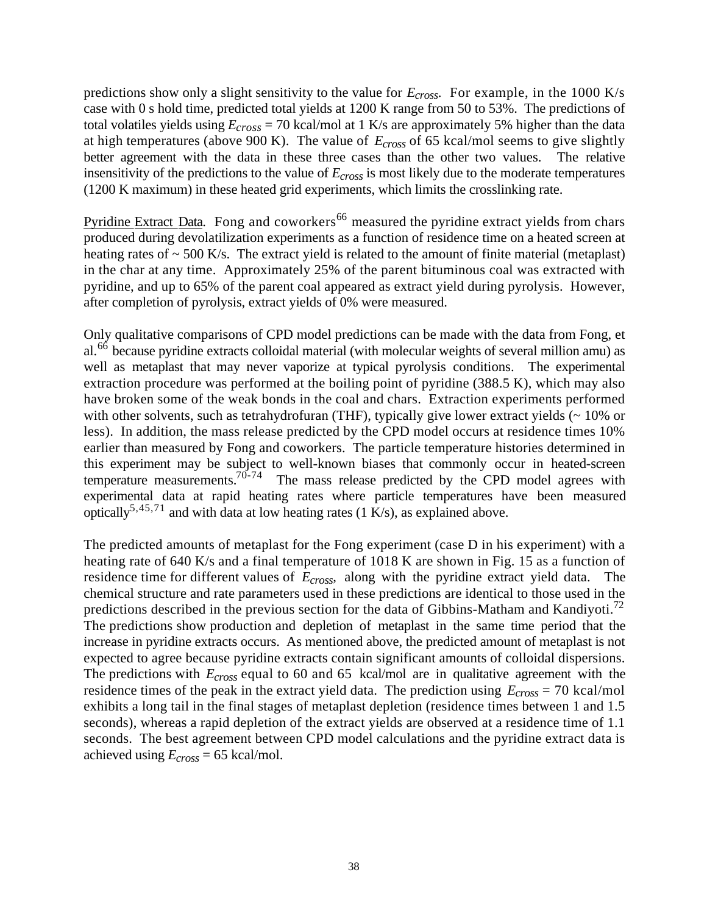predictions show only a slight sensitivity to the value for $E_{cross}$. For example, in the 1000 K/s case with 0 s hold time, predicted total yields at 1200 K range from 50 to 53%. The predictions of total volatiles yields using $E_{cross}$ = 70 kcal/mol at 1 K/s are approximately 5% higher than the data at high temperatures (above 900 K). The value of $E_{cross}$ of 65 kcal/mol seems to give slightly better agreement with the data in these three cases than the other two values. The relative insensitivity of the predictions to the value of $E_{cross}$ is most likely due to the moderate temperatures (1200 K maximum) in these heated grid experiments, which limits the crosslinking rate.

Pyridine Extract Data. Fong and coworkers[66] measured the pyridine extract yields from chars produced during devolatilization experiments as a function of residence time on a heated screen at heating rates of ~ 500 K/s. The extract yield is related to the amount of finite material (metaplast) in the char at any time. Approximately 25% of the parent bituminous coal was extracted with pyridine, and up to 65% of the parent coal appeared as extract yield during pyrolysis. However, after completion of pyrolysis, extract yields of 0% were measured.

Only qualitative comparisons of CPD model predictions can be made with the data from Fong, et al.[66] because pyridine extracts colloidal material (with molecular weights of several million amu) as well as metaplast that may never vaporize at typical pyrolysis conditions. The experimental extraction procedure was performed at the boiling point of pyridine (388.5 K), which may also have broken some of the weak bonds in the coal and chars. Extraction experiments performed with other solvents, such as tetrahydrofuran (THF), typically give lower extract yields (~ 10% or less). In addition, the mass release predicted by the CPD model occurs at residence times 10% earlier than measured by Fong and coworkers. The particle temperature histories determined in this experiment may be subject to well-known biases that commonly occur in heated-screen temperature measurements.[70-74] The mass release predicted by the CPD model agrees with experimental data at rapid heating rates where particle temperatures have been measured optically[5,45,71] and with data at low heating rates (1 K/s), as explained above.

The predicted amounts of metaplast for the Fong experiment (case D in his experiment) with a heating rate of 640 K/s and a final temperature of 1018 K are shown in Fig. 15 as a function of residence time for different values of $E_{cross}$, along with the pyridine extract yield data. The chemical structure and rate parameters used in these predictions are identical to those used in the predictions described in the previous section for the data of Gibbins-Matham and Kandiyoti.[72] The predictions show production and depletion of metaplast in the same time period that the increase in pyridine extracts occurs. As mentioned above, the predicted amount of metaplast is not expected to agree because pyridine extracts contain significant amounts of colloidal dispersions. The predictions with $E_{cross}$ equal to 60 and 65 kcal/mol are in qualitative agreement with the residence times of the peak in the extract yield data. The prediction using $E_{cross}$ = 70 kcal/mol exhibits a long tail in the final stages of metaplast depletion (residence times between 1 and 1.5 seconds), whereas a rapid depletion of the extract yields are observed at a residence time of 1.1 seconds. The best agreement between CPD model calculations and the pyridine extract data is achieved using $E_{cross}$ = 65 kcal/mol.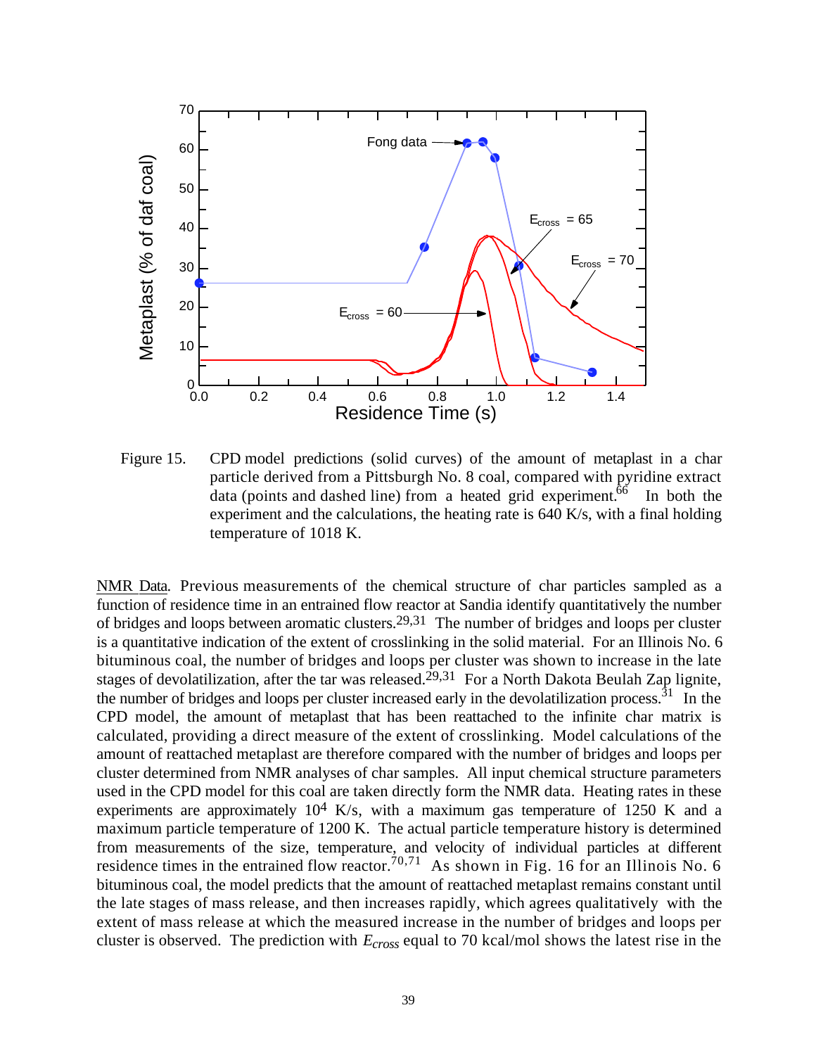Figure 15. CPD model predictions (solid curves) of the amount of metaplast in a char particle derived from a Pittsburgh No. 8 coal, compared with pyridine extract data (points and dashed line) from a heated grid experiment.[66] In both the experiment and the calculations, the heating rate is 640 K/s, with a final holding temperature of 1018 K.

NMR Data. Previous measurements of the chemical structure of char particles sampled as a function of residence time in an entrained flow reactor at Sandia identify quantitatively the number of bridges and loops between aromatic clusters.[29,31] The number of bridges and loops per cluster is a quantitative indication of the extent of crosslinking in the solid material. For an Illinois No. 6 bituminous coal, the number of bridges and loops per cluster was shown to increase in the late stages of devolatilization, after the tar was released.[29,31] For a North Dakota Beulah Zap lignite, the number of bridges and loops per cluster increased early in the devolatilization process.[31] In the CPD model, the amount of metaplast that has been reattached to the infinite char matrix is calculated, providing a direct measure of the extent of crosslinking. Model calculations of the amount of reattached metaplast are therefore compared with the number of bridges and loops per cluster determined from NMR analyses of char samples. All input chemical structure parameters used in the CPD model for this coal are taken directly form the NMR data. Heating rates in these experiments are approximately $10^4$ K/s, with a maximum gas temperature of 1250 K and a maximum particle temperature of 1200 K. The actual particle temperature history is determined from measurements of the size, temperature, and velocity of individual particles at different residence times in the entrained flow reactor.[70,71] As shown in Fig. 16 for an Illinois No. 6 bituminous coal, the model predicts that the amount of reattached metaplast remains constant until the late stages of mass release, and then increases rapidly, which agrees qualitatively with the extent of mass release at which the measured increase in the number of bridges and loops per cluster is observed. The prediction with $E_{cross}$ equal to 70 kcal/mol shows the latest rise in the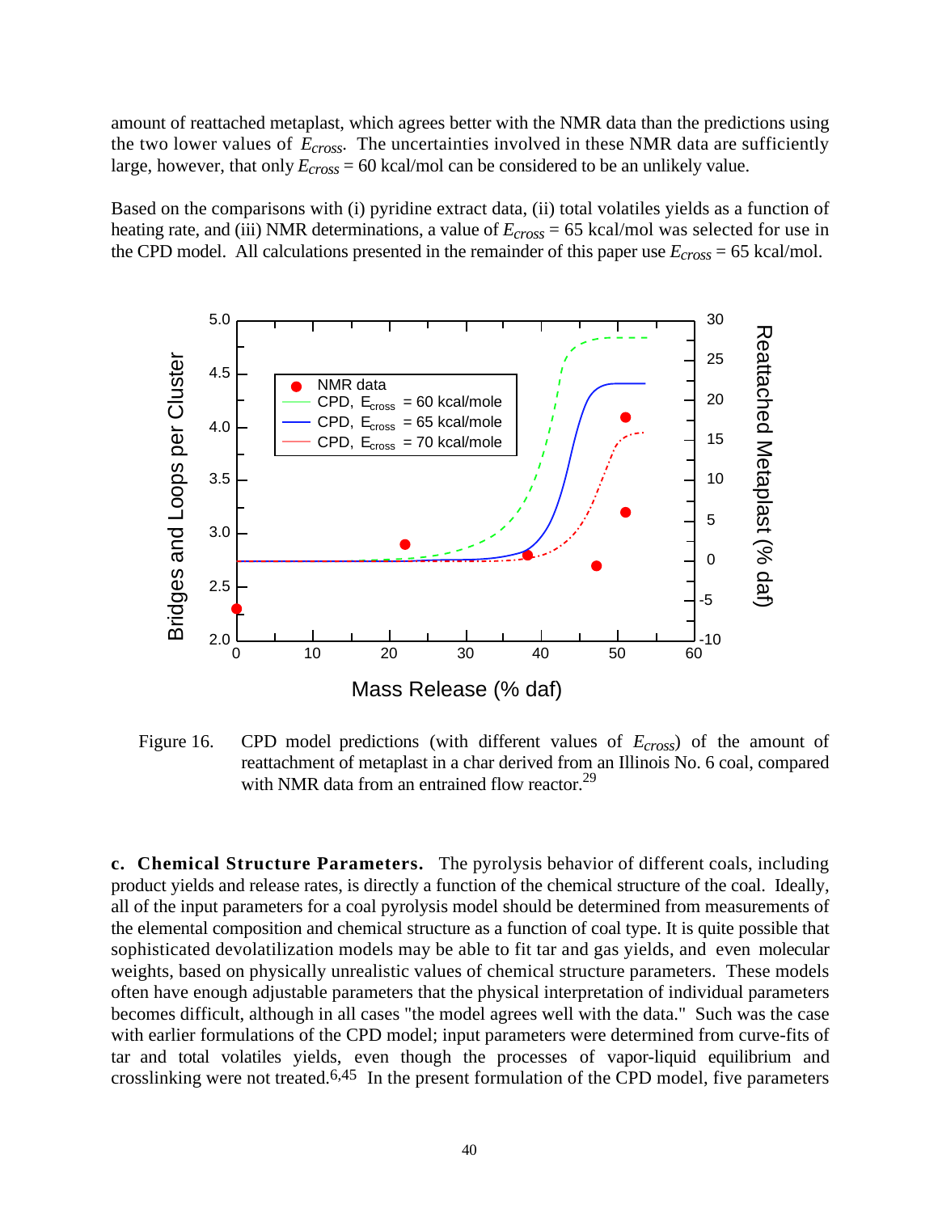amount of reattached metaplast, which agrees better with the NMR data than the predictions using the two lower values of $E_{cross}$. The uncertainties involved in these NMR data are sufficiently large, however, that only $E_{cross}$ = 60 kcal/mol can be considered to be an unlikely value.

Based on the comparisons with (i) pyridine extract data, (ii) total volatiles yields as a function of heating rate, and (iii) NMR determinations, a value of $E_{cross}$ = 65 kcal/mol was selected for use in the CPD model. All calculations presented in the remainder of this paper use $E_{cross}$ = 65 kcal/mol.

Figure 16. CPD model predictions (with different values of $E_{cross}$) of the amount of reattachment of metaplast in a char derived from an Illinois No. 6 coal, compared with NMR data from an entrained flow reactor.[29]

**c. Chemical Structure Parameters.** The pyrolysis behavior of different coals, including product yields and release rates, is directly a function of the chemical structure of the coal. Ideally, all of the input parameters for a coal pyrolysis model should be determined from measurements of the elemental composition and chemical structure as a function of coal type. It is quite possible that sophisticated devolatilization models may be able to fit tar and gas yields, and even molecular weights, based on physically unrealistic values of chemical structure parameters. These models often have enough adjustable parameters that the physical interpretation of individual parameters becomes difficult, although in all cases "the model agrees well with the data." Such was the case with earlier formulations of the CPD model; input parameters were determined from curve-fits of tar and total volatiles yields, even though the processes of vapor-liquid equilibrium and crosslinking were not treated.[6,45] In the present formulation of the CPD model, five parameters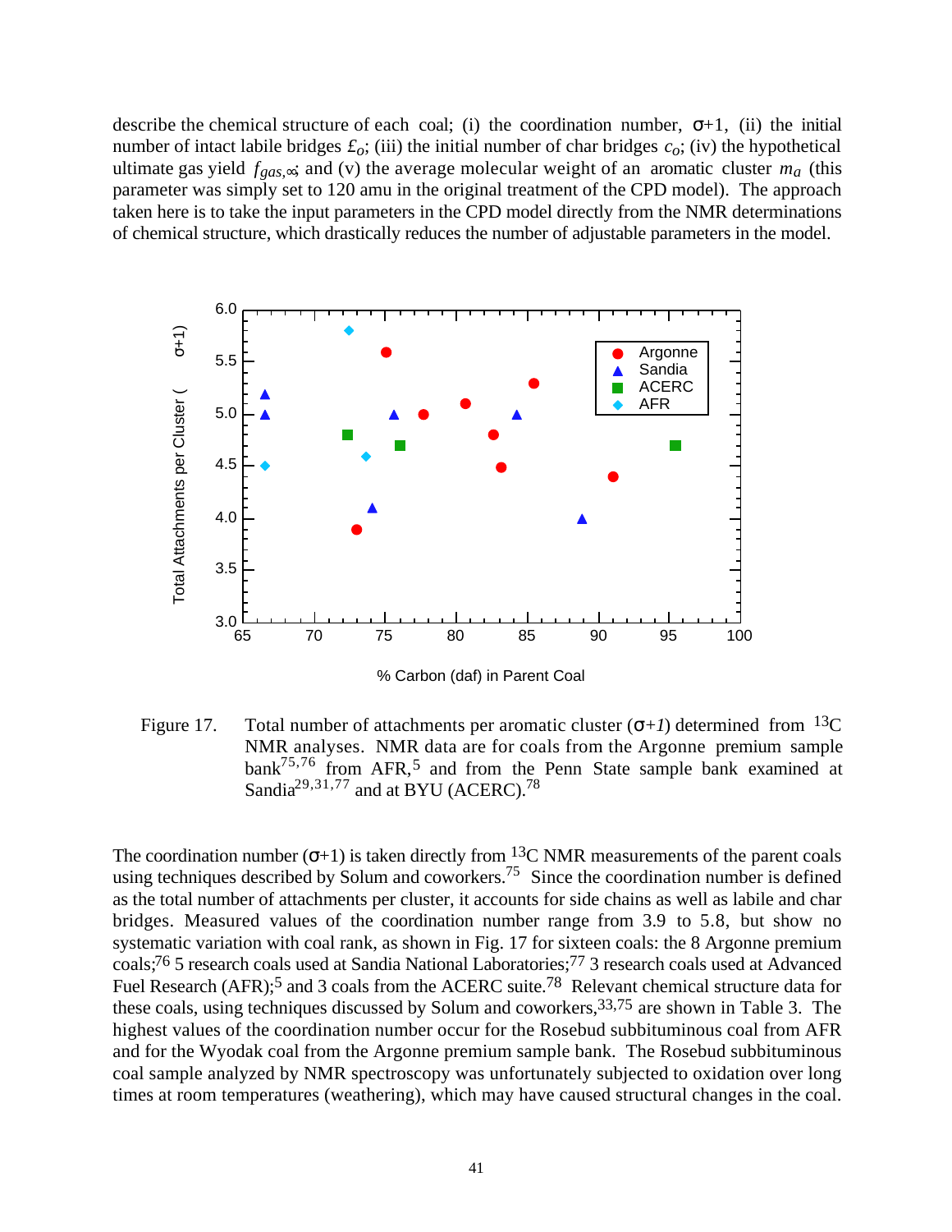describe the chemical structure of each coal; (i) the coordination number, $\sigma$+1, (ii) the initial number of intact labile bridges $\pounds_o$; (iii) the initial number of char bridges $c_o$; (iv) the hypothetical ultimate gas yield $f_{gas,\infty}$; and (v) the average molecular weight of an aromatic cluster $m_a$ (this parameter was simply set to 120 amu in the original treatment of the CPD model). The approach taken here is to take the input parameters in the CPD model directly from the NMR determinations of chemical structure, which drastically reduces the number of adjustable parameters in the model.

Figure 17. Total number of attachments per aromatic cluster ($\sigma$+*1*) determined from $^{13}$C NMR analyses. NMR data are for coals from the Argonne premium sample bank[75,76] from AFR,[5] and from the Penn State sample bank examined at Sandia[29,31,77] and at BYU (ACERC).[78]

The coordination number ($\sigma$+1) is taken directly from $^{13}$C NMR measurements of the parent coals using techniques described by Solum and coworkers.[75] Since the coordination number is defined as the total number of attachments per cluster, it accounts for side chains as well as labile and char bridges. Measured values of the coordination number range from 3.9 to 5.8, but show no systematic variation with coal rank, as shown in Fig. 17 for sixteen coals: the 8 Argonne premium coals;[76] 5 research coals used at Sandia National Laboratories;[77] 3 research coals used at Advanced Fuel Research (AFR);[5] and 3 coals from the ACERC suite.[78] Relevant chemical structure data for these coals, using techniques discussed by Solum and coworkers,[33,75] are shown in Table 3. The highest values of the coordination number occur for the Rosebud subbituminous coal from AFR and for the Wyodak coal from the Argonne premium sample bank. The Rosebud subbituminous coal sample analyzed by NMR spectroscopy was unfortunately subjected to oxidation over long times at room temperatures (weathering), which may have caused structural changes in the coal.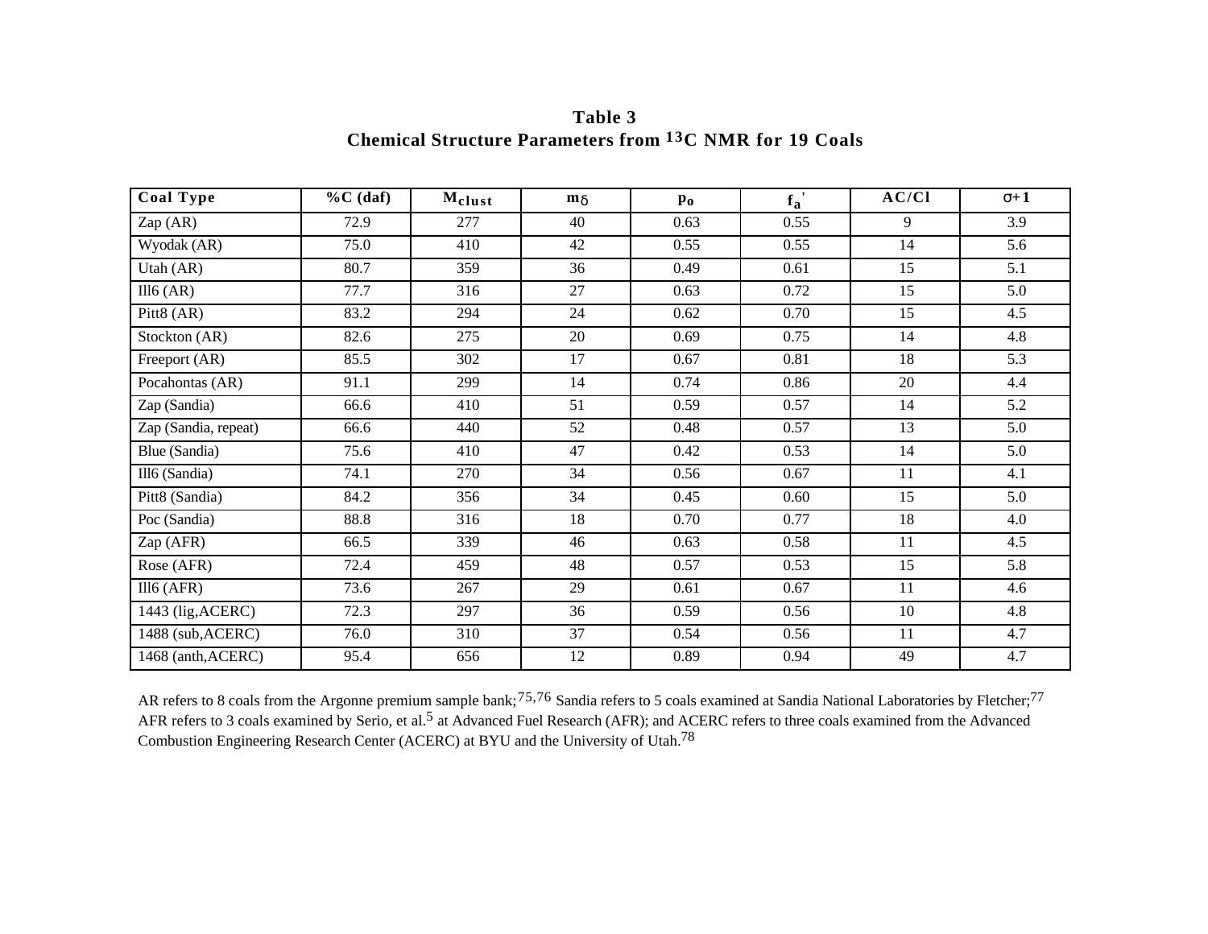**Table 3**
**Chemical Structure Parameters from $^{13}$C NMR for 19 Coals**

| Coal Type | %C (daf) | $M_{clust}$ | $m_\delta$ | $p_o$ | $f_a'$ | AC/Cl | $\sigma+1$ |
|---|---|---|---|---|---|---|---|
| Zap (AR) | 72.9 | 277 | 40 | 0.63 | 0.55 | 9 | 3.9 |
| Wyodak (AR) | 75.0 | 410 | 42 | 0.55 | 0.55 | 14 | 5.6 |
| Utah (AR) | 80.7 | 359 | 36 | 0.49 | 0.61 | 15 | 5.1 |
| Ill6 (AR) | 77.7 | 316 | 27 | 0.63 | 0.72 | 15 | 5.0 |
| Pitt8 (AR) | 83.2 | 294 | 24 | 0.62 | 0.70 | 15 | 4.5 |
| Stockton (AR) | 82.6 | 275 | 20 | 0.69 | 0.75 | 14 | 4.8 |
| Freeport (AR) | 85.5 | 302 | 17 | 0.67 | 0.81 | 18 | 5.3 |
| Pocahontas (AR) | 91.1 | 299 | 14 | 0.74 | 0.86 | 20 | 4.4 |
| Zap (Sandia) | 66.6 | 410 | 51 | 0.59 | 0.57 | 14 | 5.2 |
| Zap (Sandia, repeat) | 66.6 | 440 | 52 | 0.48 | 0.57 | 13 | 5.0 |
| Blue (Sandia) | 75.6 | 410 | 47 | 0.42 | 0.53 | 14 | 5.0 |
| Ill6 (Sandia) | 74.1 | 270 | 34 | 0.56 | 0.67 | 11 | 4.1 |
| Pitt8 (Sandia) | 84.2 | 356 | 34 | 0.45 | 0.60 | 15 | 5.0 |
| Poc (Sandia) | 88.8 | 316 | 18 | 0.70 | 0.77 | 18 | 4.0 |
| Zap (AFR) | 66.5 | 339 | 46 | 0.63 | 0.58 | 11 | 4.5 |
| Rose (AFR) | 72.4 | 459 | 48 | 0.57 | 0.53 | 15 | 5.8 |
| Ill6 (AFR) | 73.6 | 267 | 29 | 0.61 | 0.67 | 11 | 4.6 |
| 1443 (lig,ACERC) | 72.3 | 297 | 36 | 0.59 | 0.56 | 10 | 4.8 |
| 1488 (sub,ACERC) | 76.0 | 310 | 37 | 0.54 | 0.56 | 11 | 4.7 |
| 1468 (anth,ACERC) | 95.4 | 656 | 12 | 0.89 | 0.94 | 49 | 4.7 |

AR refers to 8 coals from the Argonne premium sample bank;[75,76] Sandia refers to 5 coals examined at Sandia National Laboratories by Fletcher;[77] AFR refers to 3 coals examined by Serio, et al.[5] at Advanced Fuel Research (AFR); and ACERC refers to three coals examined from the Advanced Combustion Engineering Research Center (ACERC) at BYU and the University of Utah.[78]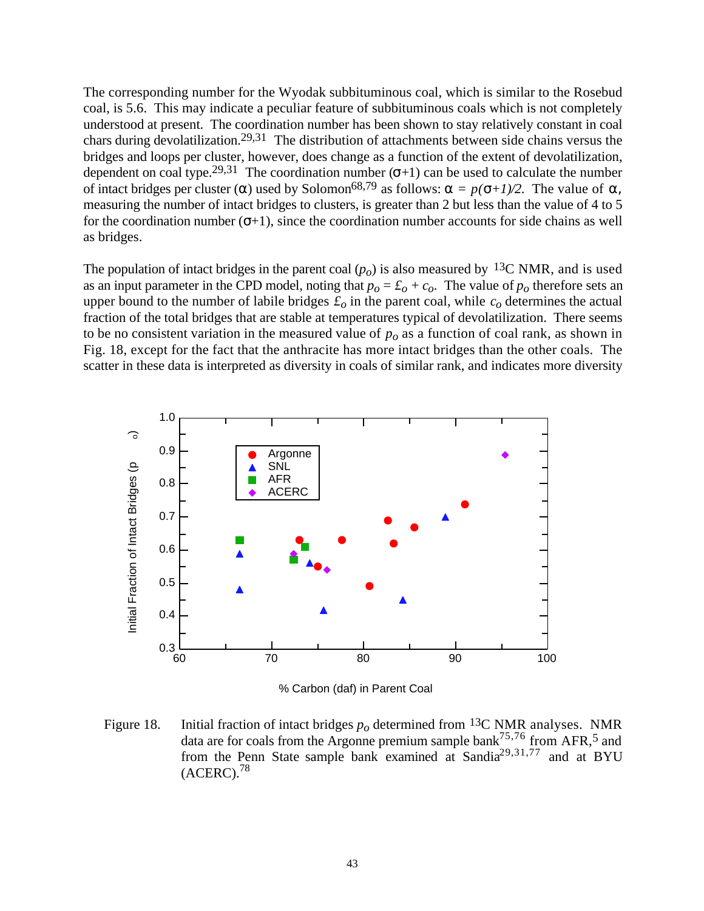The corresponding number for the Wyodak subbituminous coal, which is similar to the Rosebud coal, is 5.6. This may indicate a peculiar feature of subbituminous coals which is not completely understood at present. The coordination number has been shown to stay relatively constant in coal chars during devolatilization.[29,31] The distribution of attachments between side chains versus the bridges and loops per cluster, however, does change as a function of the extent of devolatilization, dependent on coal type.[29,31] The coordination number ($\sigma$+1) can be used to calculate the number of intact bridges per cluster ($\alpha$) used by Solomon[68,79] as follows: $\alpha = p(\sigma+1)/2$. The value of $\alpha$, measuring the number of intact bridges to clusters, is greater than 2 but less than the value of 4 to 5 for the coordination number ($\sigma$+1), since the coordination number accounts for side chains as well as bridges.

The population of intact bridges in the parent coal ($p_o$) is also measured by $^{13}$C NMR, and is used as an input parameter in the CPD model, noting that $p_o = £_o + c_o$. The value of $p_o$ therefore sets an upper bound to the number of labile bridges $£_o$ in the parent coal, while $c_o$ determines the actual fraction of the total bridges that are stable at temperatures typical of devolatilization. There seems to be no consistent variation in the measured value of $p_o$ as a function of coal rank, as shown in Fig. 18, except for the fact that the anthracite has more intact bridges than the other coals. The scatter in these data is interpreted as diversity in coals of similar rank, and indicates more diversity

Figure 18. Initial fraction of intact bridges $p_o$ determined from $^{13}$C NMR analyses. NMR data are for coals from the Argonne premium sample bank[75,76] from AFR,[5] and from the Penn State sample bank examined at Sandia[29,31,77] and at BYU (ACERC).[78]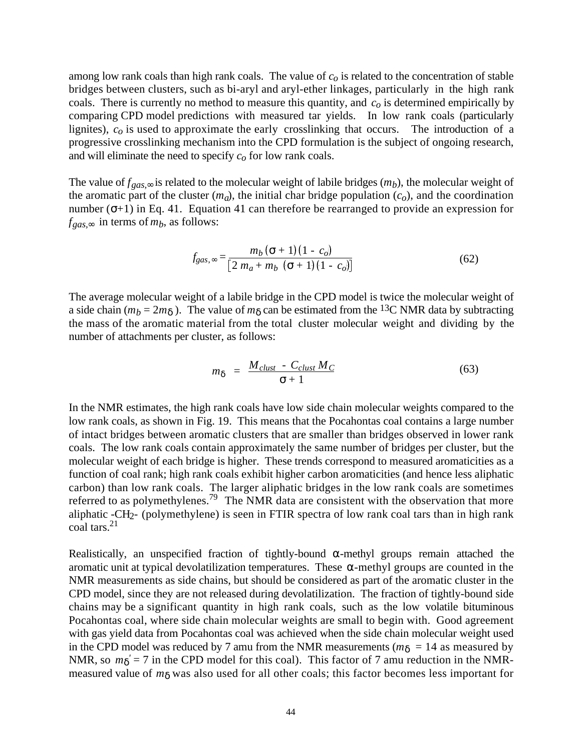among low rank coals than high rank coals. The value of $c_o$ is related to the concentration of stable bridges between clusters, such as bi-aryl and aryl-ether linkages, particularly in the high rank coals. There is currently no method to measure this quantity, and $c_o$ is determined empirically by comparing CPD model predictions with measured tar yields. In low rank coals (particularly lignites), $c_o$ is used to approximate the early crosslinking that occurs. The introduction of a progressive crosslinking mechanism into the CPD formulation is the subject of ongoing research, and will eliminate the need to specify $c_o$ for low rank coals.

The value of $f_{gas,\infty}$ is related to the molecular weight of labile bridges ($m_b$), the molecular weight of the aromatic part of the cluster ($m_a$), the initial char bridge population ($c_o$), and the coordination number ($\sigma$+1) in Eq. 41. Equation 41 can therefore be rearranged to provide an expression for $f_{gas,\infty}$ in terms of $m_b$, as follows:

$$f_{gas,\infty} = \frac{m_b\,(\sigma + 1)(1 - c_o)}{\left[2\, m_a + m_b\, (\sigma + 1)(1 - c_o)\right]} \tag{62}$$

The average molecular weight of a labile bridge in the CPD model is twice the molecular weight of a side chain ($m_b = 2m_\delta$). The value of $m_\delta$ can be estimated from the $^{13}$C NMR data by subtracting the mass of the aromatic material from the total cluster molecular weight and dividing by the number of attachments per cluster, as follows:

$$m_\delta = \frac{M_{clust} - C_{clust}\, M_C}{\sigma + 1} \tag{63}$$

In the NMR estimates, the high rank coals have low side chain molecular weights compared to the low rank coals, as shown in Fig. 19. This means that the Pocahontas coal contains a large number of intact bridges between aromatic clusters that are smaller than bridges observed in lower rank coals. The low rank coals contain approximately the same number of bridges per cluster, but the molecular weight of each bridge is higher. These trends correspond to measured aromaticities as a function of coal rank; high rank coals exhibit higher carbon aromaticities (and hence less aliphatic carbon) than low rank coals. The larger aliphatic bridges in the low rank coals are sometimes referred to as polymethylenes.[79] The NMR data are consistent with the observation that more aliphatic -$CH_2$- (polymethylene) is seen in FTIR spectra of low rank coal tars than in high rank coal tars.[21]

Realistically, an unspecified fraction of tightly-bound $\alpha$-methyl groups remain attached the aromatic unit at typical devolatilization temperatures. These $\alpha$-methyl groups are counted in the NMR measurements as side chains, but should be considered as part of the aromatic cluster in the CPD model, since they are not released during devolatilization. The fraction of tightly-bound side chains may be a significant quantity in high rank coals, such as the low volatile bituminous Pocahontas coal, where side chain molecular weights are small to begin with. Good agreement with gas yield data from Pocahontas coal was achieved when the side chain molecular weight used in the CPD model was reduced by 7 amu from the NMR measurements ($m_\delta$ = 14 as measured by NMR, so $m_\delta'$ = 7 in the CPD model for this coal). This factor of 7 amu reduction in the NMR-measured value of $m_\delta$ was also used for all other coals; this factor becomes less important for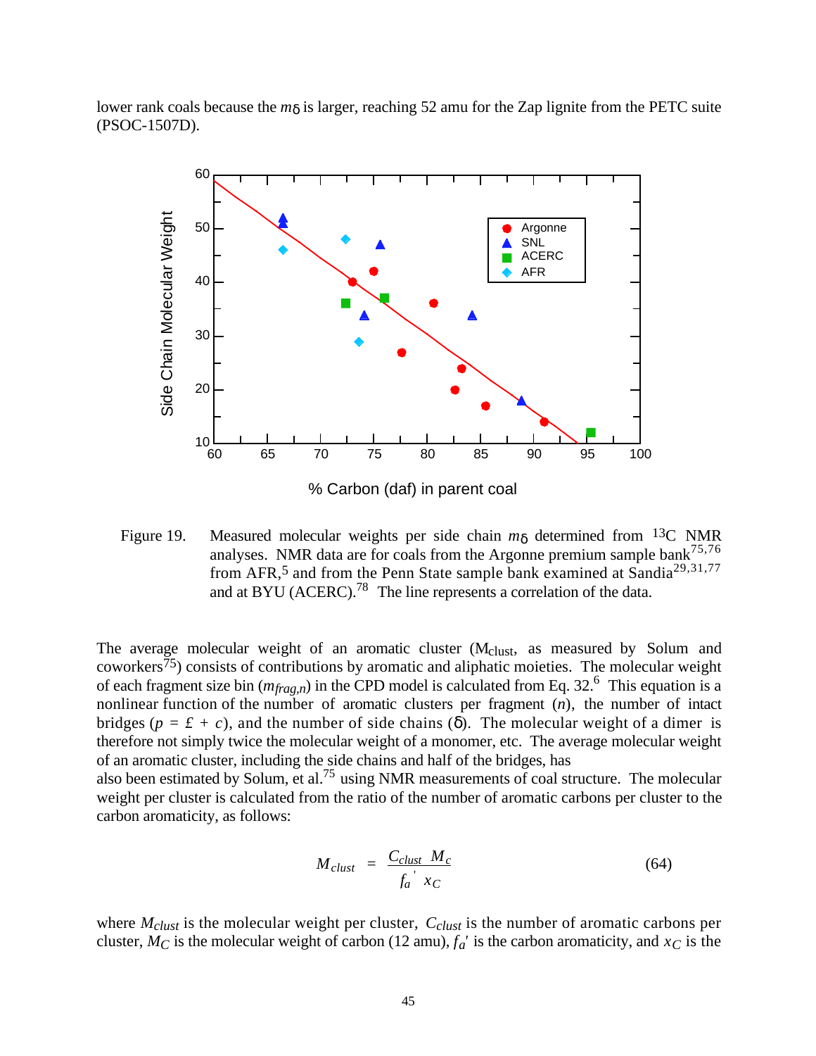lower rank coals because the $m_\delta$ is larger, reaching 52 amu for the Zap lignite from the PETC suite (PSOC-1507D).

Figure 19. Measured molecular weights per side chain $m_\delta$ determined from $^{13}C$ NMR analyses. NMR data are for coals from the Argonne premium sample bank[75,76] from AFR,[5] and from the Penn State sample bank examined at Sandia[29,31,77] and at BYU (ACERC).[78] The line represents a correlation of the data.

The average molecular weight of an aromatic cluster ($M_{clust}$, as measured by Solum and coworkers[75]) consists of contributions by aromatic and aliphatic moieties. The molecular weight of each fragment size bin ($m_{frag,n}$) in the CPD model is calculated from Eq. 32.[6] This equation is a nonlinear function of the number of aromatic clusters per fragment ($n$), the number of intact bridges ($p = £ + c$), and the number of side chains (δ). The molecular weight of a dimer is therefore not simply twice the molecular weight of a monomer, etc. The average molecular weight of an aromatic cluster, including the side chains and half of the bridges, has also been estimated by Solum, et al.[75] using NMR measurements of coal structure. The molecular weight per cluster is calculated from the ratio of the number of aromatic carbons per cluster to the carbon aromaticity, as follows:

$$M_{clust} = \frac{C_{clust}\ M_c}{f_a{}'\ x_C} \tag{64}$$

where $M_{clust}$ is the molecular weight per cluster, $C_{clust}$ is the number of aromatic carbons per cluster, $M_C$ is the molecular weight of carbon (12 amu), $f_a{}'$ is the carbon aromaticity, and $x_C$ is the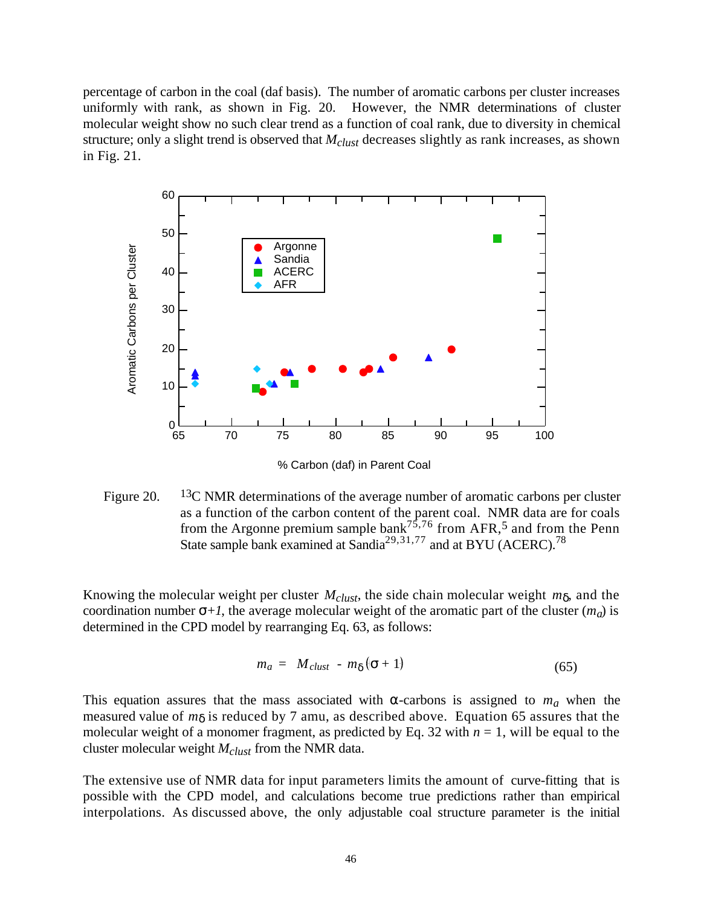percentage of carbon in the coal (daf basis). The number of aromatic carbons per cluster increases uniformly with rank, as shown in Fig. 20. However, the NMR determinations of cluster molecular weight show no such clear trend as a function of coal rank, due to diversity in chemical structure; only a slight trend is observed that $M_{clust}$ decreases slightly as rank increases, as shown in Fig. 21.

Figure 20. $^{13}$C NMR determinations of the average number of aromatic carbons per cluster as a function of the carbon content of the parent coal. NMR data are for coals from the Argonne premium sample bank[75,76] from AFR,[5] and from the Penn State sample bank examined at Sandia[29,31,77] and at BYU (ACERC).[78]

Knowing the molecular weight per cluster $M_{clust}$, the side chain molecular weight $m_\delta$, and the coordination number $\sigma+1$, the average molecular weight of the aromatic part of the cluster ($m_a$) is determined in the CPD model by rearranging Eq. 63, as follows:

$$m_a = M_{clust} - m_\delta(\sigma + 1) \tag{65}$$

This equation assures that the mass associated with $\alpha$-carbons is assigned to $m_a$ when the measured value of $m_\delta$ is reduced by 7 amu, as described above. Equation 65 assures that the molecular weight of a monomer fragment, as predicted by Eq. 32 with $n = 1$, will be equal to the cluster molecular weight $M_{clust}$ from the NMR data.

The extensive use of NMR data for input parameters limits the amount of curve-fitting that is possible with the CPD model, and calculations become true predictions rather than empirical interpolations. As discussed above, the only adjustable coal structure parameter is the initial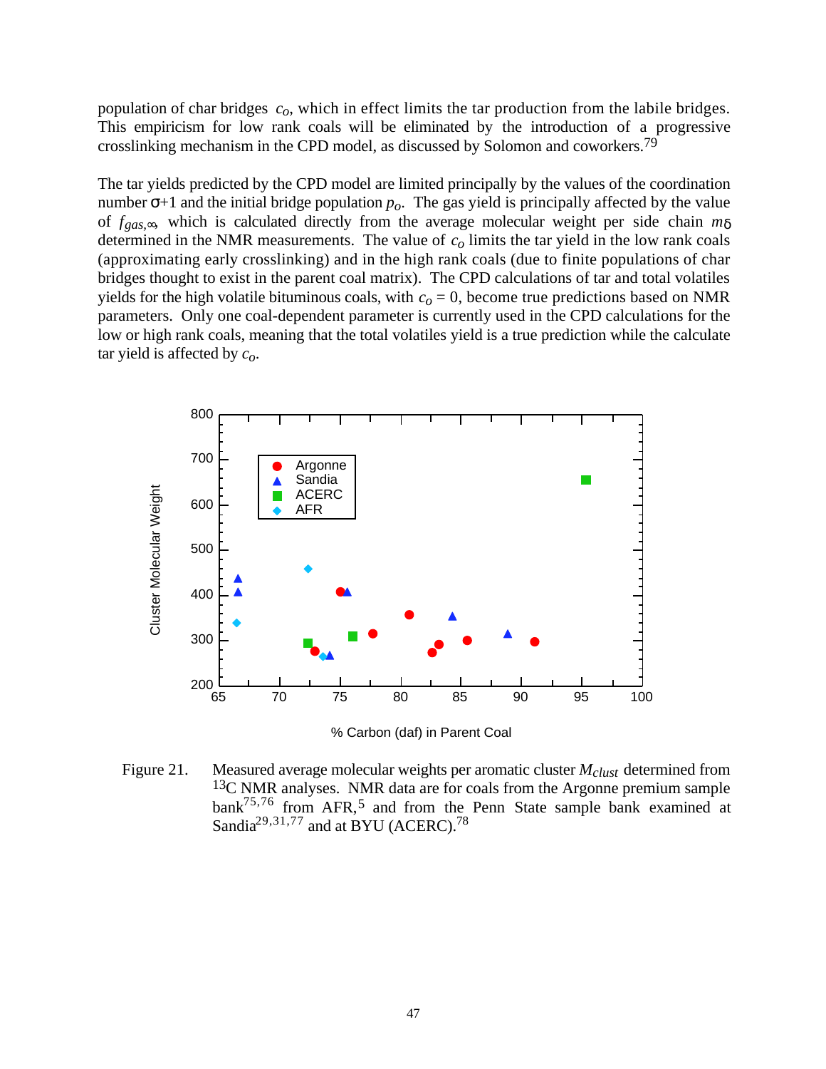population of char bridges $c_o$, which in effect limits the tar production from the labile bridges. This empiricism for low rank coals will be eliminated by the introduction of a progressive crosslinking mechanism in the CPD model, as discussed by Solomon and coworkers.[79]

The tar yields predicted by the CPD model are limited principally by the values of the coordination number $\sigma$+1 and the initial bridge population $p_o$. The gas yield is principally affected by the value of $f_{gas,\infty}$, which is calculated directly from the average molecular weight per side chain $m_\delta$ determined in the NMR measurements. The value of $c_o$ limits the tar yield in the low rank coals (approximating early crosslinking) and in the high rank coals (due to finite populations of char bridges thought to exist in the parent coal matrix). The CPD calculations of tar and total volatiles yields for the high volatile bituminous coals, with $c_o = 0$, become true predictions based on NMR parameters. Only one coal-dependent parameter is currently used in the CPD calculations for the low or high rank coals, meaning that the total volatiles yield is a true prediction while the calculate tar yield is affected by $c_o$.

Figure 21. Measured average molecular weights per aromatic cluster $M_{clust}$ determined from $^{13}$C NMR analyses. NMR data are for coals from the Argonne premium sample bank[75,76] from AFR,[5] and from the Penn State sample bank examined at Sandia[29,31,77] and at BYU (ACERC).[78]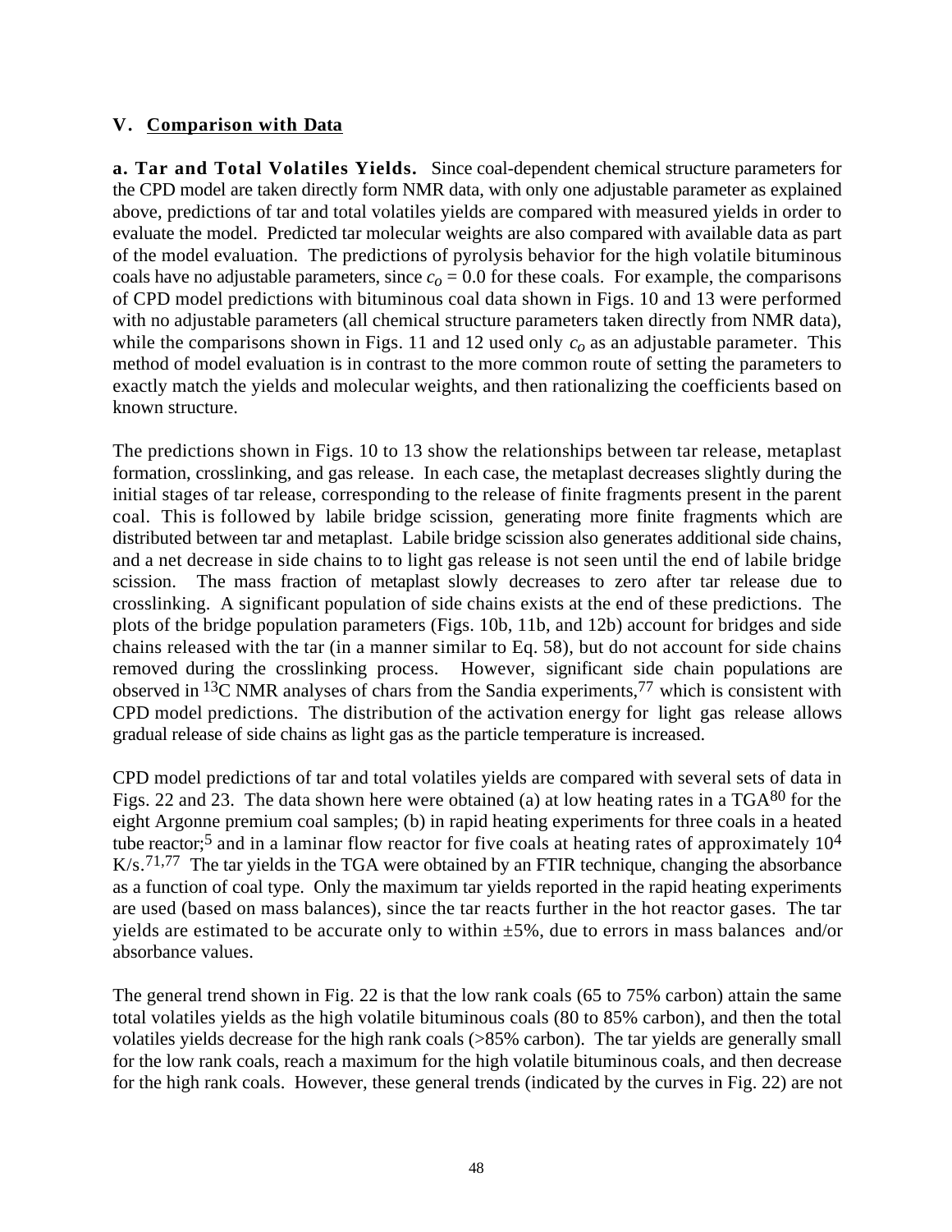## V. Comparison with Data

**a. Tar and Total Volatiles Yields.** Since coal-dependent chemical structure parameters for the CPD model are taken directly form NMR data, with only one adjustable parameter as explained above, predictions of tar and total volatiles yields are compared with measured yields in order to evaluate the model. Predicted tar molecular weights are also compared with available data as part of the model evaluation. The predictions of pyrolysis behavior for the high volatile bituminous coals have no adjustable parameters, since $c_o = 0.0$ for these coals. For example, the comparisons of CPD model predictions with bituminous coal data shown in Figs. 10 and 13 were performed with no adjustable parameters (all chemical structure parameters taken directly from NMR data), while the comparisons shown in Figs. 11 and 12 used only $c_o$ as an adjustable parameter. This method of model evaluation is in contrast to the more common route of setting the parameters to exactly match the yields and molecular weights, and then rationalizing the coefficients based on known structure.

The predictions shown in Figs. 10 to 13 show the relationships between tar release, metaplast formation, crosslinking, and gas release. In each case, the metaplast decreases slightly during the initial stages of tar release, corresponding to the release of finite fragments present in the parent coal. This is followed by labile bridge scission, generating more finite fragments which are distributed between tar and metaplast. Labile bridge scission also generates additional side chains, and a net decrease in side chains to to light gas release is not seen until the end of labile bridge scission. The mass fraction of metaplast slowly decreases to zero after tar release due to crosslinking. A significant population of side chains exists at the end of these predictions. The plots of the bridge population parameters (Figs. 10b, 11b, and 12b) account for bridges and side chains released with the tar (in a manner similar to Eq. 58), but do not account for side chains removed during the crosslinking process. However, significant side chain populations are observed in $^{13}$C NMR analyses of chars from the Sandia experiments,[77] which is consistent with CPD model predictions. The distribution of the activation energy for light gas release allows gradual release of side chains as light gas as the particle temperature is increased.

CPD model predictions of tar and total volatiles yields are compared with several sets of data in Figs. 22 and 23. The data shown here were obtained (a) at low heating rates in a TGA[80] for the eight Argonne premium coal samples; (b) in rapid heating experiments for three coals in a heated tube reactor;[5] and in a laminar flow reactor for five coals at heating rates of approximately $10^4$ K/s.[71,77] The tar yields in the TGA were obtained by an FTIR technique, changing the absorbance as a function of coal type. Only the maximum tar yields reported in the rapid heating experiments are used (based on mass balances), since the tar reacts further in the hot reactor gases. The tar yields are estimated to be accurate only to within ±5%, due to errors in mass balances and/or absorbance values.

The general trend shown in Fig. 22 is that the low rank coals (65 to 75% carbon) attain the same total volatiles yields as the high volatile bituminous coals (80 to 85% carbon), and then the total volatiles yields decrease for the high rank coals (>85% carbon). The tar yields are generally small for the low rank coals, reach a maximum for the high volatile bituminous coals, and then decrease for the high rank coals. However, these general trends (indicated by the curves in Fig. 22) are not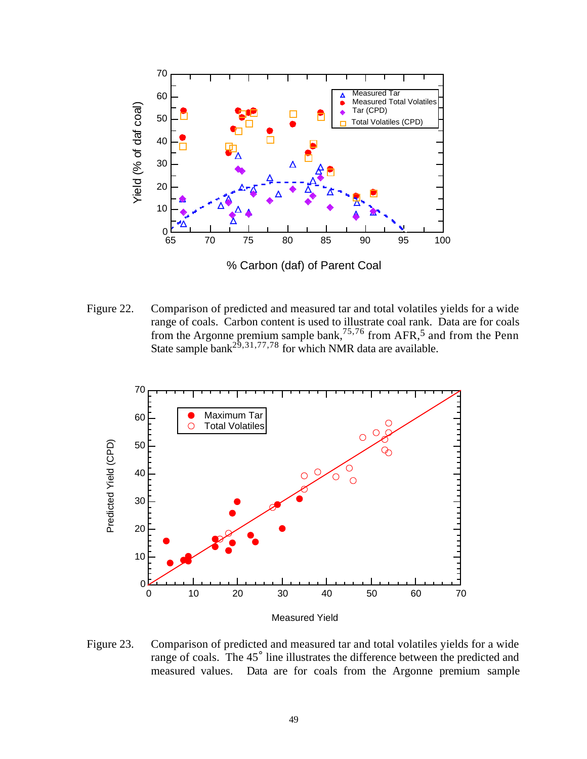Figure 22. Comparison of predicted and measured tar and total volatiles yields for a wide range of coals. Carbon content is used to illustrate coal rank. Data are for coals from the Argonne premium sample bank,[75,76] from AFR,[5] and from the Penn State sample bank[29,31,77,78] for which NMR data are available.

Figure 23. Comparison of predicted and measured tar and total volatiles yields for a wide range of coals. The 45˚ line illustrates the difference between the predicted and measured values. Data are for coals from the Argonne premium sample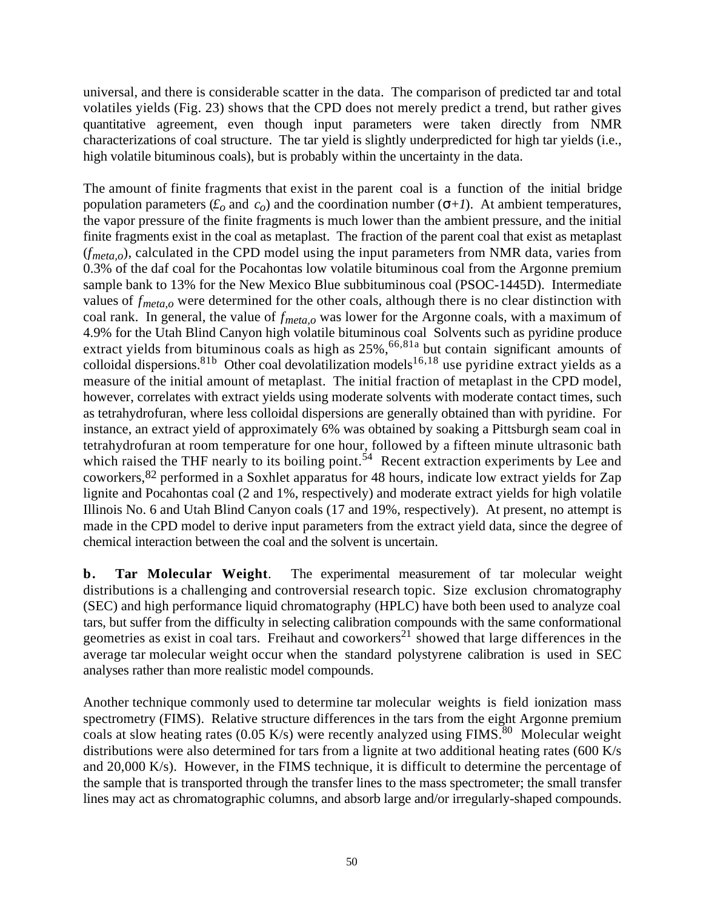universal, and there is considerable scatter in the data. The comparison of predicted tar and total volatiles yields (Fig. 23) shows that the CPD does not merely predict a trend, but rather gives quantitative agreement, even though input parameters were taken directly from NMR characterizations of coal structure. The tar yield is slightly underpredicted for high tar yields (i.e., high volatile bituminous coals), but is probably within the uncertainty in the data.

The amount of finite fragments that exist in the parent coal is a function of the initial bridge population parameters ($£_o$ and $c_o$) and the coordination number ($\sigma+1$). At ambient temperatures, the vapor pressure of the finite fragments is much lower than the ambient pressure, and the initial finite fragments exist in the coal as metaplast. The fraction of the parent coal that exist as metaplast ($f_{meta,o}$), calculated in the CPD model using the input parameters from NMR data, varies from 0.3% of the daf coal for the Pocahontas low volatile bituminous coal from the Argonne premium sample bank to 13% for the New Mexico Blue subbituminous coal (PSOC-1445D). Intermediate values of $f_{meta,o}$ were determined for the other coals, although there is no clear distinction with coal rank. In general, the value of $f_{meta,o}$ was lower for the Argonne coals, with a maximum of 4.9% for the Utah Blind Canyon high volatile bituminous coal Solvents such as pyridine produce extract yields from bituminous coals as high as 25%,[66,81a] but contain significant amounts of colloidal dispersions.[81b] Other coal devolatilization models[16,18] use pyridine extract yields as a measure of the initial amount of metaplast. The initial fraction of metaplast in the CPD model, however, correlates with extract yields using moderate solvents with moderate contact times, such as tetrahydrofuran, where less colloidal dispersions are generally obtained than with pyridine. For instance, an extract yield of approximately 6% was obtained by soaking a Pittsburgh seam coal in tetrahydrofuran at room temperature for one hour, followed by a fifteen minute ultrasonic bath which raised the THF nearly to its boiling point.[54] Recent extraction experiments by Lee and coworkers,[82] performed in a Soxhlet apparatus for 48 hours, indicate low extract yields for Zap lignite and Pocahontas coal (2 and 1%, respectively) and moderate extract yields for high volatile Illinois No. 6 and Utah Blind Canyon coals (17 and 19%, respectively). At present, no attempt is made in the CPD model to derive input parameters from the extract yield data, since the degree of chemical interaction between the coal and the solvent is uncertain.

**b. Tar Molecular Weight**. The experimental measurement of tar molecular weight distributions is a challenging and controversial research topic. Size exclusion chromatography (SEC) and high performance liquid chromatography (HPLC) have both been used to analyze coal tars, but suffer from the difficulty in selecting calibration compounds with the same conformational geometries as exist in coal tars. Freihaut and coworkers[21] showed that large differences in the average tar molecular weight occur when the standard polystyrene calibration is used in SEC analyses rather than more realistic model compounds.

Another technique commonly used to determine tar molecular weights is field ionization mass spectrometry (FIMS). Relative structure differences in the tars from the eight Argonne premium coals at slow heating rates (0.05 K/s) were recently analyzed using FIMS.[80] Molecular weight distributions were also determined for tars from a lignite at two additional heating rates (600 K/s and 20,000 K/s). However, in the FIMS technique, it is difficult to determine the percentage of the sample that is transported through the transfer lines to the mass spectrometer; the small transfer lines may act as chromatographic columns, and absorb large and/or irregularly-shaped compounds.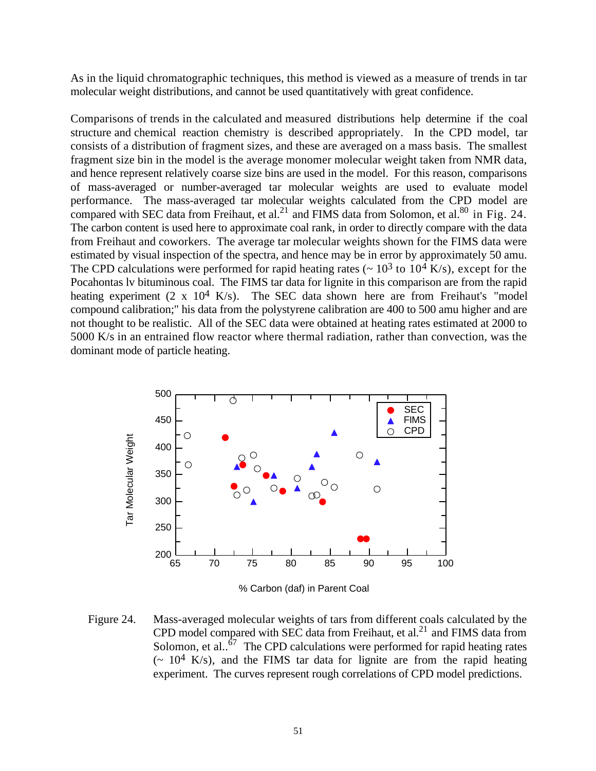As in the liquid chromatographic techniques, this method is viewed as a measure of trends in tar molecular weight distributions, and cannot be used quantitatively with great confidence.

Comparisons of trends in the calculated and measured distributions help determine if the coal structure and chemical reaction chemistry is described appropriately. In the CPD model, tar consists of a distribution of fragment sizes, and these are averaged on a mass basis. The smallest fragment size bin in the model is the average monomer molecular weight taken from NMR data, and hence represent relatively coarse size bins are used in the model. For this reason, comparisons of mass-averaged or number-averaged tar molecular weights are used to evaluate model performance. The mass-averaged tar molecular weights calculated from the CPD model are compared with SEC data from Freihaut, et al.[21] and FIMS data from Solomon, et al.[80] in Fig. 24. The carbon content is used here to approximate coal rank, in order to directly compare with the data from Freihaut and coworkers. The average tar molecular weights shown for the FIMS data were estimated by visual inspection of the spectra, and hence may be in error by approximately 50 amu. The CPD calculations were performed for rapid heating rates (~ $10^3$ to $10^4$ K/s), except for the Pocahontas lv bituminous coal. The FIMS tar data for lignite in this comparison are from the rapid heating experiment (2 x $10^4$ K/s). The SEC data shown here are from Freihaut's "model compound calibration;" his data from the polystyrene calibration are 400 to 500 amu higher and are not thought to be realistic. All of the SEC data were obtained at heating rates estimated at 2000 to 5000 K/s in an entrained flow reactor where thermal radiation, rather than convection, was the dominant mode of particle heating.

Figure 24. Mass-averaged molecular weights of tars from different coals calculated by the CPD model compared with SEC data from Freihaut, et al.[21] and FIMS data from Solomon, et al..[67] The CPD calculations were performed for rapid heating rates (~ $10^4$ K/s), and the FIMS tar data for lignite are from the rapid heating experiment. The curves represent rough correlations of CPD model predictions.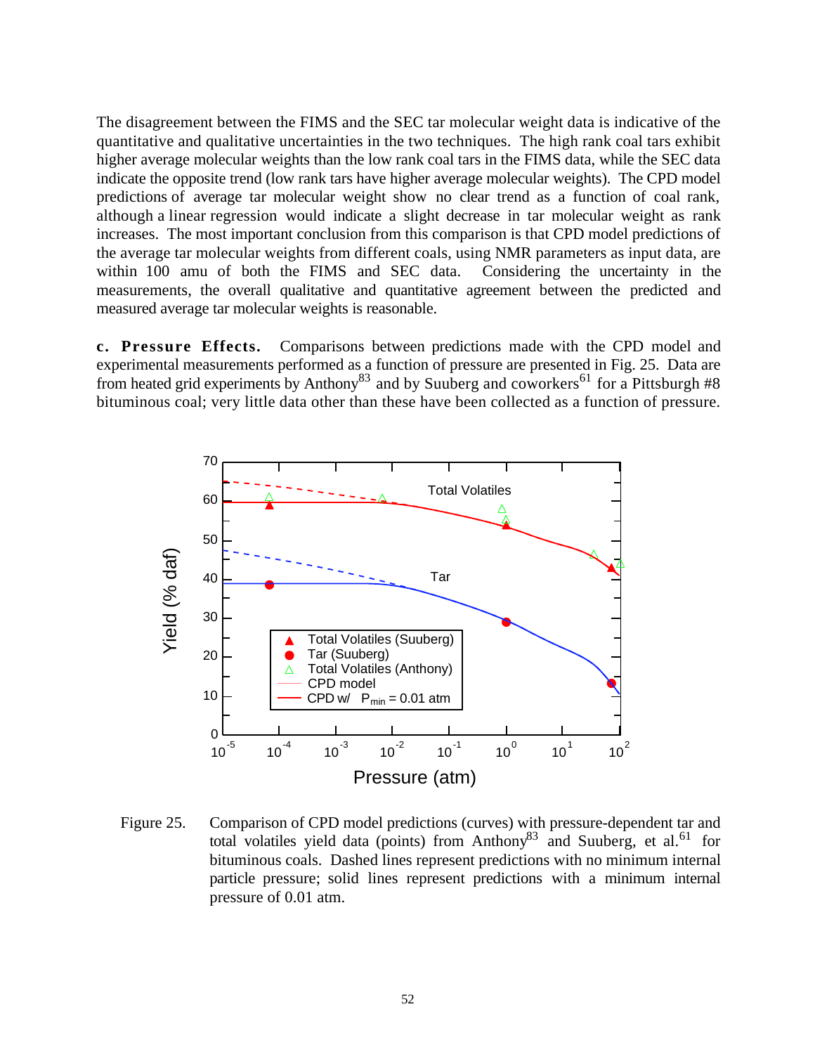The disagreement between the FIMS and the SEC tar molecular weight data is indicative of the quantitative and qualitative uncertainties in the two techniques. The high rank coal tars exhibit higher average molecular weights than the low rank coal tars in the FIMS data, while the SEC data indicate the opposite trend (low rank tars have higher average molecular weights). The CPD model predictions of average tar molecular weight show no clear trend as a function of coal rank, although a linear regression would indicate a slight decrease in tar molecular weight as rank increases. The most important conclusion from this comparison is that CPD model predictions of the average tar molecular weights from different coals, using NMR parameters as input data, are within 100 amu of both the FIMS and SEC data. Considering the uncertainty in the measurements, the overall qualitative and quantitative agreement between the predicted and measured average tar molecular weights is reasonable.

**c. Pressure Effects.** Comparisons between predictions made with the CPD model and experimental measurements performed as a function of pressure are presented in Fig. 25. Data are from heated grid experiments by Anthony[83] and by Suuberg and coworkers[61] for a Pittsburgh #8 bituminous coal; very little data other than these have been collected as a function of pressure.

Figure 25. Comparison of CPD model predictions (curves) with pressure-dependent tar and total volatiles yield data (points) from Anthony[83] and Suuberg, et al.[61] for bituminous coals. Dashed lines represent predictions with no minimum internal particle pressure; solid lines represent predictions with a minimum internal pressure of 0.01 atm.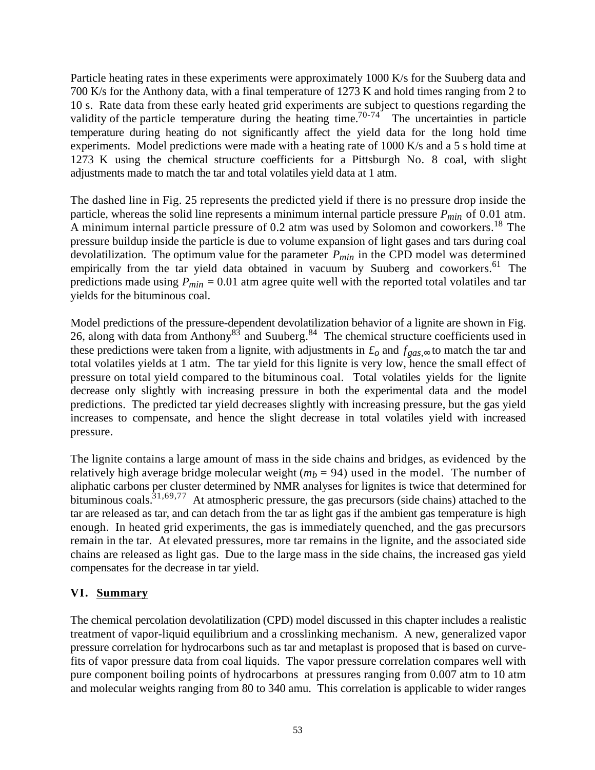Particle heating rates in these experiments were approximately 1000 K/s for the Suuberg data and 700 K/s for the Anthony data, with a final temperature of 1273 K and hold times ranging from 2 to 10 s. Rate data from these early heated grid experiments are subject to questions regarding the validity of the particle temperature during the heating time.[70-74] The uncertainties in particle temperature during heating do not significantly affect the yield data for the long hold time experiments. Model predictions were made with a heating rate of 1000 K/s and a 5 s hold time at 1273 K using the chemical structure coefficients for a Pittsburgh No. 8 coal, with slight adjustments made to match the tar and total volatiles yield data at 1 atm.

The dashed line in Fig. 25 represents the predicted yield if there is no pressure drop inside the particle, whereas the solid line represents a minimum internal particle pressure $P_{min}$ of 0.01 atm. A minimum internal particle pressure of 0.2 atm was used by Solomon and coworkers.[18] The pressure buildup inside the particle is due to volume expansion of light gases and tars during coal devolatilization. The optimum value for the parameter $P_{min}$ in the CPD model was determined empirically from the tar yield data obtained in vacuum by Suuberg and coworkers.[61] The predictions made using $P_{min}$ = 0.01 atm agree quite well with the reported total volatiles and tar yields for the bituminous coal.

Model predictions of the pressure-dependent devolatilization behavior of a lignite are shown in Fig. 26, along with data from Anthony[83] and Suuberg.[84] The chemical structure coefficients used in these predictions were taken from a lignite, with adjustments in $\pounds_o$ and $f_{gas,\infty}$ to match the tar and total volatiles yields at 1 atm. The tar yield for this lignite is very low, hence the small effect of pressure on total yield compared to the bituminous coal. Total volatiles yields for the lignite decrease only slightly with increasing pressure in both the experimental data and the model predictions. The predicted tar yield decreases slightly with increasing pressure, but the gas yield increases to compensate, and hence the slight decrease in total volatiles yield with increased pressure.

The lignite contains a large amount of mass in the side chains and bridges, as evidenced by the relatively high average bridge molecular weight ($m_b$ = 94) used in the model. The number of aliphatic carbons per cluster determined by NMR analyses for lignites is twice that determined for bituminous coals.[31,69,77] At atmospheric pressure, the gas precursors (side chains) attached to the tar are released as tar, and can detach from the tar as light gas if the ambient gas temperature is high enough. In heated grid experiments, the gas is immediately quenched, and the gas precursors remain in the tar. At elevated pressures, more tar remains in the lignite, and the associated side chains are released as light gas. Due to the large mass in the side chains, the increased gas yield compensates for the decrease in tar yield.

## VI. Summary

The chemical percolation devolatilization (CPD) model discussed in this chapter includes a realistic treatment of vapor-liquid equilibrium and a crosslinking mechanism. A new, generalized vapor pressure correlation for hydrocarbons such as tar and metaplast is proposed that is based on curve-fits of vapor pressure data from coal liquids. The vapor pressure correlation compares well with pure component boiling points of hydrocarbons at pressures ranging from 0.007 atm to 10 atm and molecular weights ranging from 80 to 340 amu. This correlation is applicable to wider ranges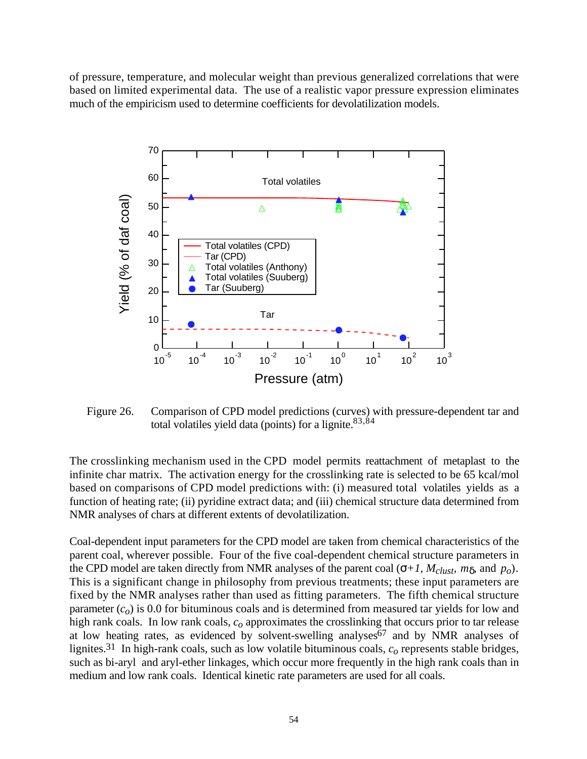of pressure, temperature, and molecular weight than previous generalized correlations that were based on limited experimental data. The use of a realistic vapor pressure expression eliminates much of the empiricism used to determine coefficients for devolatilization models.

Figure 26. Comparison of CPD model predictions (curves) with pressure-dependent tar and total volatiles yield data (points) for a lignite.[83,84]

The crosslinking mechanism used in the CPD model permits reattachment of metaplast to the infinite char matrix. The activation energy for the crosslinking rate is selected to be 65 kcal/mol based on comparisons of CPD model predictions with: (i) measured total volatiles yields as a function of heating rate; (ii) pyridine extract data; and (iii) chemical structure data determined from NMR analyses of chars at different extents of devolatilization.

Coal-dependent input parameters for the CPD model are taken from chemical characteristics of the parent coal, wherever possible. Four of the five coal-dependent chemical structure parameters in the CPD model are taken directly from NMR analyses of the parent coal ($\sigma+1$, $M_{clust}$, $m_\delta$, and $p_o$). This is a significant change in philosophy from previous treatments; these input parameters are fixed by the NMR analyses rather than used as fitting parameters. The fifth chemical structure parameter ($c_o$) is 0.0 for bituminous coals and is determined from measured tar yields for low and high rank coals. In low rank coals, $c_o$ approximates the crosslinking that occurs prior to tar release at low heating rates, as evidenced by solvent-swelling analyses[67] and by NMR analyses of lignites.[31] In high-rank coals, such as low volatile bituminous coals, $c_o$ represents stable bridges, such as bi-aryl and aryl-ether linkages, which occur more frequently in the high rank coals than in medium and low rank coals. Identical kinetic rate parameters are used for all coals.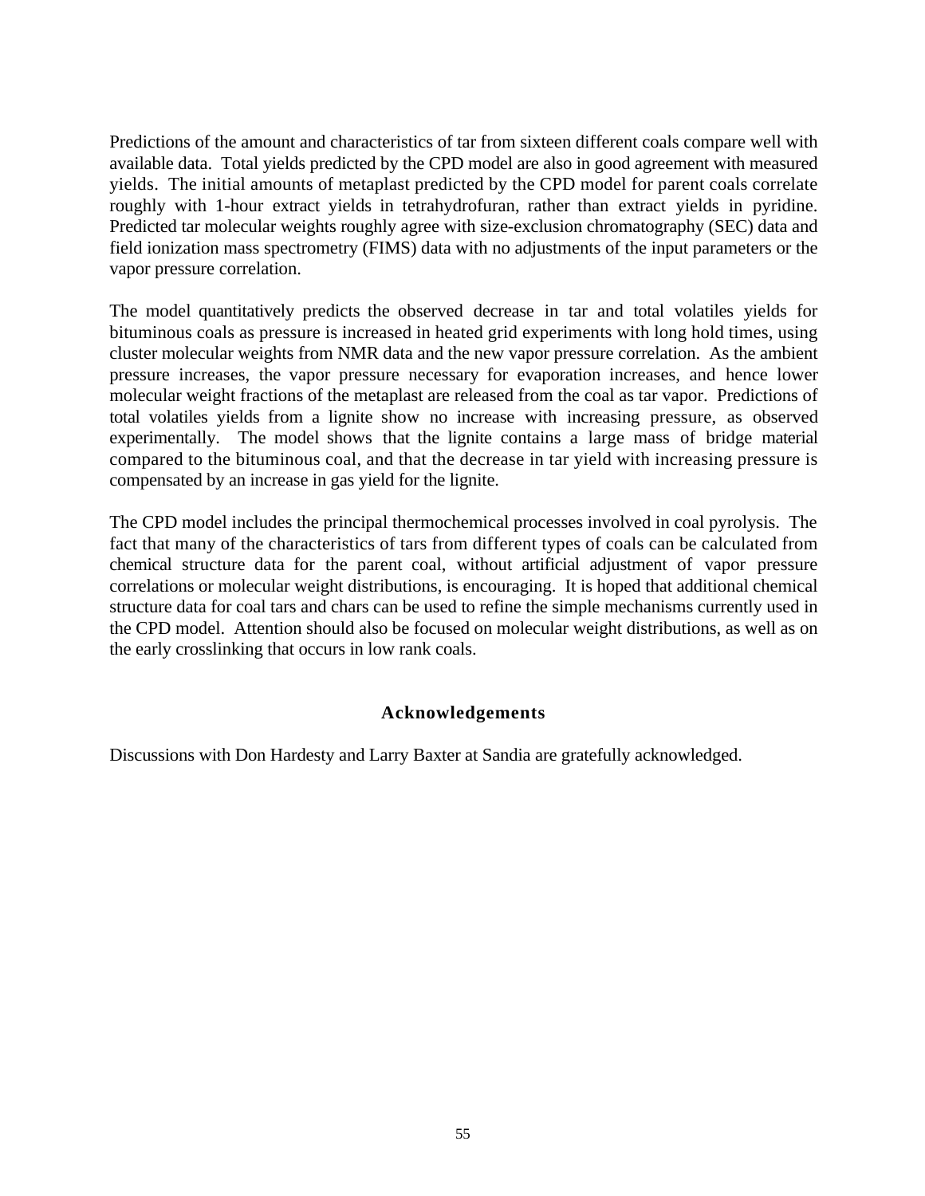Predictions of the amount and characteristics of tar from sixteen different coals compare well with available data. Total yields predicted by the CPD model are also in good agreement with measured yields. The initial amounts of metaplast predicted by the CPD model for parent coals correlate roughly with 1-hour extract yields in tetrahydrofuran, rather than extract yields in pyridine. Predicted tar molecular weights roughly agree with size-exclusion chromatography (SEC) data and field ionization mass spectrometry (FIMS) data with no adjustments of the input parameters or the vapor pressure correlation.

The model quantitatively predicts the observed decrease in tar and total volatiles yields for bituminous coals as pressure is increased in heated grid experiments with long hold times, using cluster molecular weights from NMR data and the new vapor pressure correlation. As the ambient pressure increases, the vapor pressure necessary for evaporation increases, and hence lower molecular weight fractions of the metaplast are released from the coal as tar vapor. Predictions of total volatiles yields from a lignite show no increase with increasing pressure, as observed experimentally. The model shows that the lignite contains a large mass of bridge material compared to the bituminous coal, and that the decrease in tar yield with increasing pressure is compensated by an increase in gas yield for the lignite.

The CPD model includes the principal thermochemical processes involved in coal pyrolysis. The fact that many of the characteristics of tars from different types of coals can be calculated from chemical structure data for the parent coal, without artificial adjustment of vapor pressure correlations or molecular weight distributions, is encouraging. It is hoped that additional chemical structure data for coal tars and chars can be used to refine the simple mechanisms currently used in the CPD model. Attention should also be focused on molecular weight distributions, as well as on the early crosslinking that occurs in low rank coals.

## Acknowledgements

Discussions with Don Hardesty and Larry Baxter at Sandia are gratefully acknowledged.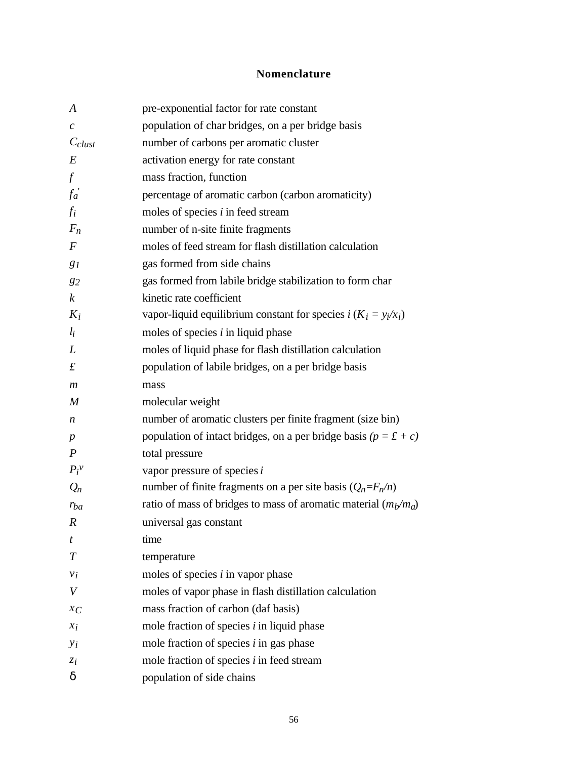## Nomenclature

| | |
|---|---|
| $A$ | pre-exponential factor for rate constant |
| $c$ | population of char bridges, on a per bridge basis |
| $C_{clust}$ | number of carbons per aromatic cluster |
| $E$ | activation energy for rate constant |
| $f$ | mass fraction, function |
| $f_a{}'$ | percentage of aromatic carbon (carbon aromaticity) |
| $f_i$ | moles of species $i$ in feed stream |
| $F_n$ | number of n-site finite fragments |
| $F$ | moles of feed stream for flash distillation calculation |
| $g_1$ | gas formed from side chains |
| $g_2$ | gas formed from labile bridge stabilization to form char |
| $k$ | kinetic rate coefficient |
| $K_i$ | vapor-liquid equilibrium constant for species $i$ ($K_i = y_i/x_i$) |
| $l_i$ | moles of species $i$ in liquid phase |
| $L$ | moles of liquid phase for flash distillation calculation |
| £ | population of labile bridges, on a per bridge basis |
| $m$ | mass |
| $M$ | molecular weight |
| $n$ | number of aromatic clusters per finite fragment (size bin) |
| $p$ | population of intact bridges, on a per bridge basis ($p$ = £ + $c$) |
| $P$ | total pressure |
| $P_i^v$ | vapor pressure of species $i$ |
| $Q_n$ | number of finite fragments on a per site basis ($Q_n = F_n/n$) |
| $r_{ba}$ | ratio of mass of bridges to mass of aromatic material ($m_b/m_a$) |
| $R$ | universal gas constant |
| $t$ | time |
| $T$ | temperature |
| $v_i$ | moles of species $i$ in vapor phase |
| $V$ | moles of vapor phase in flash distillation calculation |
| $x_C$ | mass fraction of carbon (daf basis) |
| $x_i$ | mole fraction of species $i$ in liquid phase |
| $y_i$ | mole fraction of species $i$ in gas phase |
| $z_i$ | mole fraction of species $i$ in feed stream |
| $\delta$ | population of side chains |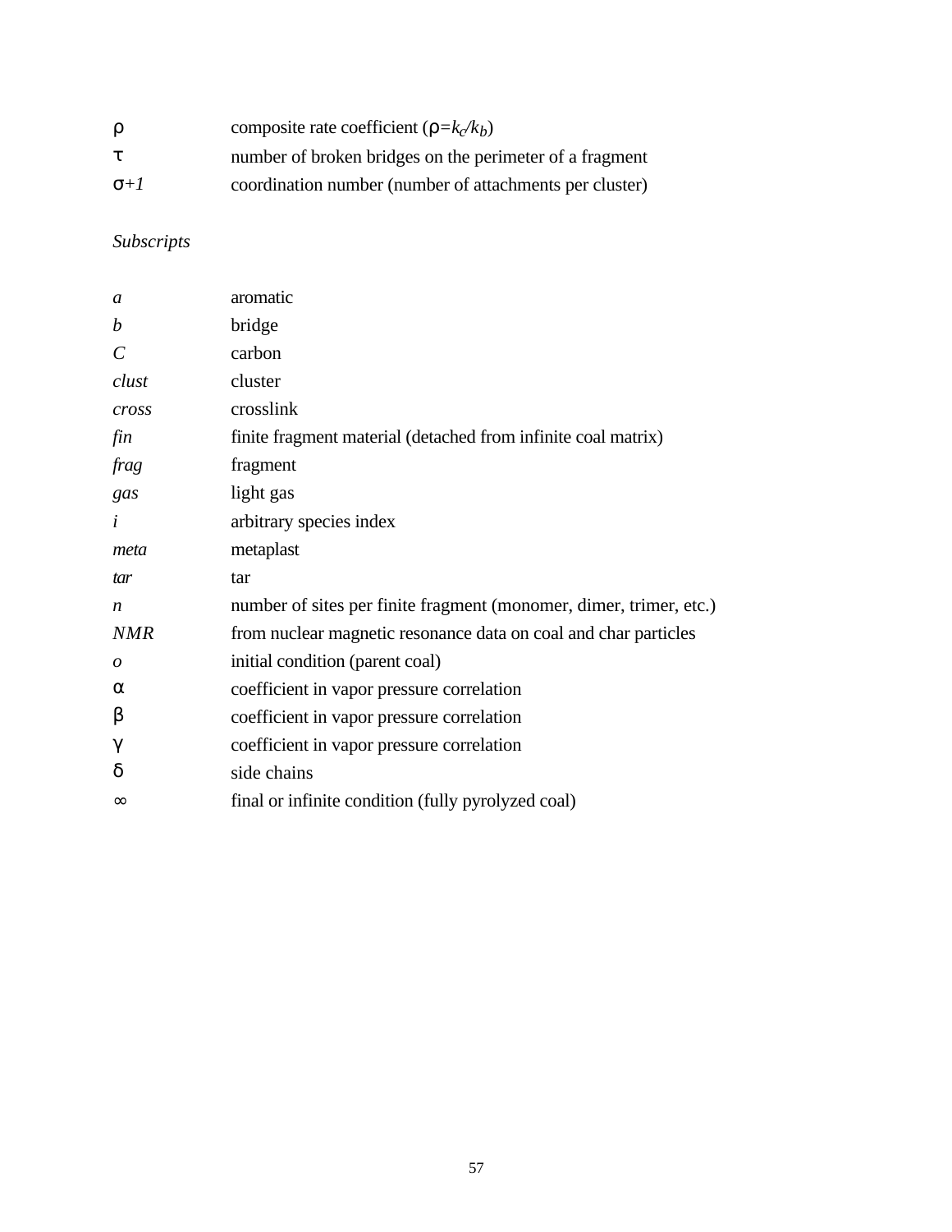| | |
|---|---|
| $\rho$ | composite rate coefficient ($\rho = k_c/k_b$) |
| $\tau$ | number of broken bridges on the perimeter of a fragment |
| $\sigma+1$ | coordination number (number of attachments per cluster) |

*Subscripts*

| | |
|---|---|
| *a* | aromatic |
| *b* | bridge |
| *C* | carbon |
| *clust* | cluster |
| *cross* | crosslink |
| *fin* | finite fragment material (detached from infinite coal matrix) |
| *frag* | fragment |
| *gas* | light gas |
| *i* | arbitrary species index |
| *meta* | metaplast |
| *tar* | tar |
| *n* | number of sites per finite fragment (monomer, dimer, trimer, etc.) |
| *NMR* | from nuclear magnetic resonance data on coal and char particles |
| *o* | initial condition (parent coal) |
| $\alpha$ | coefficient in vapor pressure correlation |
| $\beta$ | coefficient in vapor pressure correlation |
| $\gamma$ | coefficient in vapor pressure correlation |
| $\delta$ | side chains |
| $\infty$ | final or infinite condition (fully pyrolyzed coal) |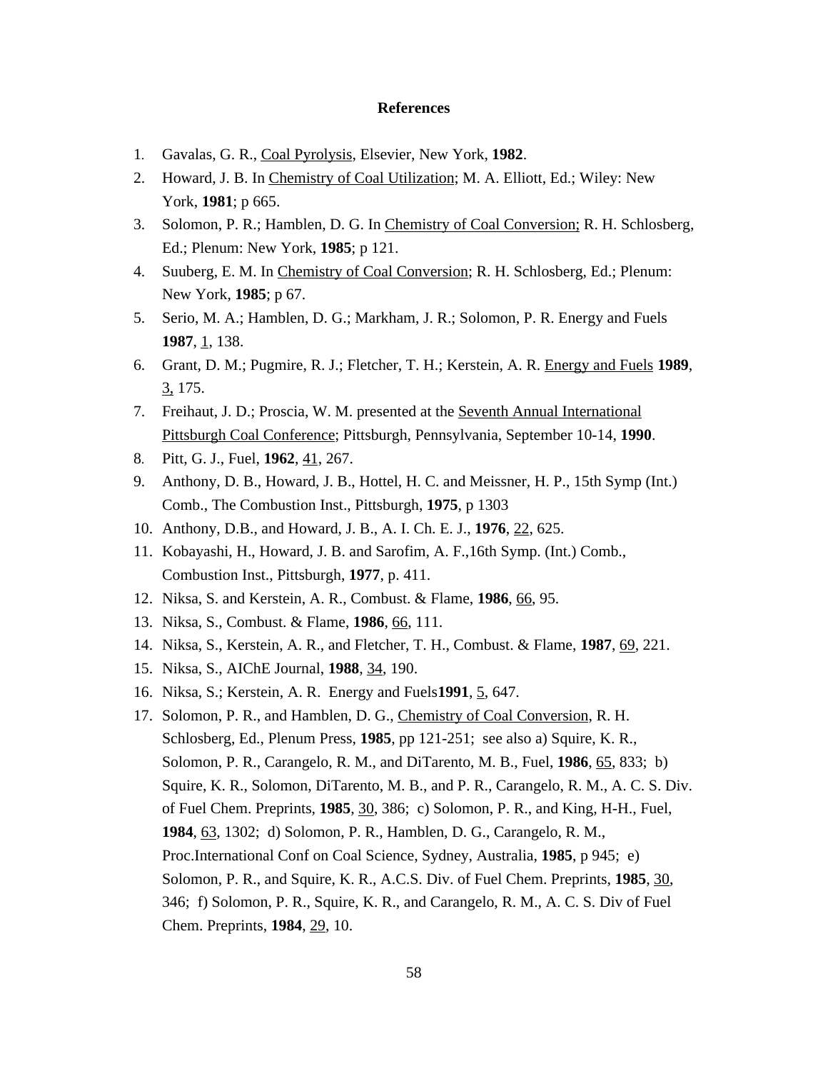# References

1. Gavalas, G. R., Coal Pyrolysis, Elsevier, New York, **1982**.
2. Howard, J. B. In Chemistry of Coal Utilization; M. A. Elliott, Ed.; Wiley: New York, **1981**; p 665.
3. Solomon, P. R.; Hamblen, D. G. In Chemistry of Coal Conversion; R. H. Schlosberg, Ed.; Plenum: New York, **1985**; p 121.
4. Suuberg, E. M. In Chemistry of Coal Conversion; R. H. Schlosberg, Ed.; Plenum: New York, **1985**; p 67.
5. Serio, M. A.; Hamblen, D. G.; Markham, J. R.; Solomon, P. R. Energy and Fuels **1987**, 1, 138.
6. Grant, D. M.; Pugmire, R. J.; Fletcher, T. H.; Kerstein, A. R. Energy and Fuels **1989**, 3, 175.
7. Freihaut, J. D.; Proscia, W. M. presented at the Seventh Annual International Pittsburgh Coal Conference; Pittsburgh, Pennsylvania, September 10-14, **1990**.
8. Pitt, G. J., Fuel, **1962**, 41, 267.
9. Anthony, D. B., Howard, J. B., Hottel, H. C. and Meissner, H. P., 15th Symp (Int.) Comb., The Combustion Inst., Pittsburgh, **1975**, p 1303
10. Anthony, D.B., and Howard, J. B., A. I. Ch. E. J., **1976**, 22, 625.
11. Kobayashi, H., Howard, J. B. and Sarofim, A. F.,16th Symp. (Int.) Comb., Combustion Inst., Pittsburgh, **1977**, p. 411.
12. Niksa, S. and Kerstein, A. R., Combust. & Flame, **1986**, 66, 95.
13. Niksa, S., Combust. & Flame, **1986**, 66, 111.
14. Niksa, S., Kerstein, A. R., and Fletcher, T. H., Combust. & Flame, **1987**, 69, 221.
15. Niksa, S., AIChE Journal, **1988**, 34, 190.
16. Niksa, S.; Kerstein, A. R. Energy and Fuels**1991**, 5, 647.
17. Solomon, P. R., and Hamblen, D. G., Chemistry of Coal Conversion, R. H. Schlosberg, Ed., Plenum Press, **1985**, pp 121-251; see also a) Squire, K. R., Solomon, P. R., Carangelo, R. M., and DiTarento, M. B., Fuel, **1986**, 65, 833; b) Squire, K. R., Solomon, DiTarento, M. B., and P. R., Carangelo, R. M., A. C. S. Div. of Fuel Chem. Preprints, **1985**, 30, 386; c) Solomon, P. R., and King, H-H., Fuel, **1984**, 63, 1302; d) Solomon, P. R., Hamblen, D. G., Carangelo, R. M., Proc.International Conf on Coal Science, Sydney, Australia, **1985**, p 945; e) Solomon, P. R., and Squire, K. R., A.C.S. Div. of Fuel Chem. Preprints, **1985**, 30, 346; f) Solomon, P. R., Squire, K. R., and Carangelo, R. M., A. C. S. Div of Fuel Chem. Preprints, **1984**, 29, 10.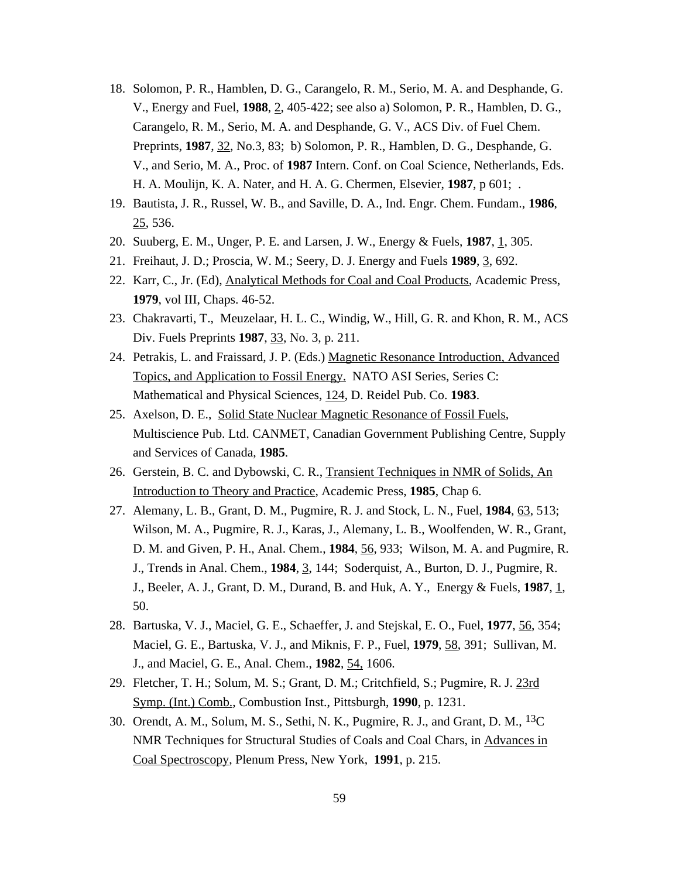18. Solomon, P. R., Hamblen, D. G., Carangelo, R. M., Serio, M. A. and Desphande, G. V., Energy and Fuel, **1988**, 2, 405-422; see also a) Solomon, P. R., Hamblen, D. G., Carangelo, R. M., Serio, M. A. and Desphande, G. V., ACS Div. of Fuel Chem. Preprints, **1987**, 32, No.3, 83; b) Solomon, P. R., Hamblen, D. G., Desphande, G. V., and Serio, M. A., Proc. of **1987** Intern. Conf. on Coal Science, Netherlands, Eds. H. A. Moulijn, K. A. Nater, and H. A. G. Chermen, Elsevier, **1987**, p 601; .
19. Bautista, J. R., Russel, W. B., and Saville, D. A., Ind. Engr. Chem. Fundam., **1986**, 25, 536.
20. Suuberg, E. M., Unger, P. E. and Larsen, J. W., Energy & Fuels, **1987**, 1, 305.
21. Freihaut, J. D.; Proscia, W. M.; Seery, D. J. Energy and Fuels **1989**, 3, 692.
22. Karr, C., Jr. (Ed), Analytical Methods for Coal and Coal Products, Academic Press, **1979**, vol III, Chaps. 46-52.
23. Chakravarti, T., Meuzelaar, H. L. C., Windig, W., Hill, G. R. and Khon, R. M., ACS Div. Fuels Preprints **1987**, 33, No. 3, p. 211.
24. Petrakis, L. and Fraissard, J. P. (Eds.) Magnetic Resonance Introduction, Advanced Topics, and Application to Fossil Energy. NATO ASI Series, Series C: Mathematical and Physical Sciences, 124, D. Reidel Pub. Co. **1983**.
25. Axelson, D. E., Solid State Nuclear Magnetic Resonance of Fossil Fuels, Multiscience Pub. Ltd. CANMET, Canadian Government Publishing Centre, Supply and Services of Canada, **1985**.
26. Gerstein, B. C. and Dybowski, C. R., Transient Techniques in NMR of Solids, An Introduction to Theory and Practice, Academic Press, **1985**, Chap 6.
27. Alemany, L. B., Grant, D. M., Pugmire, R. J. and Stock, L. N., Fuel, **1984**, 63, 513; Wilson, M. A., Pugmire, R. J., Karas, J., Alemany, L. B., Woolfenden, W. R., Grant, D. M. and Given, P. H., Anal. Chem., **1984**, 56, 933; Wilson, M. A. and Pugmire, R. J., Trends in Anal. Chem., **1984**, 3, 144; Soderquist, A., Burton, D. J., Pugmire, R. J., Beeler, A. J., Grant, D. M., Durand, B. and Huk, A. Y., Energy & Fuels, **1987**, 1, 50.
28. Bartuska, V. J., Maciel, G. E., Schaeffer, J. and Stejskal, E. O., Fuel, **1977**, 56, 354; Maciel, G. E., Bartuska, V. J., and Miknis, F. P., Fuel, **1979**, 58, 391; Sullivan, M. J., and Maciel, G. E., Anal. Chem., **1982**, 54, 1606.
29. Fletcher, T. H.; Solum, M. S.; Grant, D. M.; Critchfield, S.; Pugmire, R. J. 23rd Symp. (Int.) Comb., Combustion Inst., Pittsburgh, **1990**, p. 1231.
30. Orendt, A. M., Solum, M. S., Sethi, N. K., Pugmire, R. J., and Grant, D. M., $^{13}C$ NMR Techniques for Structural Studies of Coals and Coal Chars, in Advances in Coal Spectroscopy, Plenum Press, New York, **1991**, p. 215.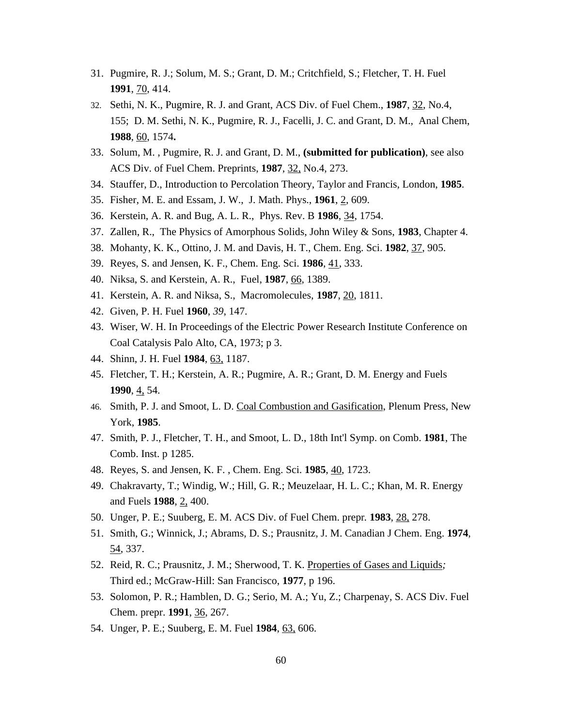31. Pugmire, R. J.; Solum, M. S.; Grant, D. M.; Critchfield, S.; Fletcher, T. H. Fuel **1991**, 70, 414.
32. Sethi, N. K., Pugmire, R. J. and Grant, ACS Div. of Fuel Chem., **1987**, 32, No.4, 155; D. M. Sethi, N. K., Pugmire, R. J., Facelli, J. C. and Grant, D. M., Anal Chem, **1988**, 60, 1574**.**
33. Solum, M. , Pugmire, R. J. and Grant, D. M., **(submitted for publication)**, see also ACS Div. of Fuel Chem. Preprints, **1987**, 32, No.4, 273.
34. Stauffer, D., Introduction to Percolation Theory, Taylor and Francis, London, **1985**.
35. Fisher, M. E. and Essam, J. W., J. Math. Phys., **1961**, 2, 609.
36. Kerstein, A. R. and Bug, A. L. R., Phys. Rev. B **1986**, 34, 1754.
37. Zallen, R., The Physics of Amorphous Solids, John Wiley & Sons, **1983**, Chapter 4.
38. Mohanty, K. K., Ottino, J. M. and Davis, H. T., Chem. Eng. Sci. **1982**, 37, 905.
39. Reyes, S. and Jensen, K. F., Chem. Eng. Sci. **1986**, 41, 333.
40. Niksa, S. and Kerstein, A. R., Fuel, **1987**, 66, 1389.
41. Kerstein, A. R. and Niksa, S., Macromolecules, **1987**, 20, 1811.
42. Given, P. H. Fuel **1960**, *39*, 147.
43. Wiser, W. H. In Proceedings of the Electric Power Research Institute Conference on Coal Catalysis Palo Alto, CA, 1973; p 3.
44. Shinn, J. H. Fuel **1984**, 63, 1187.
45. Fletcher, T. H.; Kerstein, A. R.; Pugmire, A. R.; Grant, D. M. Energy and Fuels **1990**, 4, 54.
46. Smith, P. J. and Smoot, L. D. Coal Combustion and Gasification, Plenum Press, New York, **1985**.
47. Smith, P. J., Fletcher, T. H., and Smoot, L. D., 18th Int'l Symp. on Comb. **1981**, The Comb. Inst. p 1285.
48. Reyes, S. and Jensen, K. F. , Chem. Eng. Sci. **1985**, 40, 1723.
49. Chakravarty, T.; Windig, W.; Hill, G. R.; Meuzelaar, H. L. C.; Khan, M. R. Energy and Fuels **1988**, 2, 400.
50. Unger, P. E.; Suuberg, E. M. ACS Div. of Fuel Chem. prepr. **1983**, 28, 278.
51. Smith, G.; Winnick, J.; Abrams, D. S.; Prausnitz, J. M. Canadian J Chem. Eng. **1974**, 54, 337.
52. Reid, R. C.; Prausnitz, J. M.; Sherwood, T. K. Properties of Gases and Liquids*;* Third ed.; McGraw-Hill: San Francisco, **1977**, p 196.
53. Solomon, P. R.; Hamblen, D. G.; Serio, M. A.; Yu, Z.; Charpenay, S. ACS Div. Fuel Chem. prepr. **1991**, 36, 267.
54. Unger, P. E.; Suuberg, E. M. Fuel **1984**, 63, 606.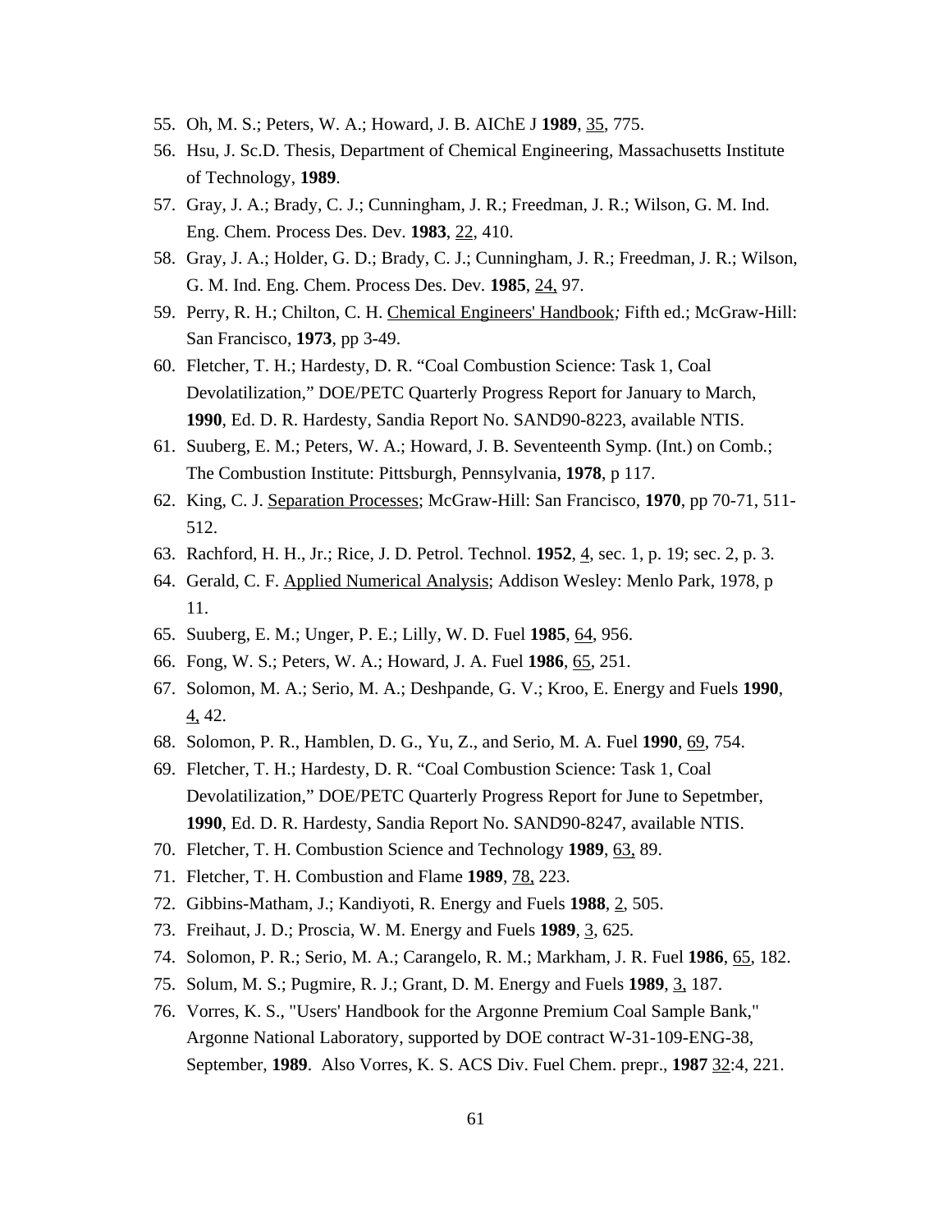55. Oh, M. S.; Peters, W. A.; Howard, J. B. AIChE J **1989**, 35, 775.
56. Hsu, J. Sc.D. Thesis, Department of Chemical Engineering, Massachusetts Institute of Technology, **1989**.
57. Gray, J. A.; Brady, C. J.; Cunningham, J. R.; Freedman, J. R.; Wilson, G. M. Ind. Eng. Chem. Process Des. Dev. **1983**, 22, 410.
58. Gray, J. A.; Holder, G. D.; Brady, C. J.; Cunningham, J. R.; Freedman, J. R.; Wilson, G. M. Ind. Eng. Chem. Process Des. Dev. **1985**, 24, 97.
59. Perry, R. H.; Chilton, C. H. Chemical Engineers' Handbook; Fifth ed.; McGraw-Hill: San Francisco, **1973**, pp 3-49.
60. Fletcher, T. H.; Hardesty, D. R. "Coal Combustion Science: Task 1, Coal Devolatilization," DOE/PETC Quarterly Progress Report for January to March, **1990**, Ed. D. R. Hardesty, Sandia Report No. SAND90-8223, available NTIS.
61. Suuberg, E. M.; Peters, W. A.; Howard, J. B. Seventeenth Symp. (Int.) on Comb.; The Combustion Institute: Pittsburgh, Pennsylvania, **1978**, p 117.
62. King, C. J. Separation Processes; McGraw-Hill: San Francisco, **1970**, pp 70-71, 511-512.
63. Rachford, H. H., Jr.; Rice, J. D. Petrol. Technol. **1952**, 4, sec. 1, p. 19; sec. 2, p. 3.
64. Gerald, C. F. Applied Numerical Analysis; Addison Wesley: Menlo Park, 1978, p 11.
65. Suuberg, E. M.; Unger, P. E.; Lilly, W. D. Fuel **1985**, 64, 956.
66. Fong, W. S.; Peters, W. A.; Howard, J. A. Fuel **1986**, 65, 251.
67. Solomon, M. A.; Serio, M. A.; Deshpande, G. V.; Kroo, E. Energy and Fuels **1990**, 4, 42.
68. Solomon, P. R., Hamblen, D. G., Yu, Z., and Serio, M. A. Fuel **1990**, 69, 754.
69. Fletcher, T. H.; Hardesty, D. R. "Coal Combustion Science: Task 1, Coal Devolatilization," DOE/PETC Quarterly Progress Report for June to Sepetmber, **1990**, Ed. D. R. Hardesty, Sandia Report No. SAND90-8247, available NTIS.
70. Fletcher, T. H. Combustion Science and Technology **1989**, 63, 89.
71. Fletcher, T. H. Combustion and Flame **1989**, 78, 223.
72. Gibbins-Matham, J.; Kandiyoti, R. Energy and Fuels **1988**, 2, 505.
73. Freihaut, J. D.; Proscia, W. M. Energy and Fuels **1989**, 3, 625.
74. Solomon, P. R.; Serio, M. A.; Carangelo, R. M.; Markham, J. R. Fuel **1986**, 65, 182.
75. Solum, M. S.; Pugmire, R. J.; Grant, D. M. Energy and Fuels **1989**, 3, 187.
76. Vorres, K. S., "Users' Handbook for the Argonne Premium Coal Sample Bank," Argonne National Laboratory, supported by DOE contract W-31-109-ENG-38, September, **1989**. Also Vorres, K. S. ACS Div. Fuel Chem. prepr., **1987** 32:4, 221.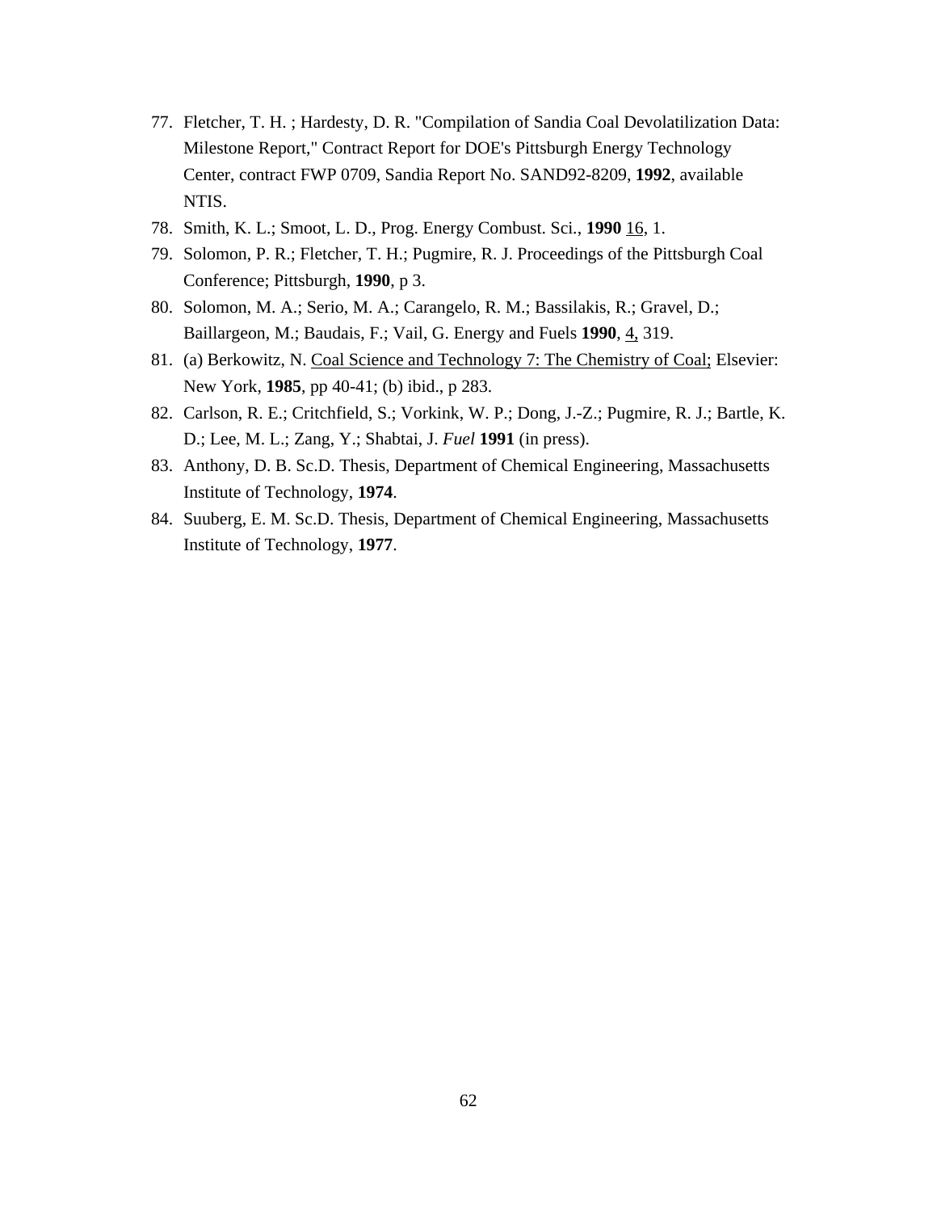77. Fletcher, T. H. ; Hardesty, D. R. "Compilation of Sandia Coal Devolatilization Data: Milestone Report," Contract Report for DOE's Pittsburgh Energy Technology Center, contract FWP 0709, Sandia Report No. SAND92-8209, **1992**, available NTIS.
78. Smith, K. L.; Smoot, L. D., Prog. Energy Combust. Sci., **1990** 16, 1.
79. Solomon, P. R.; Fletcher, T. H.; Pugmire, R. J. Proceedings of the Pittsburgh Coal Conference; Pittsburgh, **1990**, p 3.
80. Solomon, M. A.; Serio, M. A.; Carangelo, R. M.; Bassilakis, R.; Gravel, D.; Baillargeon, M.; Baudais, F.; Vail, G. Energy and Fuels **1990**, 4, 319.
81. (a) Berkowitz, N. Coal Science and Technology 7: The Chemistry of Coal; Elsevier: New York, **1985**, pp 40-41; (b) ibid., p 283.
82. Carlson, R. E.; Critchfield, S.; Vorkink, W. P.; Dong, J.-Z.; Pugmire, R. J.; Bartle, K. D.; Lee, M. L.; Zang, Y.; Shabtai, J. *Fuel* **1991** (in press).
83. Anthony, D. B. Sc.D. Thesis, Department of Chemical Engineering, Massachusetts Institute of Technology, **1974**.
84. Suuberg, E. M. Sc.D. Thesis, Department of Chemical Engineering, Massachusetts Institute of Technology, **1977**.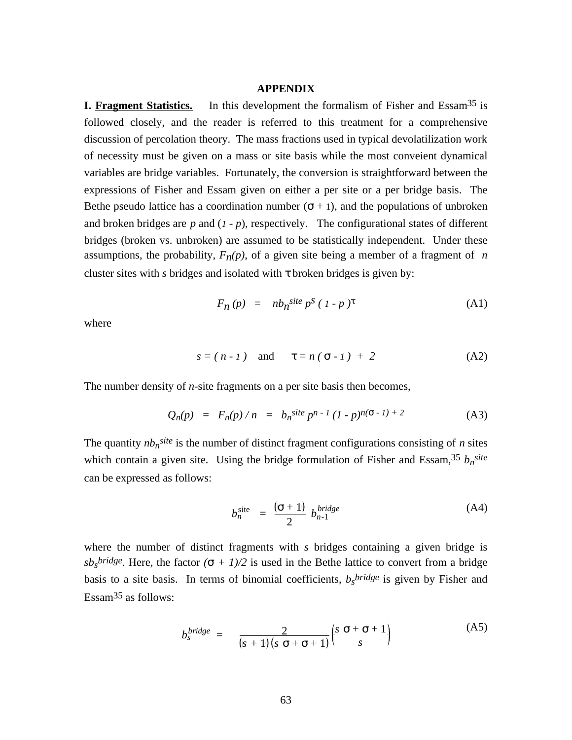## APPENDIX

**I. <u>Fragment Statistics.</u>** In this development the formalism of Fisher and Essam[35] is followed closely, and the reader is referred to this treatment for a comprehensive discussion of percolation theory. The mass fractions used in typical devolatilization work of necessity must be given on a mass or site basis while the most conveient dynamical variables are bridge variables. Fortunately, the conversion is straightforward between the expressions of Fisher and Essam given on either a per site or a per bridge basis. The Bethe pseudo lattice has a coordination number ($\sigma + 1$), and the populations of unbroken and broken bridges are $p$ and ($1 - p$), respectively. The configurational states of different bridges (broken vs. unbroken) are assumed to be statistically independent. Under these assumptions, the probability, $F_n(p)$, of a given site being a member of a fragment of $n$ cluster sites with $s$ bridges and isolated with $\tau$ broken bridges is given by:

$$F_n(p) \;=\; n b_n^{site} p^s (1 - p)^\tau \tag{A1}$$

where

$$s = (n - 1) \quad \text{and} \quad \tau = n(\sigma - 1) + 2 \tag{A2}$$

The number density of $n$-site fragments on a per site basis then becomes,

$$Q_n(p) \;=\; F_n(p) / n \;=\; b_n^{site} p^{n-1} (1 - p)^{n(\sigma - 1) + 2} \tag{A3}$$

The quantity $n b_n^{site}$ is the number of distinct fragment configurations consisting of $n$ sites which contain a given site. Using the bridge formulation of Fisher and Essam,[35] $b_n^{site}$ can be expressed as follows:

$$b_n^{\text{site}} \;=\; \frac{(\sigma + 1)}{2}\, b_{n-1}^{bridge} \tag{A4}$$

where the number of distinct fragments with $s$ bridges containing a given bridge is $s b_s^{bridge}$. Here, the factor $(\sigma + 1)/2$ is used in the Bethe lattice to convert from a bridge basis to a site basis. In terms of binomial coefficients, $b_s^{bridge}$ is given by Fisher and Essam[35] as follows:

$$b_s^{bridge} \;=\; \frac{2}{(s + 1)(s\sigma + \sigma + 1)} \binom{s\sigma + \sigma + 1}{s} \tag{A5}$$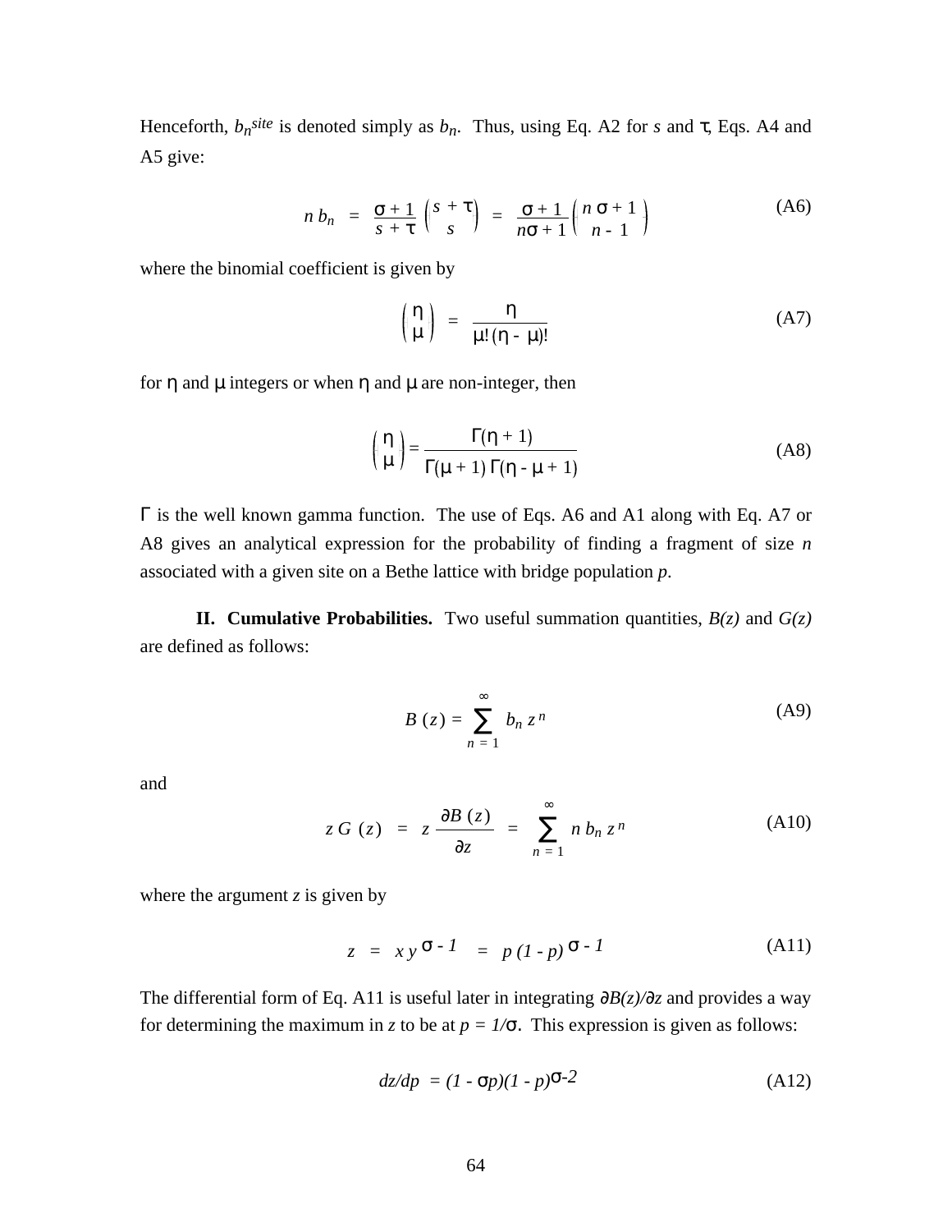Henceforth, $b_n^{site}$ is denoted simply as $b_n$. Thus, using Eq. A2 for $s$ and $\tau$, Eqs. A4 and A5 give:

$$n\, b_n \;=\; \frac{\sigma + 1}{s + \tau}\binom{s + \tau}{s} \;=\; \frac{\sigma + 1}{n\sigma + 1}\binom{n\,\sigma + 1}{n - 1} \tag{A6}$$

where the binomial coefficient is given by

$$\binom{\eta}{\mu} \;=\; \frac{\eta}{\mu!\,(\eta - \mu)!} \tag{A7}$$

for $\eta$ and $\mu$ integers or when $\eta$ and $\mu$ are non-integer, then

$$\binom{\eta}{\mu} = \frac{\Gamma(\eta + 1)}{\Gamma(\mu + 1)\,\Gamma(\eta - \mu + 1)} \tag{A8}$$

$\Gamma$ is the well known gamma function. The use of Eqs. A6 and A1 along with Eq. A7 or A8 gives an analytical expression for the probability of finding a fragment of size $n$ associated with a given site on a Bethe lattice with bridge population $p$.

**II. Cumulative Probabilities.** Two useful summation quantities, $B(z)$ and $G(z)$ are defined as follows:

$$B\,(z) = \sum_{n\,=\,1}^{\infty} b_n\, z^{\,n} \tag{A9}$$

and

$$z\,G\,(z) \;=\; z\,\frac{\partial B\,(z)}{\partial z} \;=\; \sum_{n\,=\,1}^{\infty} n\, b_n\, z^{\,n} \tag{A10}$$

where the argument $z$ is given by

$$z \;=\; x\,y^{\,\sigma - 1} \;=\; p\,(1 - p)^{\,\sigma - 1} \tag{A11}$$

The differential form of Eq. A11 is useful later in integrating $\partial B(z)/\partial z$ and provides a way for determining the maximum in $z$ to be at $p = 1/\sigma$. This expression is given as follows:

$$dz/dp \;=\; (1 - \sigma p)(1 - p)^{\sigma - 2} \tag{A12}$$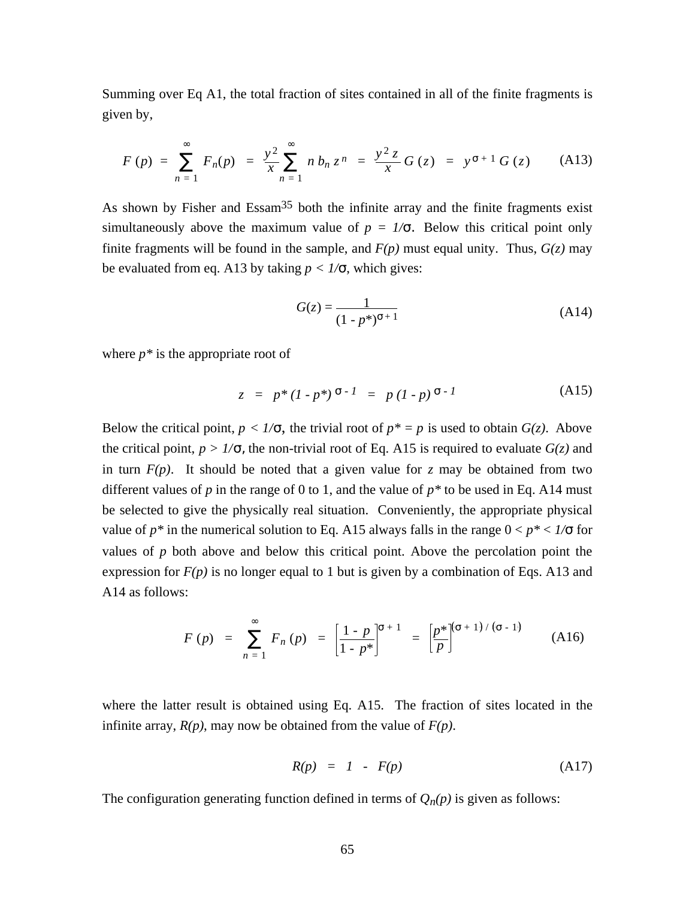Summing over Eq A1, the total fraction of sites contained in all of the finite fragments is given by,

$$F(p) = \sum_{n=1}^{\infty} F_n(p) = \frac{y^2}{x} \sum_{n=1}^{\infty} n\, b_n\, z^n = \frac{y^2 z}{x} G(z) = y^{\sigma+1} G(z) \qquad \text{(A13)}$$

As shown by Fisher and Essam[35] both the infinite array and the finite fragments exist simultaneously above the maximum value of $p = 1/\sigma$. Below this critical point only finite fragments will be found in the sample, and $F(p)$ must equal unity. Thus, $G(z)$ may be evaluated from eq. A13 by taking $p < 1/\sigma$, which gives:

$$G(z) = \frac{1}{(1 - p^*)^{\sigma+1}} \qquad \text{(A14)}$$

where $p^*$ is the appropriate root of

$$z = p^* (1 - p^*)^{\sigma - 1} = p\,(1 - p)^{\sigma - 1} \qquad \text{(A15)}$$

Below the critical point, $p < 1/\sigma$, the trivial root of $p^* = p$ is used to obtain $G(z)$. Above the critical point, $p > 1/\sigma$, the non-trivial root of Eq. A15 is required to evaluate $G(z)$ and in turn $F(p)$. It should be noted that a given value for $z$ may be obtained from two different values of $p$ in the range of 0 to 1, and the value of $p^*$ to be used in Eq. A14 must be selected to give the physically real situation. Conveniently, the appropriate physical value of $p^*$ in the numerical solution to Eq. A15 always falls in the range $0 < p^* < 1/\sigma$ for values of $p$ both above and below this critical point. Above the percolation point the expression for $F(p)$ is no longer equal to 1 but is given by a combination of Eqs. A13 and A14 as follows:

$$F(p) = \sum_{n=1}^{\infty} F_n(p) = \left[\frac{1 - p}{1 - p^*}\right]^{\sigma+1} = \left[\frac{p^*}{p}\right]^{(\sigma+1)/(\sigma-1)} \qquad \text{(A16)}$$

where the latter result is obtained using Eq. A15. The fraction of sites located in the infinite array, $R(p)$, may now be obtained from the value of $F(p)$.

$$R(p) = 1 - F(p) \qquad \text{(A17)}$$

The configuration generating function defined in terms of $Q_n(p)$ is given as follows: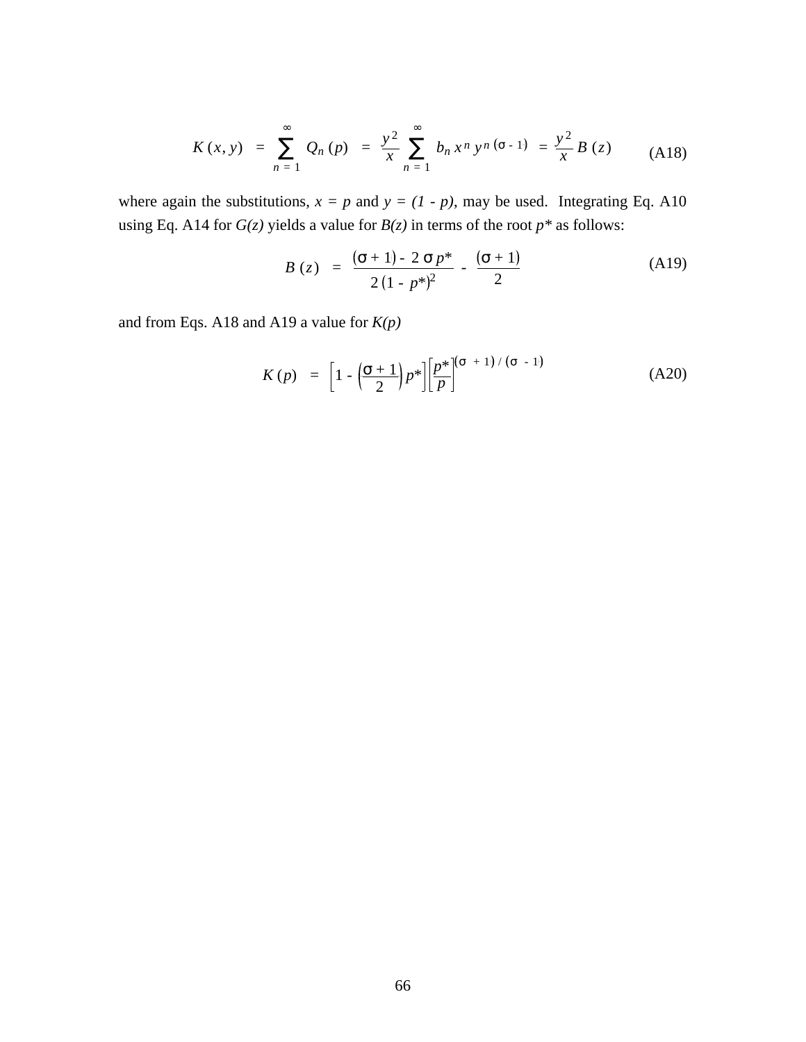$$K(x, y) \;=\; \sum_{n=1}^{\infty} Q_n(p) \;=\; \frac{y^2}{x} \sum_{n=1}^{\infty} b_n\, x^n\, y^{n(\sigma - 1)} \;=\; \frac{y^2}{x} B(z) \qquad \text{(A18)}$$

where again the substitutions, $x = p$ and $y = (1 - p)$, may be used. Integrating Eq. A10 using Eq. A14 for *G(z)* yields a value for *B(z)* in terms of the root $p^*$ as follows:

$$B(z) \;=\; \frac{(\sigma + 1) - 2\,\sigma\, p^*}{2\,(1 - p^*)^2} \;-\; \frac{(\sigma + 1)}{2} \qquad \text{(A19)}$$

and from Eqs. A18 and A19 a value for *K(p)*

$$K(p) \;=\; \left[1 - \left(\frac{\sigma + 1}{2}\right) p^*\right] \left[\frac{p^*}{p}\right]^{(\sigma + 1)/(\sigma - 1)} \qquad \text{(A20)}$$